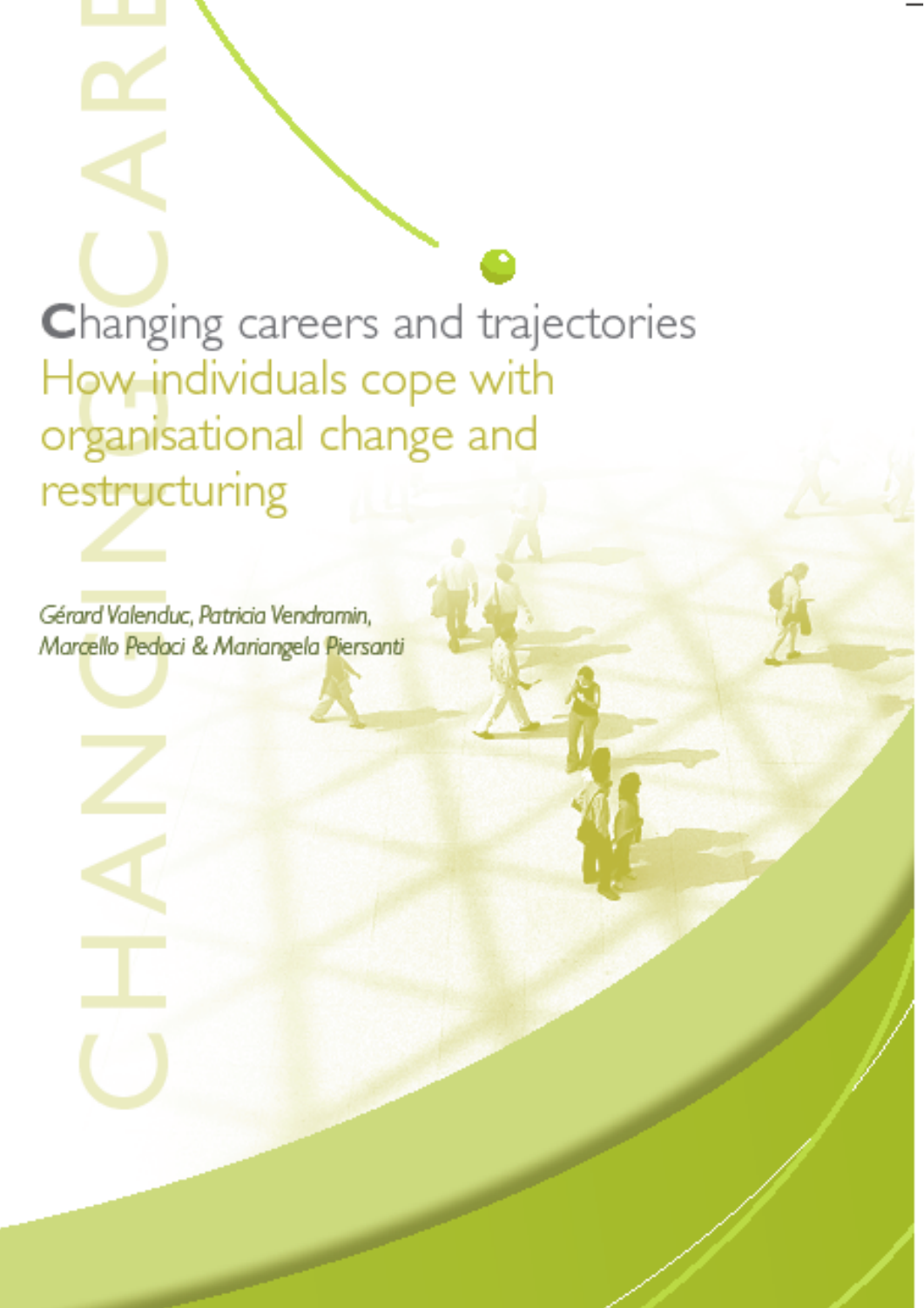# Changing careers and trajectories

## How individuals cope with organisational change and restructuring

*Gérard Valenduc, Patricia Vendramin, Marcello Pedaci & Mariangela Piersanti*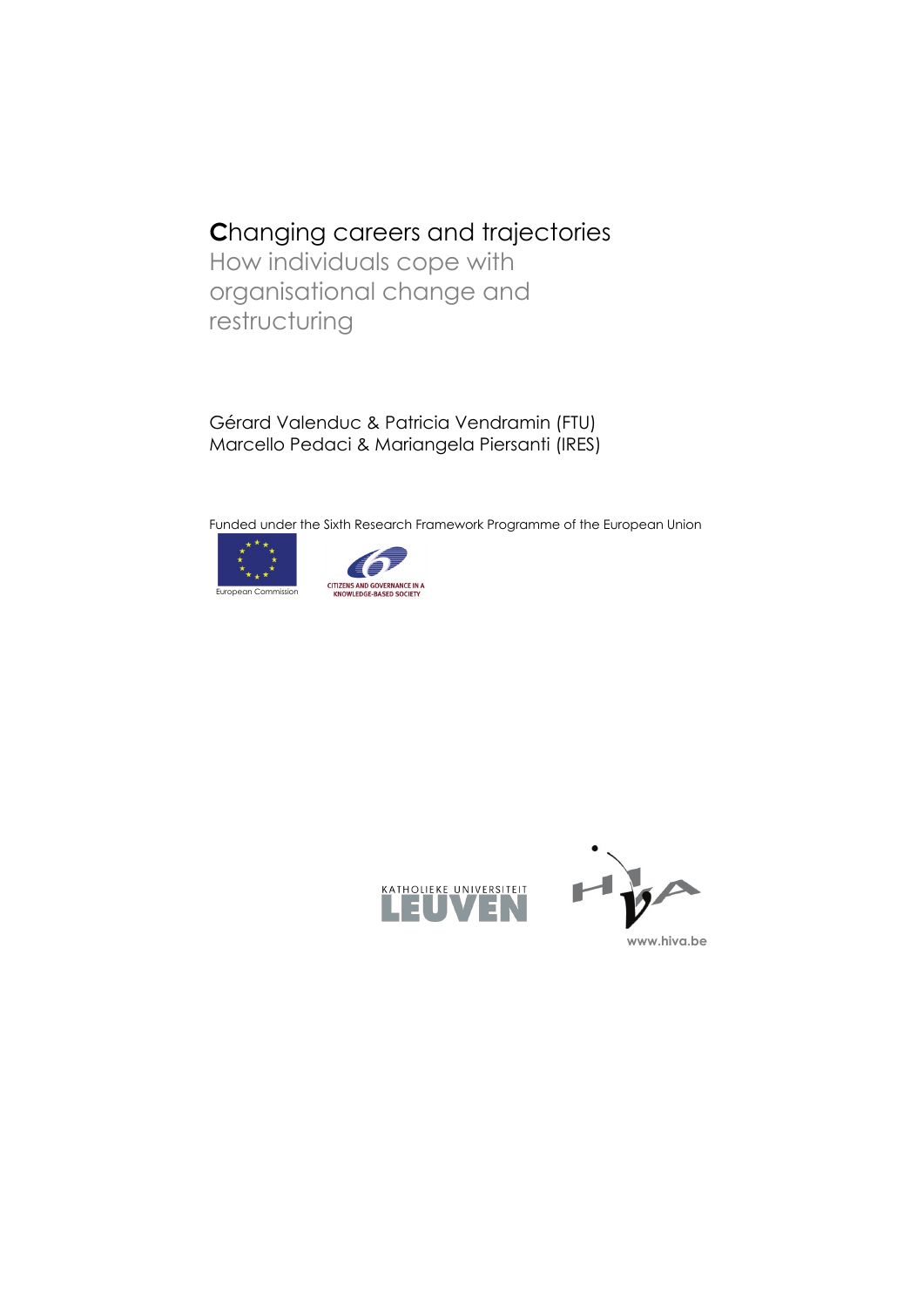# Changing careers and trajectories

## How individuals cope with organisational change and restructuring

Gérard Valenduc & Patricia Vendramin (FTU)
Marcello Pedaci & Mariangela Piersanti (IRES)

Funded under the Sixth Research Framework Programme of the European Union

European Commission

CITIZENS AND GOVERNANCE IN A KNOWLEDGE-BASED SOCIETY

KATHOLIEKE UNIVERSITEIT LEUVEN

www.hiva.be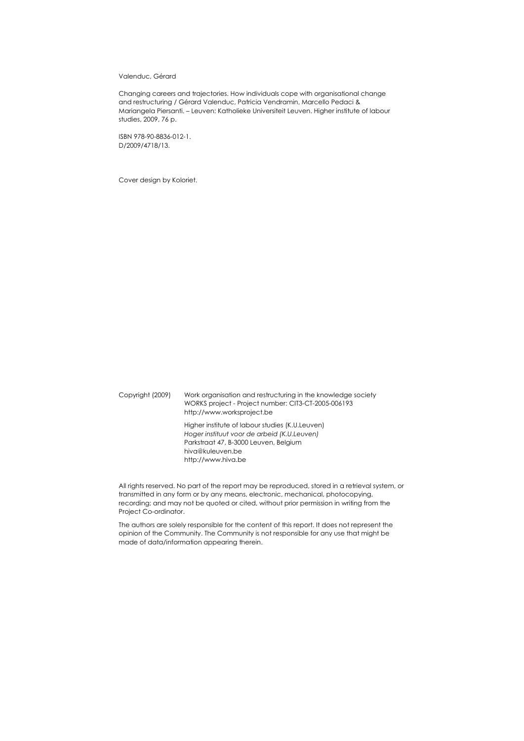Valenduc, Gérard

Changing careers and trajectories. How individuals cope with organisational change and restructuring / Gérard Valenduc, Patricia Vendramin, Marcello Pedaci & Mariangela Piersanti. – Leuven: Katholieke Universiteit Leuven. Higher institute of labour studies, 2009, 76 p.

ISBN 978-90-8836-012-1.
D/2009/4718/13.

Cover design by Koloriet.

Copyright (2009) Work organisation and restructuring in the knowledge society
WORKS project - Project number: CIT3-CT-2005-006193
http://www.worksproject.be

Higher institute of labour studies (K.U.Leuven)
*Hoger instituut voor de arbeid (K.U.Leuven)*
Parkstraat 47, B-3000 Leuven, Belgium
hiva@kuleuven.be
http://www.hiva.be

All rights reserved. No part of the report may be reproduced, stored in a retrieval system, or transmitted in any form or by any means, electronic, mechanical, photocopying, recording; and may not be quoted or cited, without prior permission in writing from the Project Co-ordinator.

The authors are solely responsible for the content of this report. It does not represent the opinion of the Community. The Community is not responsible for any use that might be made of data/information appearing therein.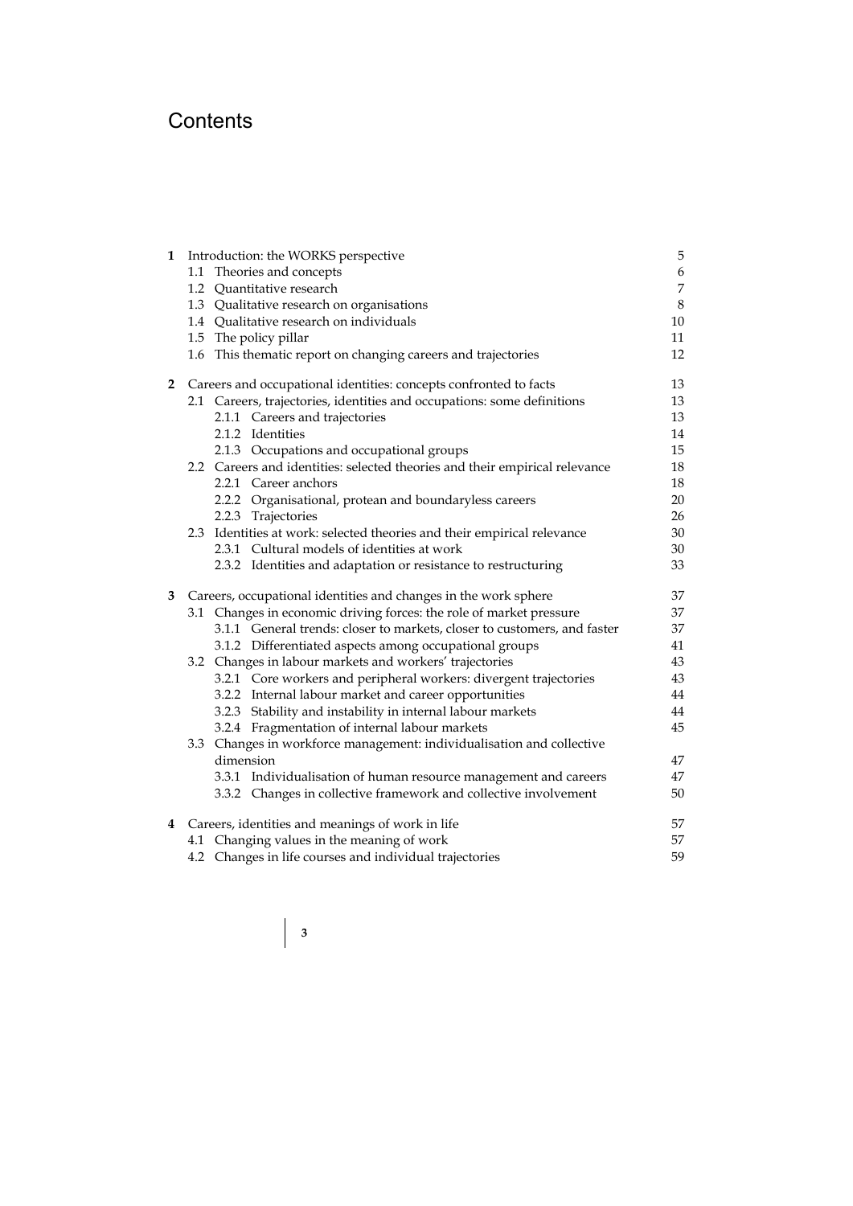# Contents

| | | |
|---|---|---|
| **1** | Introduction: the WORKS perspective | 5 |
| | 1.1 Theories and concepts | 6 |
| | 1.2 Quantitative research | 7 |
| | 1.3 Qualitative research on organisations | 8 |
| | 1.4 Qualitative research on individuals | 10 |
| | 1.5 The policy pillar | 11 |
| | 1.6 This thematic report on changing careers and trajectories | 12 |
| **2** | Careers and occupational identities: concepts confronted to facts | 13 |
| | 2.1 Careers, trajectories, identities and occupations: some definitions | 13 |
| | 2.1.1 Careers and trajectories | 13 |
| | 2.1.2 Identities | 14 |
| | 2.1.3 Occupations and occupational groups | 15 |
| | 2.2 Careers and identities: selected theories and their empirical relevance | 18 |
| | 2.2.1 Career anchors | 18 |
| | 2.2.2 Organisational, protean and boundaryless careers | 20 |
| | 2.2.3 Trajectories | 26 |
| | 2.3 Identities at work: selected theories and their empirical relevance | 30 |
| | 2.3.1 Cultural models of identities at work | 30 |
| | 2.3.2 Identities and adaptation or resistance to restructuring | 33 |
| **3** | Careers, occupational identities and changes in the work sphere | 37 |
| | 3.1 Changes in economic driving forces: the role of market pressure | 37 |
| | 3.1.1 General trends: closer to markets, closer to customers, and faster | 37 |
| | 3.1.2 Differentiated aspects among occupational groups | 41 |
| | 3.2 Changes in labour markets and workers' trajectories | 43 |
| | 3.2.1 Core workers and peripheral workers: divergent trajectories | 43 |
| | 3.2.2 Internal labour market and career opportunities | 44 |
| | 3.2.3 Stability and instability in internal labour markets | 44 |
| | 3.2.4 Fragmentation of internal labour markets | 45 |
| | 3.3 Changes in workforce management: individualisation and collective dimension | 47 |
| | 3.3.1 Individualisation of human resource management and careers | 47 |
| | 3.3.2 Changes in collective framework and collective involvement | 50 |
| **4** | Careers, identities and meanings of work in life | 57 |
| | 4.1 Changing values in the meaning of work | 57 |
| | 4.2 Changes in life courses and individual trajectories | 59 |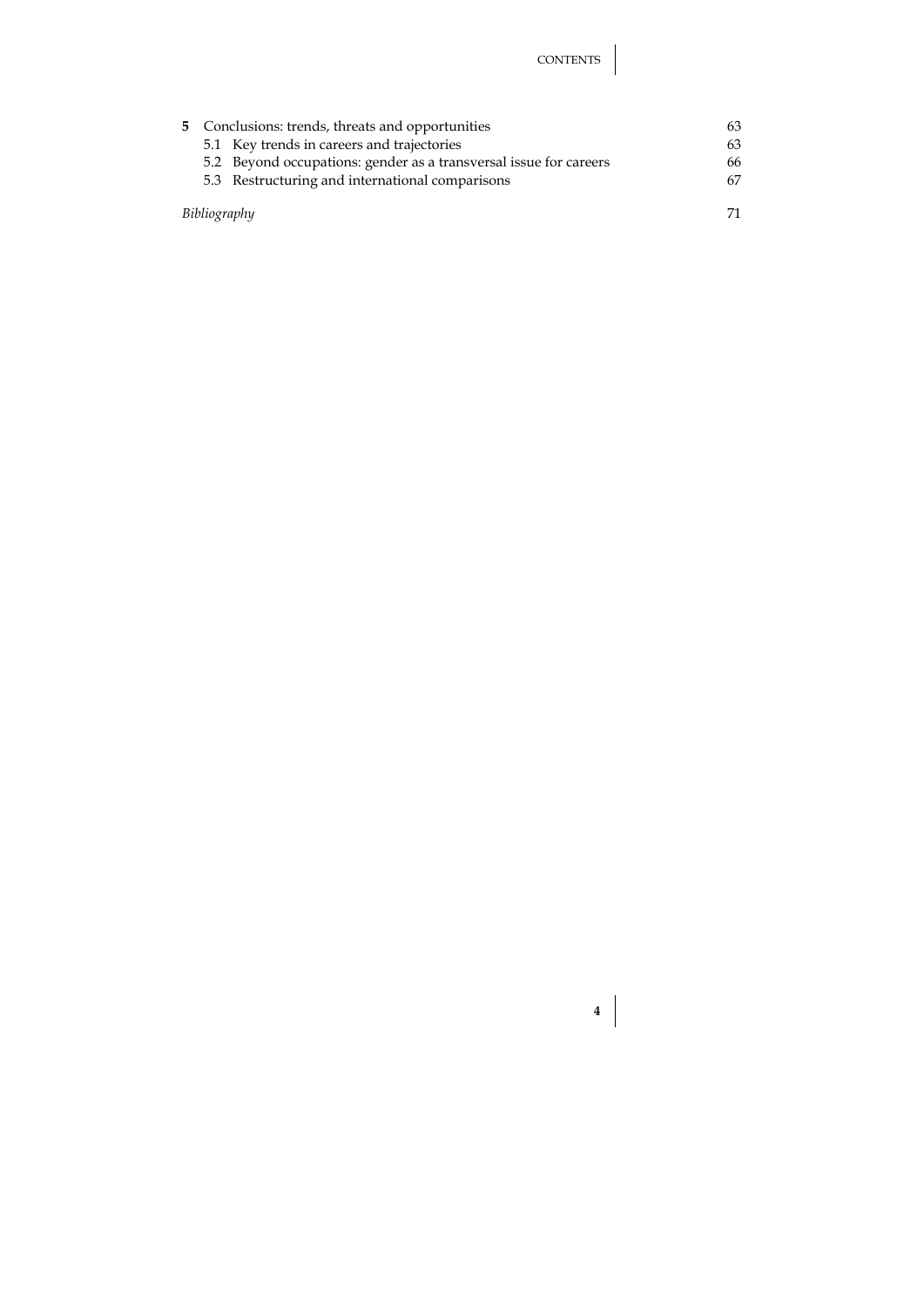| | | |
|---|---|---|
| **5** | Conclusions: trends, threats and opportunities | 63 |
| | 5.1 Key trends in careers and trajectories | 63 |
| | 5.2 Beyond occupations: gender as a transversal issue for careers | 66 |
| | 5.3 Restructuring and international comparisons | 67 |
| *Bibliography* | | 71 |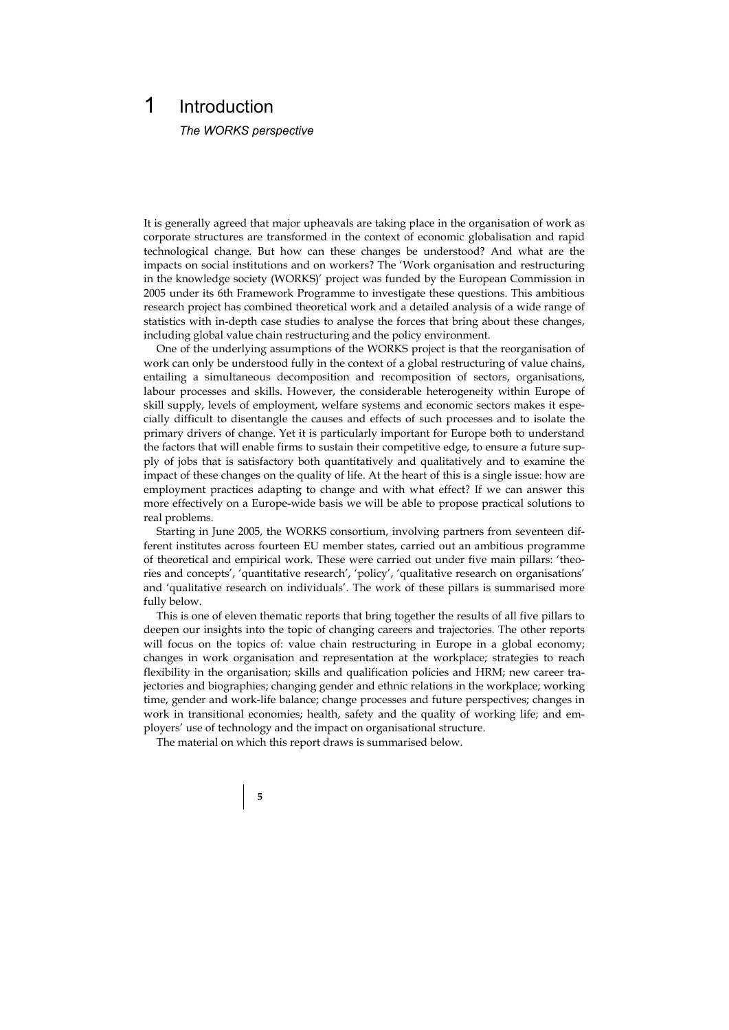# 1 Introduction

*The WORKS perspective*

It is generally agreed that major upheavals are taking place in the organisation of work as corporate structures are transformed in the context of economic globalisation and rapid technological change. But how can these changes be understood? And what are the impacts on social institutions and on workers? The 'Work organisation and restructuring in the knowledge society (WORKS)' project was funded by the European Commission in 2005 under its 6th Framework Programme to investigate these questions. This ambitious research project has combined theoretical work and a detailed analysis of a wide range of statistics with in-depth case studies to analyse the forces that bring about these changes, including global value chain restructuring and the policy environment.

One of the underlying assumptions of the WORKS project is that the reorganisation of work can only be understood fully in the context of a global restructuring of value chains, entailing a simultaneous decomposition and recomposition of sectors, organisations, labour processes and skills. However, the considerable heterogeneity within Europe of skill supply, levels of employment, welfare systems and economic sectors makes it especially difficult to disentangle the causes and effects of such processes and to isolate the primary drivers of change. Yet it is particularly important for Europe both to understand the factors that will enable firms to sustain their competitive edge, to ensure a future supply of jobs that is satisfactory both quantitatively and qualitatively and to examine the impact of these changes on the quality of life. At the heart of this is a single issue: how are employment practices adapting to change and with what effect? If we can answer this more effectively on a Europe-wide basis we will be able to propose practical solutions to real problems.

Starting in June 2005, the WORKS consortium, involving partners from seventeen different institutes across fourteen EU member states, carried out an ambitious programme of theoretical and empirical work. These were carried out under five main pillars: 'theories and concepts', 'quantitative research', 'policy', 'qualitative research on organisations' and 'qualitative research on individuals'. The work of these pillars is summarised more fully below.

This is one of eleven thematic reports that bring together the results of all five pillars to deepen our insights into the topic of changing careers and trajectories. The other reports will focus on the topics of: value chain restructuring in Europe in a global economy; changes in work organisation and representation at the workplace; strategies to reach flexibility in the organisation; skills and qualification policies and HRM; new career trajectories and biographies; changing gender and ethnic relations in the workplace; working time, gender and work-life balance; change processes and future perspectives; changes in work in transitional economies; health, safety and the quality of working life; and employers' use of technology and the impact on organisational structure.

The material on which this report draws is summarised below.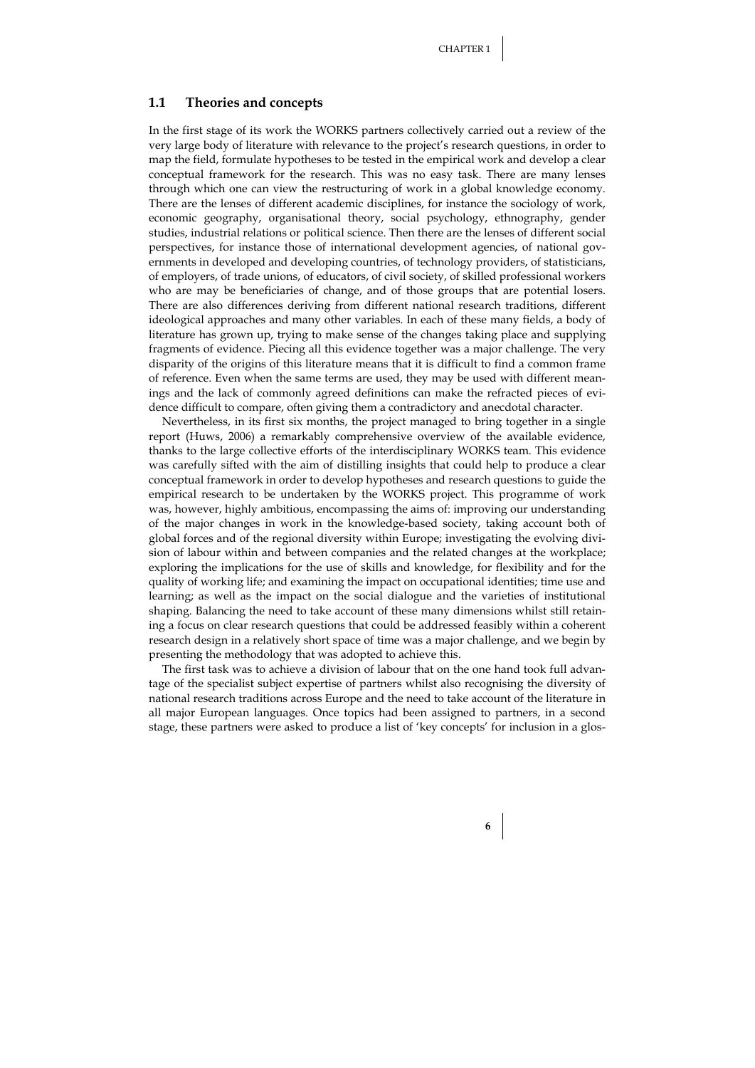## 1.1 Theories and concepts

In the first stage of its work the WORKS partners collectively carried out a review of the very large body of literature with relevance to the project's research questions, in order to map the field, formulate hypotheses to be tested in the empirical work and develop a clear conceptual framework for the research. This was no easy task. There are many lenses through which one can view the restructuring of work in a global knowledge economy. There are the lenses of different academic disciplines, for instance the sociology of work, economic geography, organisational theory, social psychology, ethnography, gender studies, industrial relations or political science. Then there are the lenses of different social perspectives, for instance those of international development agencies, of national governments in developed and developing countries, of technology providers, of statisticians, of employers, of trade unions, of educators, of civil society, of skilled professional workers who are may be beneficiaries of change, and of those groups that are potential losers. There are also differences deriving from different national research traditions, different ideological approaches and many other variables. In each of these many fields, a body of literature has grown up, trying to make sense of the changes taking place and supplying fragments of evidence. Piecing all this evidence together was a major challenge. The very disparity of the origins of this literature means that it is difficult to find a common frame of reference. Even when the same terms are used, they may be used with different meanings and the lack of commonly agreed definitions can make the refracted pieces of evidence difficult to compare, often giving them a contradictory and anecdotal character.

Nevertheless, in its first six months, the project managed to bring together in a single report (Huws, 2006) a remarkably comprehensive overview of the available evidence, thanks to the large collective efforts of the interdisciplinary WORKS team. This evidence was carefully sifted with the aim of distilling insights that could help to produce a clear conceptual framework in order to develop hypotheses and research questions to guide the empirical research to be undertaken by the WORKS project. This programme of work was, however, highly ambitious, encompassing the aims of: improving our understanding of the major changes in work in the knowledge-based society, taking account both of global forces and of the regional diversity within Europe; investigating the evolving division of labour within and between companies and the related changes at the workplace; exploring the implications for the use of skills and knowledge, for flexibility and for the quality of working life; and examining the impact on occupational identities; time use and learning; as well as the impact on the social dialogue and the varieties of institutional shaping. Balancing the need to take account of these many dimensions whilst still retaining a focus on clear research questions that could be addressed feasibly within a coherent research design in a relatively short space of time was a major challenge, and we begin by presenting the methodology that was adopted to achieve this.

The first task was to achieve a division of labour that on the one hand took full advantage of the specialist subject expertise of partners whilst also recognising the diversity of national research traditions across Europe and the need to take account of the literature in all major European languages. Once topics had been assigned to partners, in a second stage, these partners were asked to produce a list of 'key concepts' for inclusion in a glos-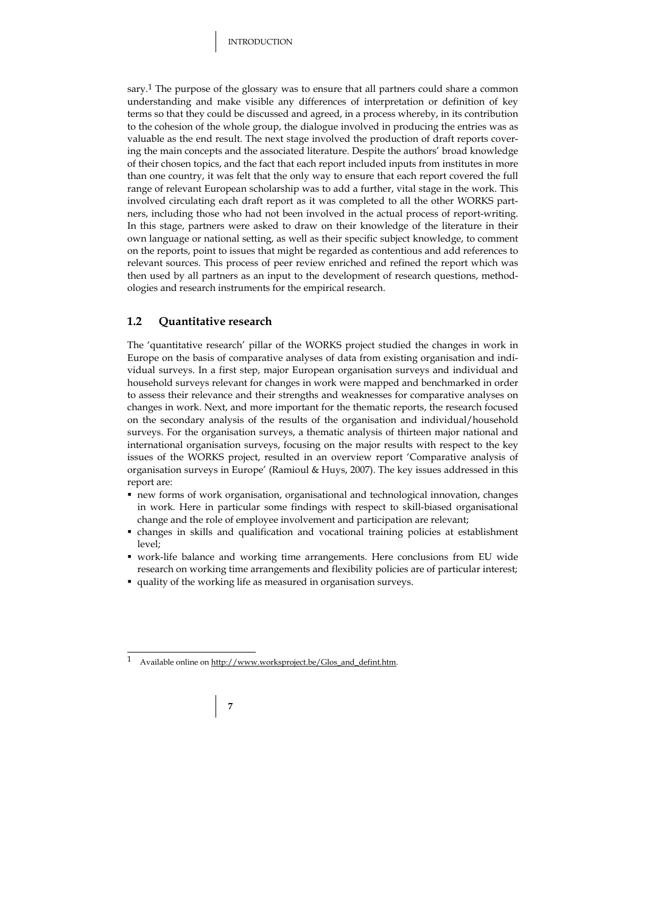sary.[1] The purpose of the glossary was to ensure that all partners could share a common understanding and make visible any differences of interpretation or definition of key terms so that they could be discussed and agreed, in a process whereby, in its contribution to the cohesion of the whole group, the dialogue involved in producing the entries was as valuable as the end result. The next stage involved the production of draft reports covering the main concepts and the associated literature. Despite the authors' broad knowledge of their chosen topics, and the fact that each report included inputs from institutes in more than one country, it was felt that the only way to ensure that each report covered the full range of relevant European scholarship was to add a further, vital stage in the work. This involved circulating each draft report as it was completed to all the other WORKS partners, including those who had not been involved in the actual process of report-writing. In this stage, partners were asked to draw on their knowledge of the literature in their own language or national setting, as well as their specific subject knowledge, to comment on the reports, point to issues that might be regarded as contentious and add references to relevant sources. This process of peer review enriched and refined the report which was then used by all partners as an input to the development of research questions, methodologies and research instruments for the empirical research.

## 1.2 Quantitative research

The 'quantitative research' pillar of the WORKS project studied the changes in work in Europe on the basis of comparative analyses of data from existing organisation and individual surveys. In a first step, major European organisation surveys and individual and household surveys relevant for changes in work were mapped and benchmarked in order to assess their relevance and their strengths and weaknesses for comparative analyses on changes in work. Next, and more important for the thematic reports, the research focused on the secondary analysis of the results of the organisation and individual/household surveys. For the organisation surveys, a thematic analysis of thirteen major national and international organisation surveys, focusing on the major results with respect to the key issues of the WORKS project, resulted in an overview report 'Comparative analysis of organisation surveys in Europe' (Ramioul & Huys, 2007). The key issues addressed in this report are:

- new forms of work organisation, organisational and technological innovation, changes in work. Here in particular some findings with respect to skill-biased organisational change and the role of employee involvement and participation are relevant;
- changes in skills and qualification and vocational training policies at establishment level;
- work-life balance and working time arrangements. Here conclusions from EU wide research on working time arrangements and flexibility policies are of particular interest;
- quality of the working life as measured in organisation surveys.

---

[1] Available online on http://www.worksproject.be/Glos_and_defint.htm.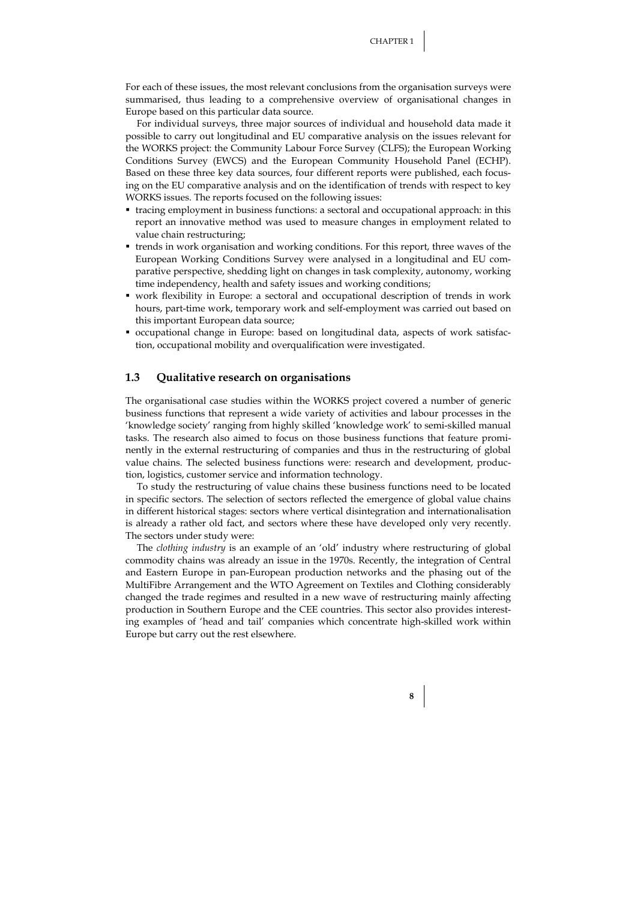For each of these issues, the most relevant conclusions from the organisation surveys were summarised, thus leading to a comprehensive overview of organisational changes in Europe based on this particular data source.

For individual surveys, three major sources of individual and household data made it possible to carry out longitudinal and EU comparative analysis on the issues relevant for the WORKS project: the Community Labour Force Survey (CLFS); the European Working Conditions Survey (EWCS) and the European Community Household Panel (ECHP). Based on these three key data sources, four different reports were published, each focusing on the EU comparative analysis and on the identification of trends with respect to key WORKS issues. The reports focused on the following issues:

- tracing employment in business functions: a sectoral and occupational approach: in this report an innovative method was used to measure changes in employment related to value chain restructuring;
- trends in work organisation and working conditions. For this report, three waves of the European Working Conditions Survey were analysed in a longitudinal and EU comparative perspective, shedding light on changes in task complexity, autonomy, working time independency, health and safety issues and working conditions;
- work flexibility in Europe: a sectoral and occupational description of trends in work hours, part-time work, temporary work and self-employment was carried out based on this important European data source;
- occupational change in Europe: based on longitudinal data, aspects of work satisfaction, occupational mobility and overqualification were investigated.

## 1.3 Qualitative research on organisations

The organisational case studies within the WORKS project covered a number of generic business functions that represent a wide variety of activities and labour processes in the 'knowledge society' ranging from highly skilled 'knowledge work' to semi-skilled manual tasks. The research also aimed to focus on those business functions that feature prominently in the external restructuring of companies and thus in the restructuring of global value chains. The selected business functions were: research and development, production, logistics, customer service and information technology.

To study the restructuring of value chains these business functions need to be located in specific sectors. The selection of sectors reflected the emergence of global value chains in different historical stages: sectors where vertical disintegration and internationalisation is already a rather old fact, and sectors where these have developed only very recently. The sectors under study were:

The *clothing industry* is an example of an 'old' industry where restructuring of global commodity chains was already an issue in the 1970s. Recently, the integration of Central and Eastern Europe in pan-European production networks and the phasing out of the MultiFibre Arrangement and the WTO Agreement on Textiles and Clothing considerably changed the trade regimes and resulted in a new wave of restructuring mainly affecting production in Southern Europe and the CEE countries. This sector also provides interesting examples of 'head and tail' companies which concentrate high-skilled work within Europe but carry out the rest elsewhere.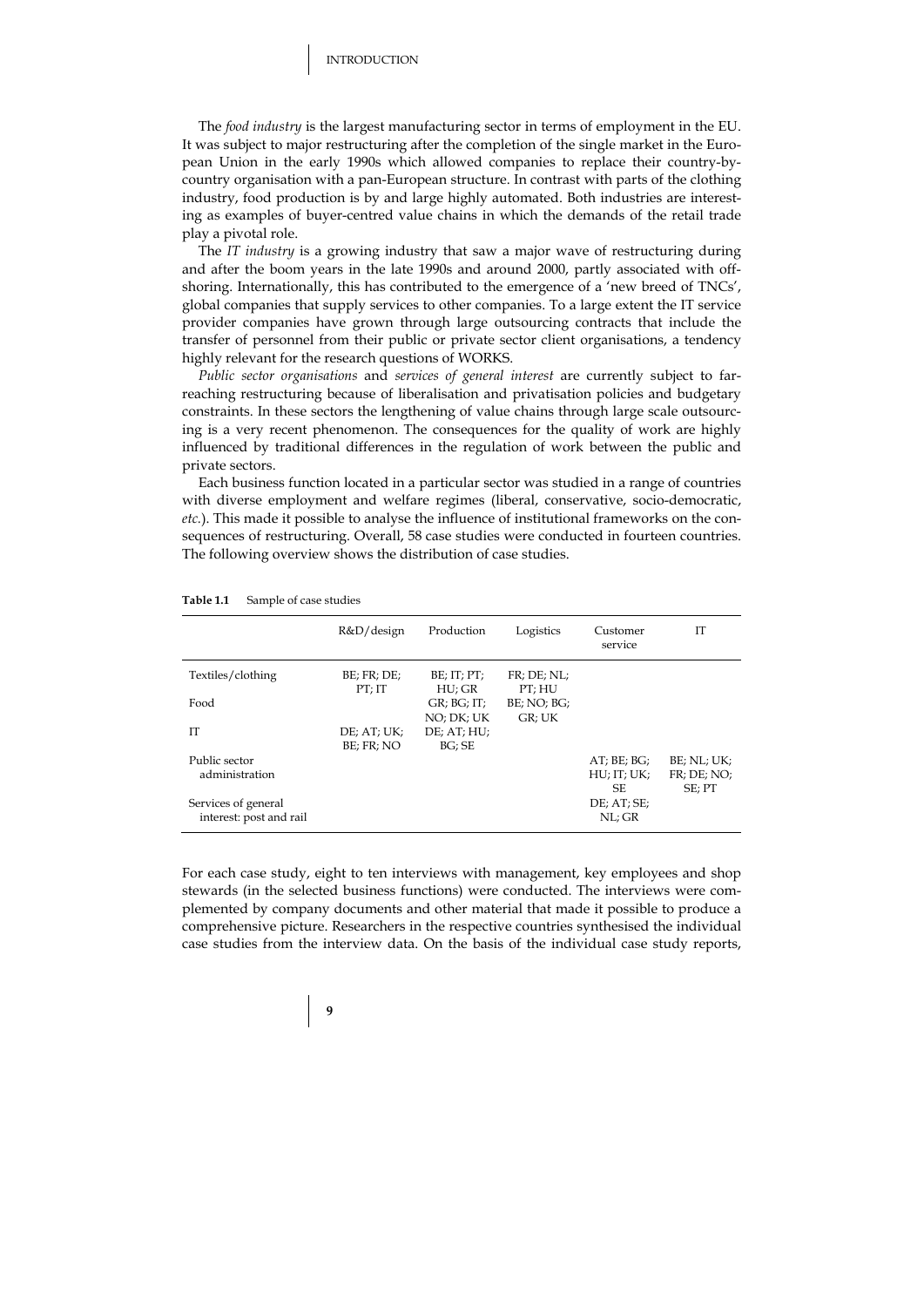The *food industry* is the largest manufacturing sector in terms of employment in the EU. It was subject to major restructuring after the completion of the single market in the European Union in the early 1990s which allowed companies to replace their country-by-country organisation with a pan-European structure. In contrast with parts of the clothing industry, food production is by and large highly automated. Both industries are interesting as examples of buyer-centred value chains in which the demands of the retail trade play a pivotal role.

The *IT industry* is a growing industry that saw a major wave of restructuring during and after the boom years in the late 1990s and around 2000, partly associated with offshoring. Internationally, this has contributed to the emergence of a 'new breed of TNCs', global companies that supply services to other companies. To a large extent the IT service provider companies have grown through large outsourcing contracts that include the transfer of personnel from their public or private sector client organisations, a tendency highly relevant for the research questions of WORKS.

*Public sector organisations* and *services of general interest* are currently subject to far-reaching restructuring because of liberalisation and privatisation policies and budgetary constraints. In these sectors the lengthening of value chains through large scale outsourcing is a very recent phenomenon. The consequences for the quality of work are highly influenced by traditional differences in the regulation of work between the public and private sectors.

Each business function located in a particular sector was studied in a range of countries with diverse employment and welfare regimes (liberal, conservative, socio-democratic, *etc.*). This made it possible to analyse the influence of institutional frameworks on the consequences of restructuring. Overall, 58 case studies were conducted in fourteen countries. The following overview shows the distribution of case studies.

**Table 1.1** Sample of case studies

| | R&D/design | Production | Logistics | Customer service | IT |
|---|---|---|---|---|---|
| Textiles/clothing | BE; FR; DE; PT; IT | BE; IT; PT; HU; GR | FR; DE; NL; PT; HU | | |
| Food | | GR; BG; IT; NO; DK; UK | BE; NO; BG; GR; UK | | |
| IT | DE; AT; UK; BE; FR; NO | DE; AT; HU; BG; SE | | | |
| Public sector administration | | | | AT; BE; BG; HU; IT; UK; SE | BE; NL; UK; FR; DE; NO; SE; PT |
| Services of general interest: post and rail | | | | DE; AT; SE; NL; GR | |

For each case study, eight to ten interviews with management, key employees and shop stewards (in the selected business functions) were conducted. The interviews were complemented by company documents and other material that made it possible to produce a comprehensive picture. Researchers in the respective countries synthesised the individual case studies from the interview data. On the basis of the individual case study reports,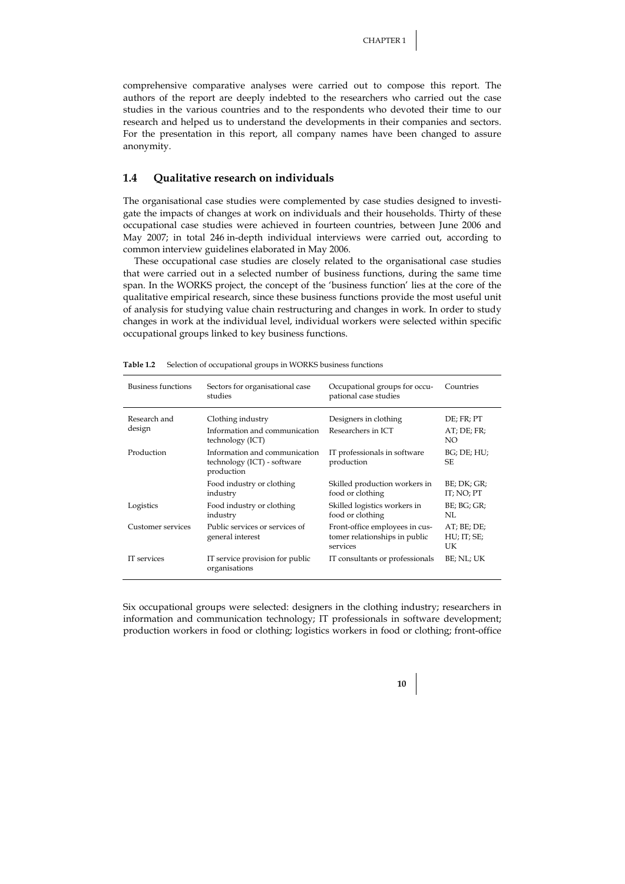comprehensive comparative analyses were carried out to compose this report. The authors of the report are deeply indebted to the researchers who carried out the case studies in the various countries and to the respondents who devoted their time to our research and helped us to understand the developments in their companies and sectors. For the presentation in this report, all company names have been changed to assure anonymity.

## 1.4 Qualitative research on individuals

The organisational case studies were complemented by case studies designed to investigate the impacts of changes at work on individuals and their households. Thirty of these occupational case studies were achieved in fourteen countries, between June 2006 and May 2007; in total 246 in-depth individual interviews were carried out, according to common interview guidelines elaborated in May 2006.

These occupational case studies are closely related to the organisational case studies that were carried out in a selected number of business functions, during the same time span. In the WORKS project, the concept of the 'business function' lies at the core of the qualitative empirical research, since these business functions provide the most useful unit of analysis for studying value chain restructuring and changes in work. In order to study changes in work at the individual level, individual workers were selected within specific occupational groups linked to key business functions.

**Table 1.2** Selection of occupational groups in WORKS business functions

| Business functions | Sectors for organisational case studies | Occupational groups for occupational case studies | Countries |
|---|---|---|---|
| Research and design | Clothing industry | Designers in clothing | DE; FR; PT |
| | Information and communication technology (ICT) | Researchers in ICT | AT; DE; FR; NO |
| Production | Information and communication technology (ICT) - software production | IT professionals in software production | BG; DE; HU; SE |
| | Food industry or clothing industry | Skilled production workers in food or clothing | BE; DK; GR; IT; NO; PT |
| Logistics | Food industry or clothing industry | Skilled logistics workers in food or clothing | BE; BG; GR; NL |
| Customer services | Public services or services of general interest | Front-office employees in customer relationships in public services | AT; BE; DE; HU; IT; SE; UK |
| IT services | IT service provision for public organisations | IT consultants or professionals | BE; NL; UK |

Six occupational groups were selected: designers in the clothing industry; researchers in information and communication technology; IT professionals in software development; production workers in food or clothing; logistics workers in food or clothing; front-office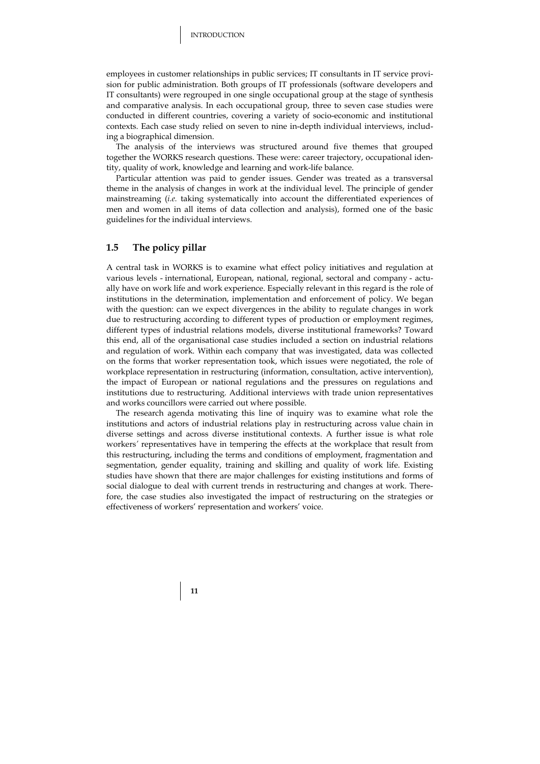employees in customer relationships in public services; IT consultants in IT service provision for public administration. Both groups of IT professionals (software developers and IT consultants) were regrouped in one single occupational group at the stage of synthesis and comparative analysis. In each occupational group, three to seven case studies were conducted in different countries, covering a variety of socio-economic and institutional contexts. Each case study relied on seven to nine in-depth individual interviews, including a biographical dimension.

The analysis of the interviews was structured around five themes that grouped together the WORKS research questions. These were: career trajectory, occupational identity, quality of work, knowledge and learning and work-life balance.

Particular attention was paid to gender issues. Gender was treated as a transversal theme in the analysis of changes in work at the individual level. The principle of gender mainstreaming (*i.e.* taking systematically into account the differentiated experiences of men and women in all items of data collection and analysis), formed one of the basic guidelines for the individual interviews.

## 1.5 The policy pillar

A central task in WORKS is to examine what effect policy initiatives and regulation at various levels - international, European, national, regional, sectoral and company - actually have on work life and work experience. Especially relevant in this regard is the role of institutions in the determination, implementation and enforcement of policy. We began with the question: can we expect divergences in the ability to regulate changes in work due to restructuring according to different types of production or employment regimes, different types of industrial relations models, diverse institutional frameworks? Toward this end, all of the organisational case studies included a section on industrial relations and regulation of work. Within each company that was investigated, data was collected on the forms that worker representation took, which issues were negotiated, the role of workplace representation in restructuring (information, consultation, active intervention), the impact of European or national regulations and the pressures on regulations and institutions due to restructuring. Additional interviews with trade union representatives and works councillors were carried out where possible.

The research agenda motivating this line of inquiry was to examine what role the institutions and actors of industrial relations play in restructuring across value chain in diverse settings and across diverse institutional contexts. A further issue is what role workers′ representatives have in tempering the effects at the workplace that result from this restructuring, including the terms and conditions of employment, fragmentation and segmentation, gender equality, training and skilling and quality of work life. Existing studies have shown that there are major challenges for existing institutions and forms of social dialogue to deal with current trends in restructuring and changes at work. Therefore, the case studies also investigated the impact of restructuring on the strategies or effectiveness of workers' representation and workers' voice.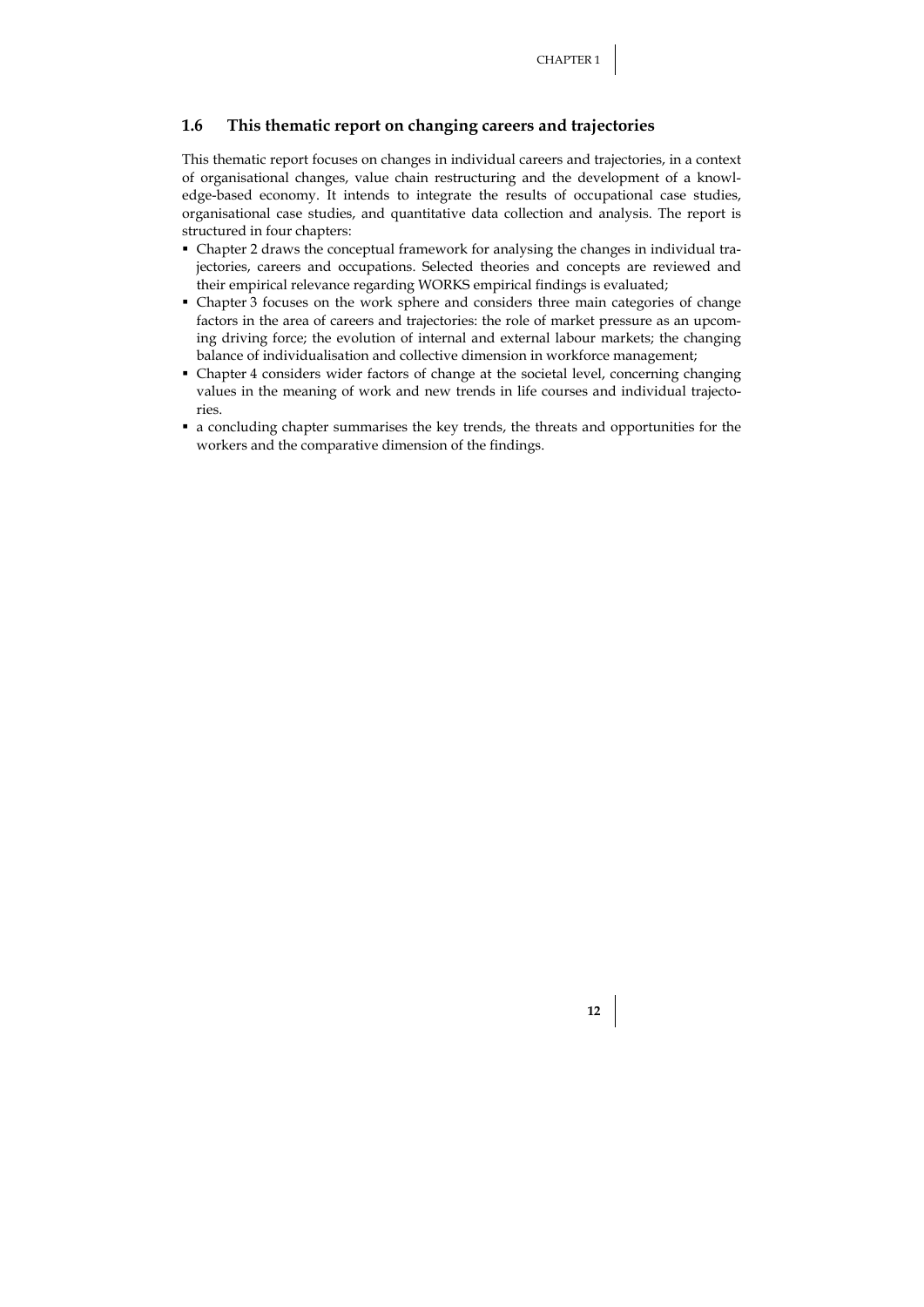## 1.6 This thematic report on changing careers and trajectories

This thematic report focuses on changes in individual careers and trajectories, in a context of organisational changes, value chain restructuring and the development of a knowledge-based economy. It intends to integrate the results of occupational case studies, organisational case studies, and quantitative data collection and analysis. The report is structured in four chapters:

- Chapter 2 draws the conceptual framework for analysing the changes in individual trajectories, careers and occupations. Selected theories and concepts are reviewed and their empirical relevance regarding WORKS empirical findings is evaluated;
- Chapter 3 focuses on the work sphere and considers three main categories of change factors in the area of careers and trajectories: the role of market pressure as an upcoming driving force; the evolution of internal and external labour markets; the changing balance of individualisation and collective dimension in workforce management;
- Chapter 4 considers wider factors of change at the societal level, concerning changing values in the meaning of work and new trends in life courses and individual trajectories.
- a concluding chapter summarises the key trends, the threats and opportunities for the workers and the comparative dimension of the findings.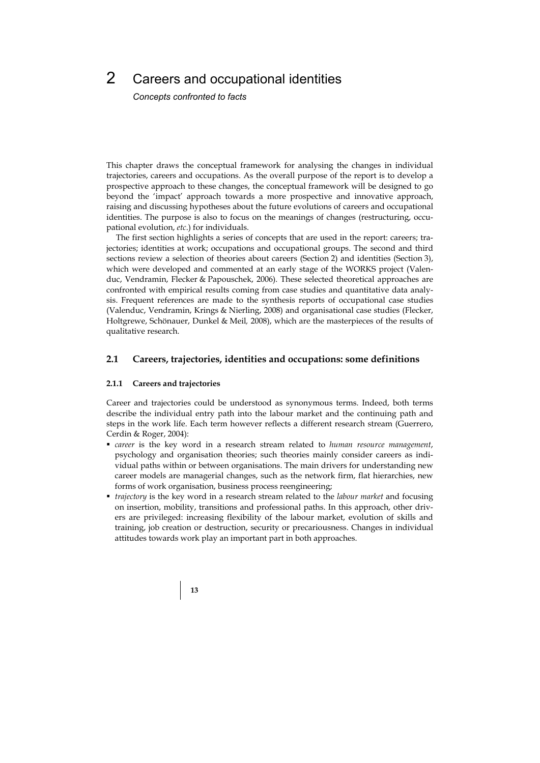# 2 Careers and occupational identities

*Concepts confronted to facts*

This chapter draws the conceptual framework for analysing the changes in individual trajectories, careers and occupations. As the overall purpose of the report is to develop a prospective approach to these changes, the conceptual framework will be designed to go beyond the 'impact' approach towards a more prospective and innovative approach, raising and discussing hypotheses about the future evolutions of careers and occupational identities. The purpose is also to focus on the meanings of changes (restructuring, occupational evolution, *etc.*) for individuals.

The first section highlights a series of concepts that are used in the report: careers; trajectories; identities at work; occupations and occupational groups. The second and third sections review a selection of theories about careers (Section 2) and identities (Section 3), which were developed and commented at an early stage of the WORKS project (Valenduc, Vendramin, Flecker & Papouschek, 2006). These selected theoretical approaches are confronted with empirical results coming from case studies and quantitative data analysis. Frequent references are made to the synthesis reports of occupational case studies (Valenduc, Vendramin, Krings & Nierling, 2008) and organisational case studies (Flecker, Holtgrewe, Schönauer, Dunkel & Meil, 2008), which are the masterpieces of the results of qualitative research.

## 2.1 Careers, trajectories, identities and occupations: some definitions

### 2.1.1 Careers and trajectories

Career and trajectories could be understood as synonymous terms. Indeed, both terms describe the individual entry path into the labour market and the continuing path and steps in the work life. Each term however reflects a different research stream (Guerrero, Cerdin & Roger, 2004):

- *career* is the key word in a research stream related to *human resource management*, psychology and organisation theories; such theories mainly consider careers as individual paths within or between organisations. The main drivers for understanding new career models are managerial changes, such as the network firm, flat hierarchies, new forms of work organisation, business process reengineering;
- *trajectory* is the key word in a research stream related to the *labour market* and focusing on insertion, mobility, transitions and professional paths. In this approach, other drivers are privileged: increasing flexibility of the labour market, evolution of skills and training, job creation or destruction, security or precariousness. Changes in individual attitudes towards work play an important part in both approaches.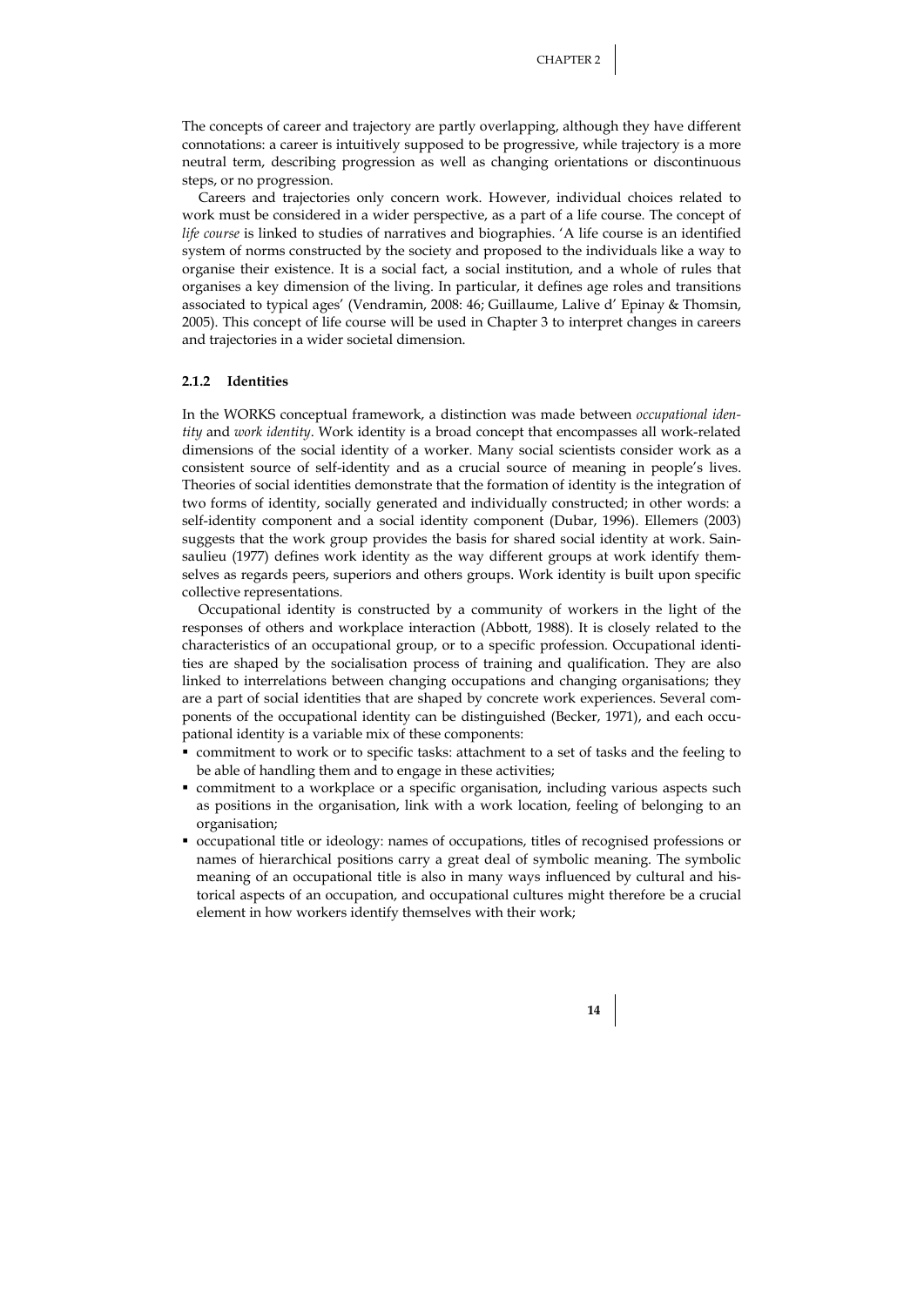The concepts of career and trajectory are partly overlapping, although they have different connotations: a career is intuitively supposed to be progressive, while trajectory is a more neutral term, describing progression as well as changing orientations or discontinuous steps, or no progression.

Careers and trajectories only concern work. However, individual choices related to work must be considered in a wider perspective, as a part of a life course. The concept of *life course* is linked to studies of narratives and biographies. 'A life course is an identified system of norms constructed by the society and proposed to the individuals like a way to organise their existence. It is a social fact, a social institution, and a whole of rules that organises a key dimension of the living. In particular, it defines age roles and transitions associated to typical ages' (Vendramin, 2008: 46; Guillaume, Lalive d' Epinay & Thomsin, 2005). This concept of life course will be used in Chapter 3 to interpret changes in careers and trajectories in a wider societal dimension.

### 2.1.2 Identities

In the WORKS conceptual framework, a distinction was made between *occupational identity* and *work identity*. Work identity is a broad concept that encompasses all work-related dimensions of the social identity of a worker. Many social scientists consider work as a consistent source of self-identity and as a crucial source of meaning in people's lives. Theories of social identities demonstrate that the formation of identity is the integration of two forms of identity, socially generated and individually constructed; in other words: a self-identity component and a social identity component (Dubar, 1996). Ellemers (2003) suggests that the work group provides the basis for shared social identity at work. Sainsaulieu (1977) defines work identity as the way different groups at work identify themselves as regards peers, superiors and others groups. Work identity is built upon specific collective representations.

Occupational identity is constructed by a community of workers in the light of the responses of others and workplace interaction (Abbott, 1988). It is closely related to the characteristics of an occupational group, or to a specific profession. Occupational identities are shaped by the socialisation process of training and qualification. They are also linked to interrelations between changing occupations and changing organisations; they are a part of social identities that are shaped by concrete work experiences. Several components of the occupational identity can be distinguished (Becker, 1971), and each occupational identity is a variable mix of these components:

- commitment to work or to specific tasks: attachment to a set of tasks and the feeling to be able of handling them and to engage in these activities;
- commitment to a workplace or a specific organisation, including various aspects such as positions in the organisation, link with a work location, feeling of belonging to an organisation;
- occupational title or ideology: names of occupations, titles of recognised professions or names of hierarchical positions carry a great deal of symbolic meaning. The symbolic meaning of an occupational title is also in many ways influenced by cultural and historical aspects of an occupation, and occupational cultures might therefore be a crucial element in how workers identify themselves with their work;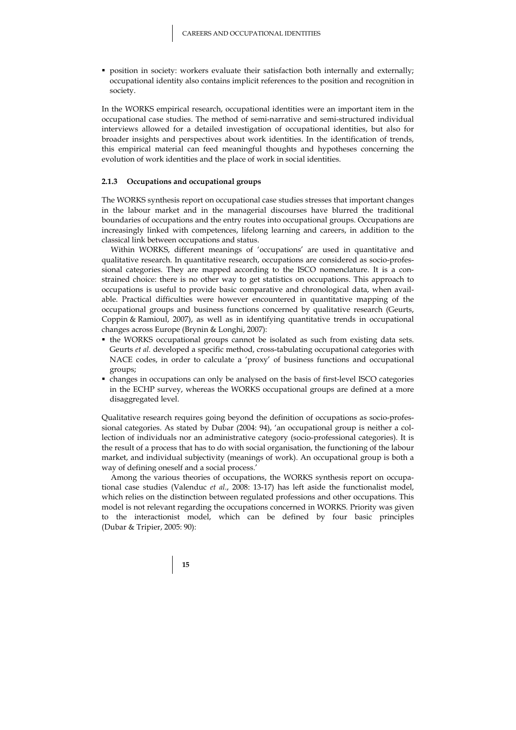- position in society: workers evaluate their satisfaction both internally and externally; occupational identity also contains implicit references to the position and recognition in society.

In the WORKS empirical research, occupational identities were an important item in the occupational case studies. The method of semi-narrative and semi-structured individual interviews allowed for a detailed investigation of occupational identities, but also for broader insights and perspectives about work identities. In the identification of trends, this empirical material can feed meaningful thoughts and hypotheses concerning the evolution of work identities and the place of work in social identities.

### 2.1.3 Occupations and occupational groups

The WORKS synthesis report on occupational case studies stresses that important changes in the labour market and in the managerial discourses have blurred the traditional boundaries of occupations and the entry routes into occupational groups. Occupations are increasingly linked with competences, lifelong learning and careers, in addition to the classical link between occupations and status.

Within WORKS, different meanings of 'occupations' are used in quantitative and qualitative research. In quantitative research, occupations are considered as socio-professional categories. They are mapped according to the ISCO nomenclature. It is a constrained choice: there is no other way to get statistics on occupations. This approach to occupations is useful to provide basic comparative and chronological data, when available. Practical difficulties were however encountered in quantitative mapping of the occupational groups and business functions concerned by qualitative research (Geurts, Coppin & Ramioul, 2007), as well as in identifying quantitative trends in occupational changes across Europe (Brynin & Longhi, 2007):

- the WORKS occupational groups cannot be isolated as such from existing data sets. Geurts *et al.* developed a specific method, cross-tabulating occupational categories with NACE codes, in order to calculate a 'proxy' of business functions and occupational groups;
- changes in occupations can only be analysed on the basis of first-level ISCO categories in the ECHP survey, whereas the WORKS occupational groups are defined at a more disaggregated level.

Qualitative research requires going beyond the definition of occupations as socio-professional categories. As stated by Dubar (2004: 94), 'an occupational group is neither a collection of individuals nor an administrative category (socio-professional categories). It is the result of a process that has to do with social organisation, the functioning of the labour market, and individual subjectivity (meanings of work). An occupational group is both a way of defining oneself and a social process.'

Among the various theories of occupations, the WORKS synthesis report on occupational case studies (Valenduc *et al.*, 2008: 13-17) has left aside the functionalist model, which relies on the distinction between regulated professions and other occupations. This model is not relevant regarding the occupations concerned in WORKS. Priority was given to the interactionist model, which can be defined by four basic principles (Dubar & Tripier, 2005: 90):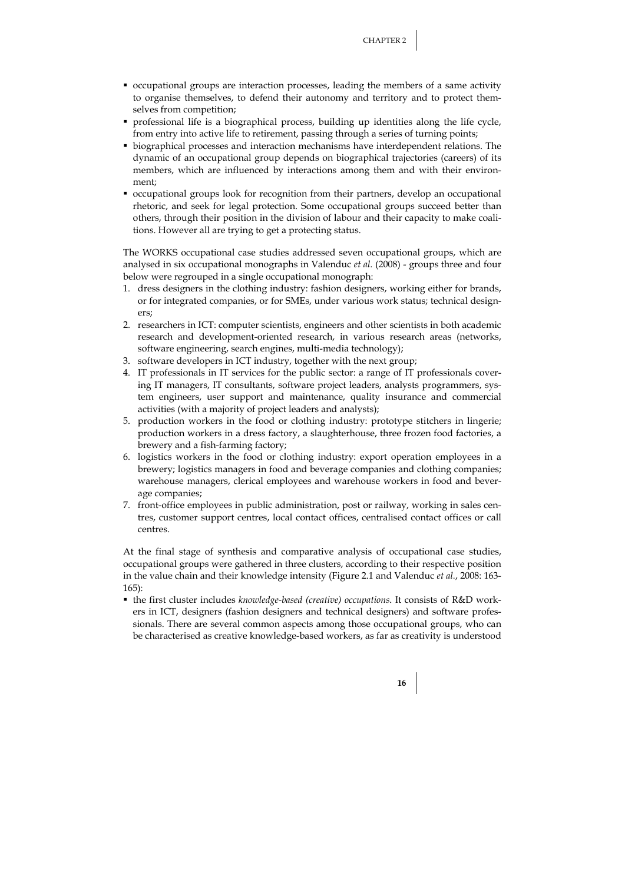- occupational groups are interaction processes, leading the members of a same activity to organise themselves, to defend their autonomy and territory and to protect themselves from competition;
- professional life is a biographical process, building up identities along the life cycle, from entry into active life to retirement, passing through a series of turning points;
- biographical processes and interaction mechanisms have interdependent relations. The dynamic of an occupational group depends on biographical trajectories (careers) of its members, which are influenced by interactions among them and with their environment;
- occupational groups look for recognition from their partners, develop an occupational rhetoric, and seek for legal protection. Some occupational groups succeed better than others, through their position in the division of labour and their capacity to make coalitions. However all are trying to get a protecting status.

The WORKS occupational case studies addressed seven occupational groups, which are analysed in six occupational monographs in Valenduc *et al.* (2008) - groups three and four below were regrouped in a single occupational monograph:

1. dress designers in the clothing industry: fashion designers, working either for brands, or for integrated companies, or for SMEs, under various work status; technical designers;
2. researchers in ICT: computer scientists, engineers and other scientists in both academic research and development-oriented research, in various research areas (networks, software engineering, search engines, multi-media technology);
3. software developers in ICT industry, together with the next group;
4. IT professionals in IT services for the public sector: a range of IT professionals covering IT managers, IT consultants, software project leaders, analysts programmers, system engineers, user support and maintenance, quality insurance and commercial activities (with a majority of project leaders and analysts);
5. production workers in the food or clothing industry: prototype stitchers in lingerie; production workers in a dress factory, a slaughterhouse, three frozen food factories, a brewery and a fish-farming factory;
6. logistics workers in the food or clothing industry: export operation employees in a brewery; logistics managers in food and beverage companies and clothing companies; warehouse managers, clerical employees and warehouse workers in food and beverage companies;
7. front-office employees in public administration, post or railway, working in sales centres, customer support centres, local contact offices, centralised contact offices or call centres.

At the final stage of synthesis and comparative analysis of occupational case studies, occupational groups were gathered in three clusters, according to their respective position in the value chain and their knowledge intensity (Figure 2.1 and Valenduc *et al.*, 2008: 163-165):

- the first cluster includes *knowledge-based (creative) occupations*. It consists of R&D workers in ICT, designers (fashion designers and technical designers) and software professionals. There are several common aspects among those occupational groups, who can be characterised as creative knowledge-based workers, as far as creativity is understood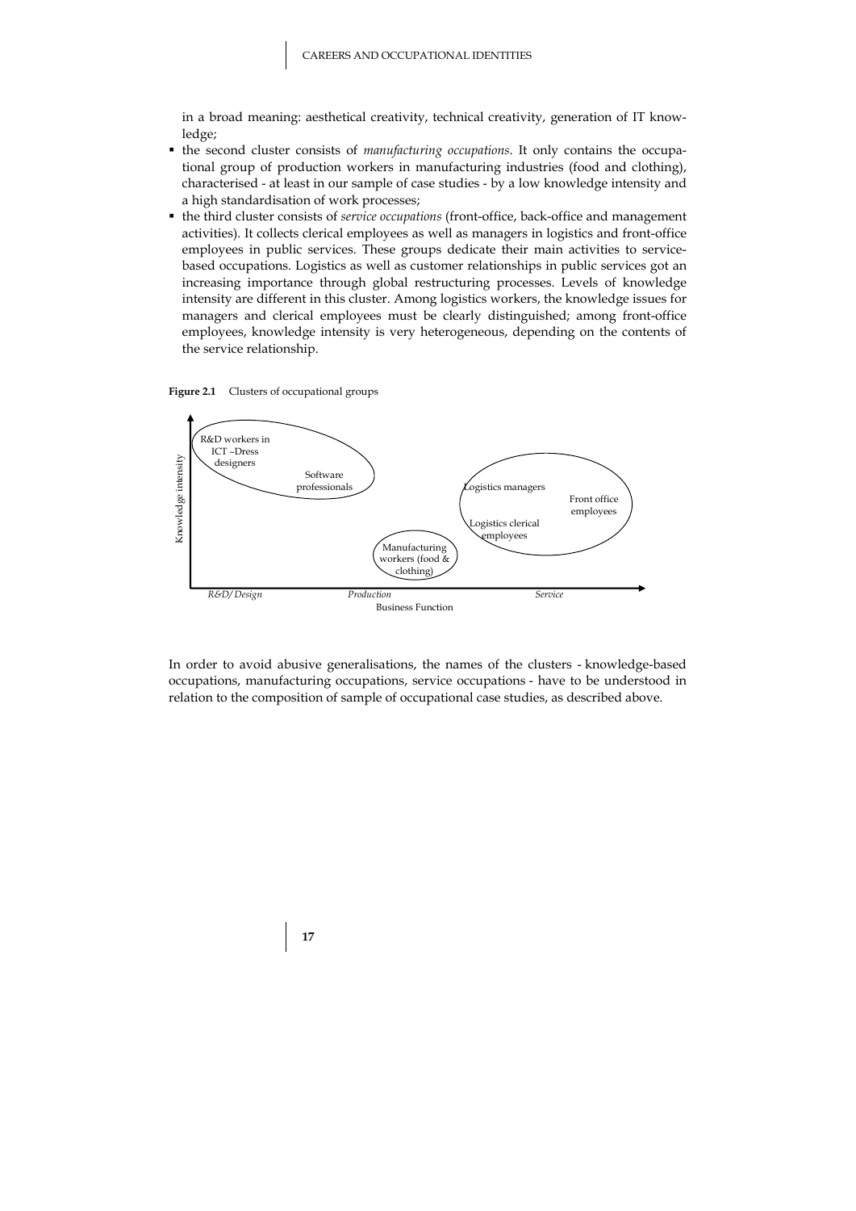in a broad meaning: aesthetical creativity, technical creativity, generation of IT knowledge;

- the second cluster consists of *manufacturing occupations*. It only contains the occupational group of production workers in manufacturing industries (food and clothing), characterised - at least in our sample of case studies - by a low knowledge intensity and a high standardisation of work processes;
- the third cluster consists of *service occupations* (front-office, back-office and management activities). It collects clerical employees as well as managers in logistics and front-office employees in public services. These groups dedicate their main activities to service-based occupations. Logistics as well as customer relationships in public services got an increasing importance through global restructuring processes. Levels of knowledge intensity are different in this cluster. Among logistics workers, the knowledge issues for managers and clerical employees must be clearly distinguished; among front-office employees, knowledge intensity is very heterogeneous, depending on the contents of the service relationship.

**Figure 2.1** Clusters of occupational groups

Knowledge intensity

R&D workers in ICT –Dress designers

Software professionals

Logistics managers

Front office employees

Logistics clerical employees

Manufacturing workers (food & clothing)

*R&D/Design* *Production* *Service*

Business Function

In order to avoid abusive generalisations, the names of the clusters - knowledge-based occupations, manufacturing occupations, service occupations - have to be understood in relation to the composition of sample of occupational case studies, as described above.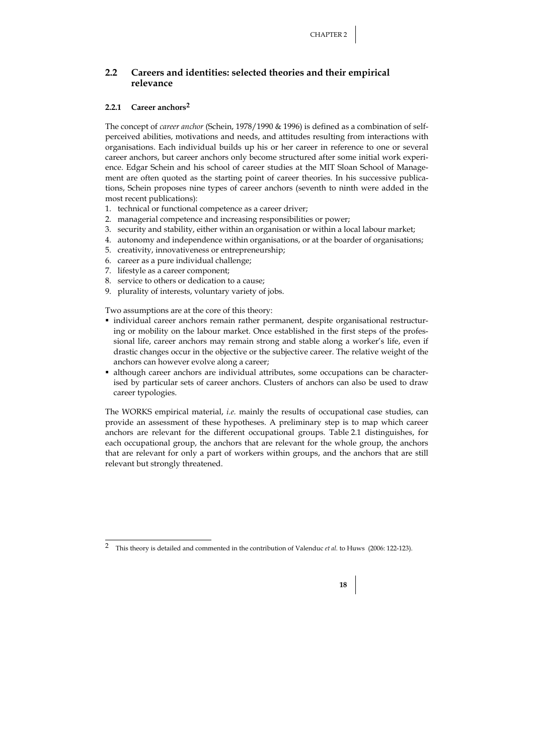## 2.2 Careers and identities: selected theories and their empirical relevance

### 2.2.1 Career anchors[2]

The concept of *career anchor* (Schein, 1978/1990 & 1996) is defined as a combination of self-perceived abilities, motivations and needs, and attitudes resulting from interactions with organisations. Each individual builds up his or her career in reference to one or several career anchors, but career anchors only become structured after some initial work experience. Edgar Schein and his school of career studies at the MIT Sloan School of Management are often quoted as the starting point of career theories. In his successive publications, Schein proposes nine types of career anchors (seventh to ninth were added in the most recent publications):

1. technical or functional competence as a career driver;
2. managerial competence and increasing responsibilities or power;
3. security and stability, either within an organisation or within a local labour market;
4. autonomy and independence within organisations, or at the boarder of organisations;
5. creativity, innovativeness or entrepreneurship;
6. career as a pure individual challenge;
7. lifestyle as a career component;
8. service to others or dedication to a cause;
9. plurality of interests, voluntary variety of jobs.

Two assumptions are at the core of this theory:

- individual career anchors remain rather permanent, despite organisational restructuring or mobility on the labour market. Once established in the first steps of the professional life, career anchors may remain strong and stable along a worker's life, even if drastic changes occur in the objective or the subjective career. The relative weight of the anchors can however evolve along a career;
- although career anchors are individual attributes, some occupations can be characterised by particular sets of career anchors. Clusters of anchors can also be used to draw career typologies.

The WORKS empirical material, *i.e.* mainly the results of occupational case studies, can provide an assessment of these hypotheses. A preliminary step is to map which career anchors are relevant for the different occupational groups. Table 2.1 distinguishes, for each occupational group, the anchors that are relevant for the whole group, the anchors that are relevant for only a part of workers within groups, and the anchors that are still relevant but strongly threatened.

---

[2] This theory is detailed and commented in the contribution of Valenduc *et al.* to Huws (2006: 122-123).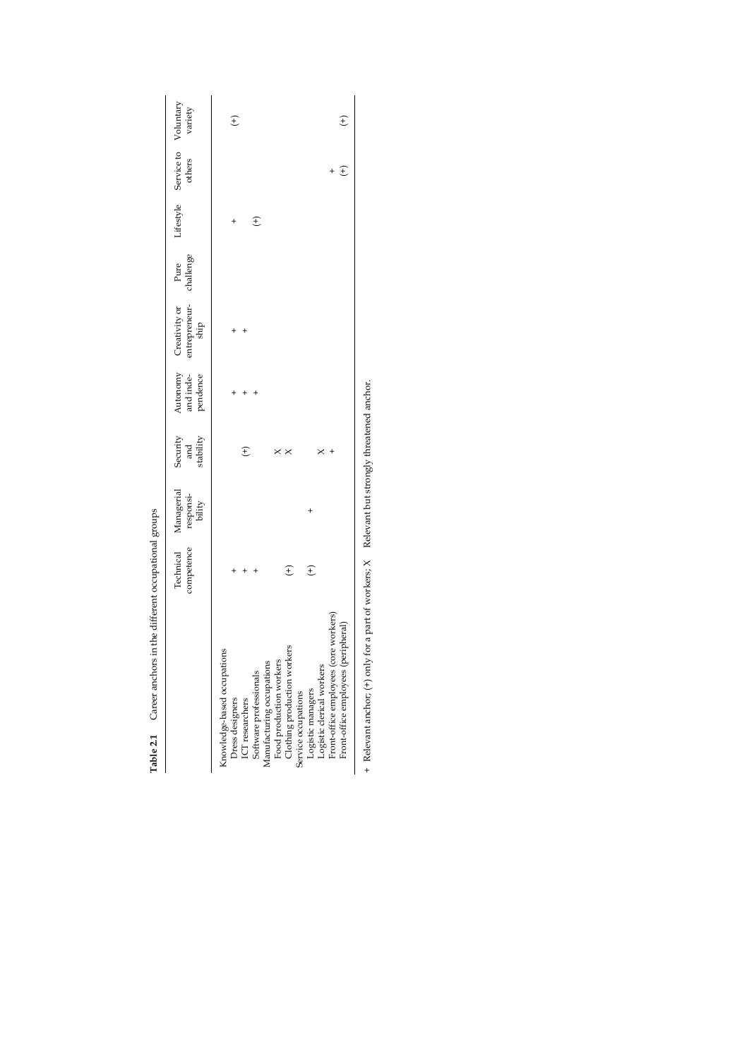**Table 2.1** Career anchors in the different occupational groups

| | Technical competence | Managerial responsibility | Security and stability | Autonomy and independence | Creativity or entrepreneurship | Pure challenge | Lifestyle | Service to others | Voluntary variety |
|---|---|---|---|---|---|---|---|---|---|
| Knowledge-based occupations | | | | | | | | | |
| Dress designers | + | | | + | + | | + | | |
| ICT researchers | + | | (+) | + | + | | | | (+) |
| Software professionals | + | | | + | | | (+) | | |
| Manufacturing occupations | | | | | | | | | |
| Food production workers | | | X | | | | | | |
| Clothing production workers | (+) | | X | | | | | | |
| Service occupations | | | | | | | | | |
| Logistic managers | (+) | + | | | | | | | |
| Logistic clerical workers | | | X | | | | | | |
| Front-office employees (core workers) | | | + | | | | | + | |
| Front-office employees (peripheral) | | | | | | | | (+) | (+) |

+ Relevant anchor; (+) only for a part of workers; X Relevant but strongly threatened anchor.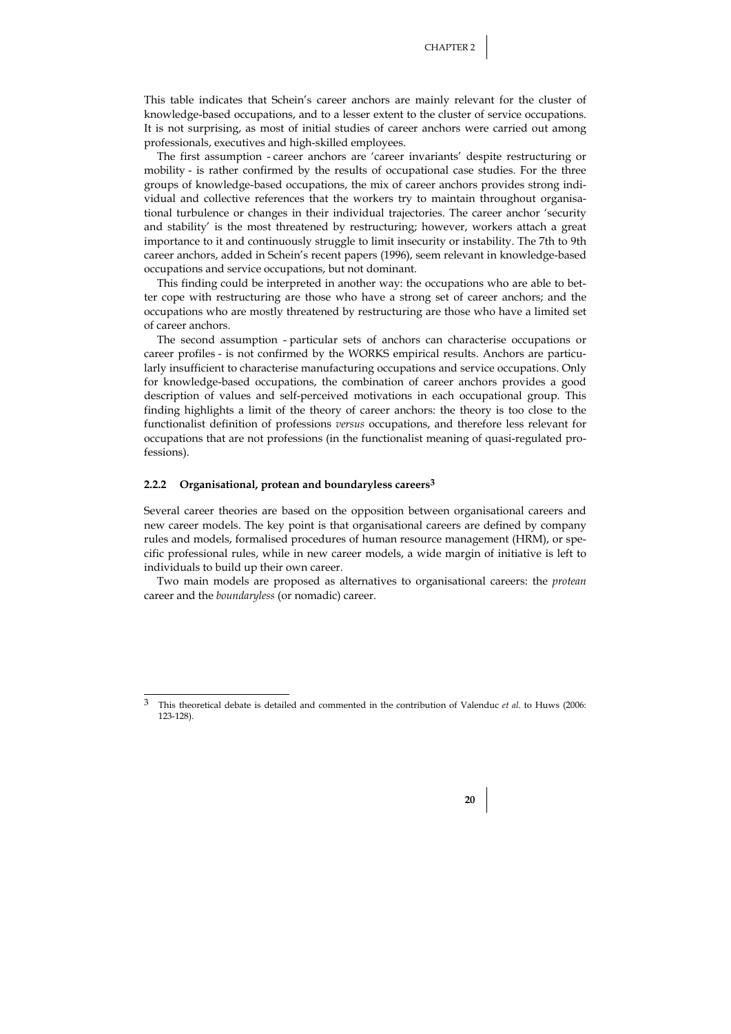This table indicates that Schein's career anchors are mainly relevant for the cluster of knowledge-based occupations, and to a lesser extent to the cluster of service occupations. It is not surprising, as most of initial studies of career anchors were carried out among professionals, executives and high-skilled employees.

The first assumption - career anchors are 'career invariants' despite restructuring or mobility - is rather confirmed by the results of occupational case studies. For the three groups of knowledge-based occupations, the mix of career anchors provides strong individual and collective references that the workers try to maintain throughout organisational turbulence or changes in their individual trajectories. The career anchor 'security and stability' is the most threatened by restructuring; however, workers attach a great importance to it and continuously struggle to limit insecurity or instability. The 7th to 9th career anchors, added in Schein's recent papers (1996), seem relevant in knowledge-based occupations and service occupations, but not dominant.

This finding could be interpreted in another way: the occupations who are able to better cope with restructuring are those who have a strong set of career anchors; and the occupations who are mostly threatened by restructuring are those who have a limited set of career anchors.

The second assumption - particular sets of anchors can characterise occupations or career profiles - is not confirmed by the WORKS empirical results. Anchors are particularly insufficient to characterise manufacturing occupations and service occupations. Only for knowledge-based occupations, the combination of career anchors provides a good description of values and self-perceived motivations in each occupational group. This finding highlights a limit of the theory of career anchors: the theory is too close to the functionalist definition of professions *versus* occupations, and therefore less relevant for occupations that are not professions (in the functionalist meaning of quasi-regulated professions).

### 2.2.2 Organisational, protean and boundaryless careers[3]

Several career theories are based on the opposition between organisational careers and new career models. The key point is that organisational careers are defined by company rules and models, formalised procedures of human resource management (HRM), or specific professional rules, while in new career models, a wide margin of initiative is left to individuals to build up their own career.

Two main models are proposed as alternatives to organisational careers: the *protean* career and the *boundaryless* (or nomadic) career.

[3] This theoretical debate is detailed and commented in the contribution of Valenduc *et al.* to Huws (2006: 123-128).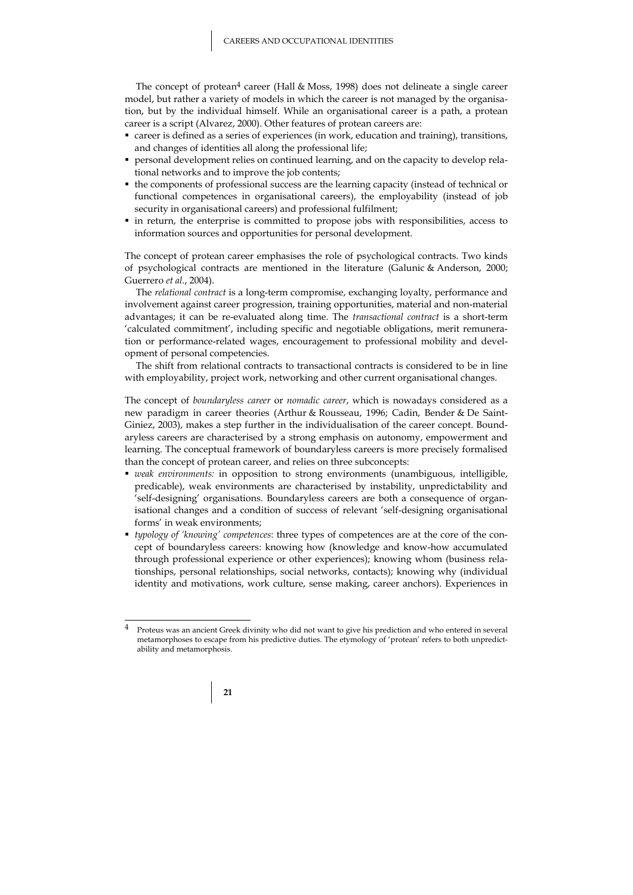The concept of protean[4] career (Hall & Moss, 1998) does not delineate a single career model, but rather a variety of models in which the career is not managed by the organisation, but by the individual himself. While an organisational career is a path, a protean career is a script (Alvarez, 2000). Other features of protean careers are:

- career is defined as a series of experiences (in work, education and training), transitions, and changes of identities all along the professional life;
- personal development relies on continued learning, and on the capacity to develop relational networks and to improve the job contents;
- the components of professional success are the learning capacity (instead of technical or functional competences in organisational careers), the employability (instead of job security in organisational careers) and professional fulfilment;
- in return, the enterprise is committed to propose jobs with responsibilities, access to information sources and opportunities for personal development.

The concept of protean career emphasises the role of psychological contracts. Two kinds of psychological contracts are mentioned in the literature (Galunic & Anderson, 2000; Guerrero *et al.*, 2004).

The *relational contract* is a long-term compromise, exchanging loyalty, performance and involvement against career progression, training opportunities, material and non-material advantages; it can be re-evaluated along time. The *transactional contract* is a short-term 'calculated commitment', including specific and negotiable obligations, merit remuneration or performance-related wages, encouragement to professional mobility and development of personal competencies.

The shift from relational contracts to transactional contracts is considered to be in line with employability, project work, networking and other current organisational changes.

The concept of *boundaryless career* or *nomadic career*, which is nowadays considered as a new paradigm in career theories (Arthur & Rousseau, 1996; Cadin, Bender & De Saint-Giniez, 2003), makes a step further in the individualisation of the career concept. Boundaryless careers are characterised by a strong emphasis on autonomy, empowerment and learning. The conceptual framework of boundaryless careers is more precisely formalised than the concept of protean career, and relies on three subconcepts:

- *weak environments:* in opposition to strong environments (unambiguous, intelligible, predicable), weak environments are characterised by instability, unpredictability and 'self-designing' organisations. Boundaryless careers are both a consequence of organisational changes and a condition of success of relevant 'self-designing organisational forms' in weak environments;
- *typology of 'knowing' competences*: three types of competences are at the core of the concept of boundaryless careers: knowing how (knowledge and know-how accumulated through professional experience or other experiences); knowing whom (business relationships, personal relationships, social networks, contacts); knowing why (individual identity and motivations, work culture, sense making, career anchors). Experiences in

[4] Proteus was an ancient Greek divinity who did not want to give his prediction and who entered in several metamorphoses to escape from his predictive duties. The etymology of 'protean' refers to both unpredictability and metamorphosis.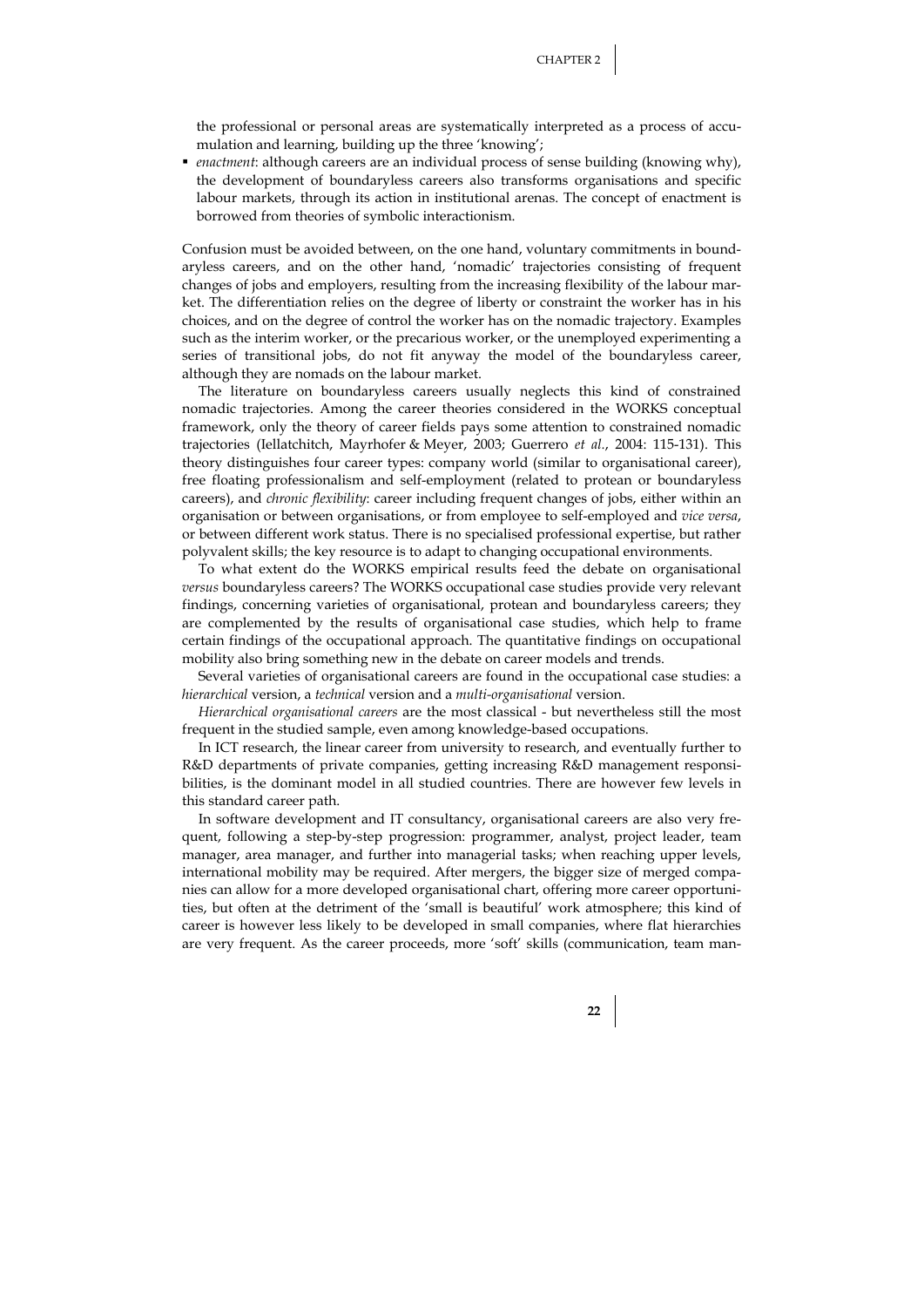the professional or personal areas are systematically interpreted as a process of accumulation and learning, building up the three 'knowing';

- *enactment*: although careers are an individual process of sense building (knowing why), the development of boundaryless careers also transforms organisations and specific labour markets, through its action in institutional arenas. The concept of enactment is borrowed from theories of symbolic interactionism.

Confusion must be avoided between, on the one hand, voluntary commitments in boundaryless careers, and on the other hand, 'nomadic' trajectories consisting of frequent changes of jobs and employers, resulting from the increasing flexibility of the labour market. The differentiation relies on the degree of liberty or constraint the worker has in his choices, and on the degree of control the worker has on the nomadic trajectory. Examples such as the interim worker, or the precarious worker, or the unemployed experimenting a series of transitional jobs, do not fit anyway the model of the boundaryless career, although they are nomads on the labour market.

The literature on boundaryless careers usually neglects this kind of constrained nomadic trajectories. Among the career theories considered in the WORKS conceptual framework, only the theory of career fields pays some attention to constrained nomadic trajectories (Iellatchitch, Mayrhofer & Meyer, 2003; Guerrero *et al.*, 2004: 115-131). This theory distinguishes four career types: company world (similar to organisational career), free floating professionalism and self-employment (related to protean or boundaryless careers), and *chronic flexibility*: career including frequent changes of jobs, either within an organisation or between organisations, or from employee to self-employed and *vice versa*, or between different work status. There is no specialised professional expertise, but rather polyvalent skills; the key resource is to adapt to changing occupational environments.

To what extent do the WORKS empirical results feed the debate on organisational *versus* boundaryless careers? The WORKS occupational case studies provide very relevant findings, concerning varieties of organisational, protean and boundaryless careers; they are complemented by the results of organisational case studies, which help to frame certain findings of the occupational approach. The quantitative findings on occupational mobility also bring something new in the debate on career models and trends.

Several varieties of organisational careers are found in the occupational case studies: a *hierarchical* version, a *technical* version and a *multi-organisational* version.

*Hierarchical organisational careers* are the most classical - but nevertheless still the most frequent in the studied sample, even among knowledge-based occupations.

In ICT research, the linear career from university to research, and eventually further to R&D departments of private companies, getting increasing R&D management responsibilities, is the dominant model in all studied countries. There are however few levels in this standard career path.

In software development and IT consultancy, organisational careers are also very frequent, following a step-by-step progression: programmer, analyst, project leader, team manager, area manager, and further into managerial tasks; when reaching upper levels, international mobility may be required. After mergers, the bigger size of merged companies can allow for a more developed organisational chart, offering more career opportunities, but often at the detriment of the 'small is beautiful' work atmosphere; this kind of career is however less likely to be developed in small companies, where flat hierarchies are very frequent. As the career proceeds, more 'soft' skills (communication, team man-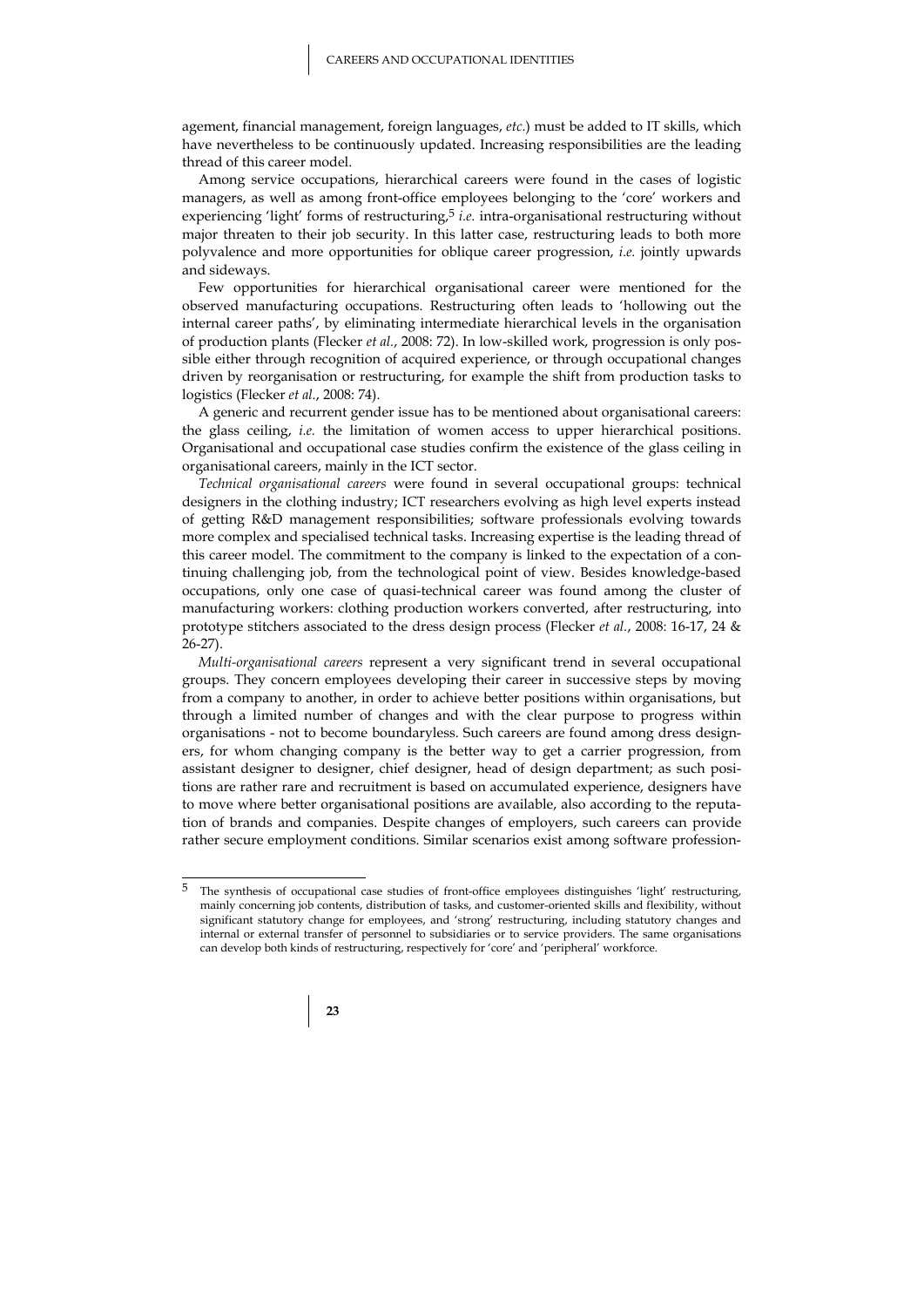agement, financial management, foreign languages, *etc*.) must be added to IT skills, which have nevertheless to be continuously updated. Increasing responsibilities are the leading thread of this career model.

Among service occupations, hierarchical careers were found in the cases of logistic managers, as well as among front-office employees belonging to the 'core' workers and experiencing 'light' forms of restructuring,[5] *i.e.* intra-organisational restructuring without major threaten to their job security. In this latter case, restructuring leads to both more polyvalence and more opportunities for oblique career progression, *i.e.* jointly upwards and sideways.

Few opportunities for hierarchical organisational career were mentioned for the observed manufacturing occupations. Restructuring often leads to 'hollowing out the internal career paths', by eliminating intermediate hierarchical levels in the organisation of production plants (Flecker *et al.*, 2008: 72). In low-skilled work, progression is only possible either through recognition of acquired experience, or through occupational changes driven by reorganisation or restructuring, for example the shift from production tasks to logistics (Flecker *et al.*, 2008: 74).

A generic and recurrent gender issue has to be mentioned about organisational careers: the glass ceiling, *i.e.* the limitation of women access to upper hierarchical positions. Organisational and occupational case studies confirm the existence of the glass ceiling in organisational careers, mainly in the ICT sector.

*Technical organisational careers* were found in several occupational groups: technical designers in the clothing industry; ICT researchers evolving as high level experts instead of getting R&D management responsibilities; software professionals evolving towards more complex and specialised technical tasks. Increasing expertise is the leading thread of this career model. The commitment to the company is linked to the expectation of a continuing challenging job, from the technological point of view. Besides knowledge-based occupations, only one case of quasi-technical career was found among the cluster of manufacturing workers: clothing production workers converted, after restructuring, into prototype stitchers associated to the dress design process (Flecker *et al.*, 2008: 16-17, 24 & 26-27).

*Multi-organisational careers* represent a very significant trend in several occupational groups. They concern employees developing their career in successive steps by moving from a company to another, in order to achieve better positions within organisations, but through a limited number of changes and with the clear purpose to progress within organisations - not to become boundaryless. Such careers are found among dress designers, for whom changing company is the better way to get a carrier progression, from assistant designer to designer, chief designer, head of design department; as such positions are rather rare and recruitment is based on accumulated experience, designers have to move where better organisational positions are available, also according to the reputation of brands and companies. Despite changes of employers, such careers can provide rather secure employment conditions. Similar scenarios exist among software profession-

[5] The synthesis of occupational case studies of front-office employees distinguishes 'light' restructuring, mainly concerning job contents, distribution of tasks, and customer-oriented skills and flexibility, without significant statutory change for employees, and 'strong' restructuring, including statutory changes and internal or external transfer of personnel to subsidiaries or to service providers. The same organisations can develop both kinds of restructuring, respectively for 'core' and 'peripheral' workforce.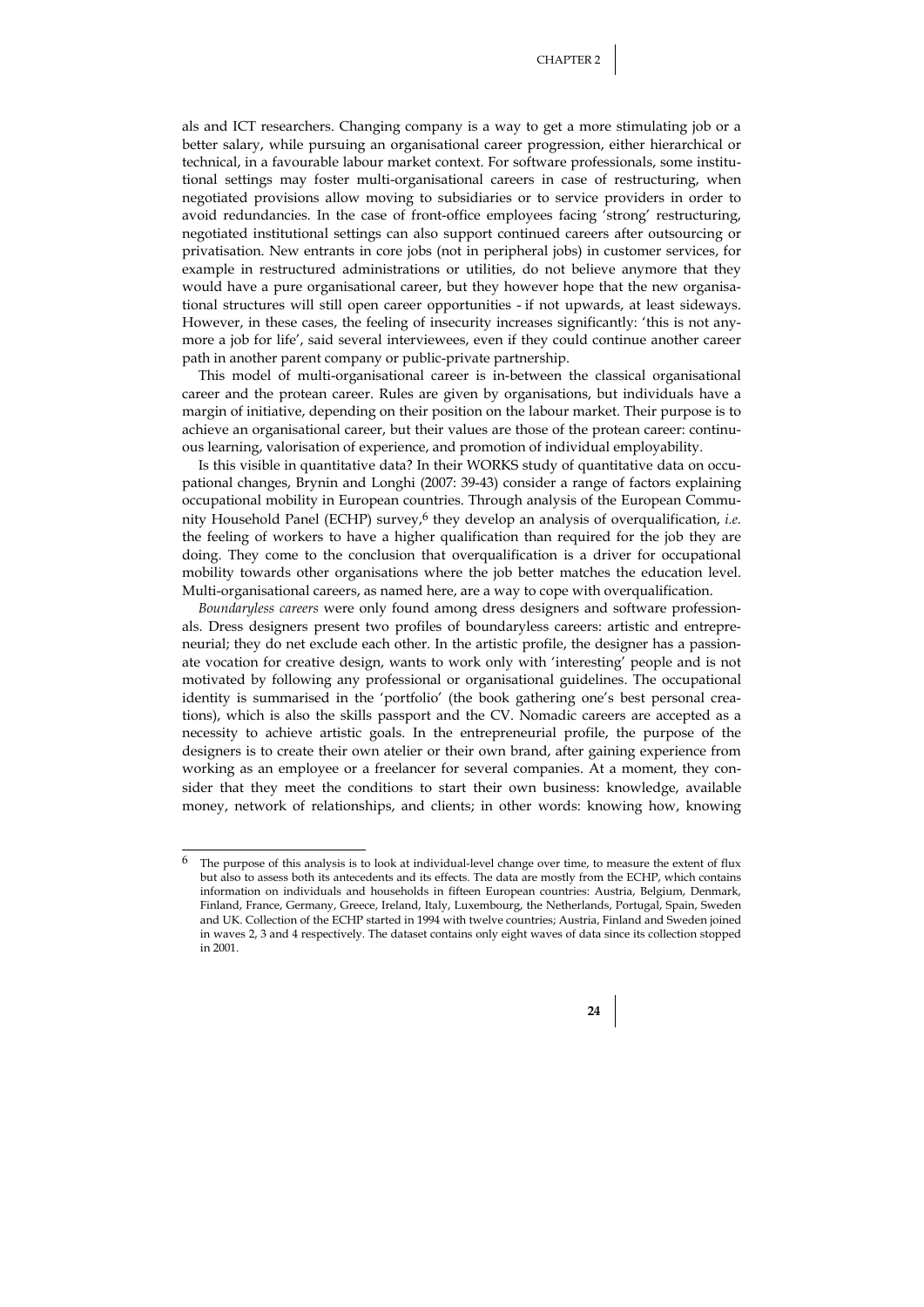als and ICT researchers. Changing company is a way to get a more stimulating job or a better salary, while pursuing an organisational career progression, either hierarchical or technical, in a favourable labour market context. For software professionals, some institutional settings may foster multi-organisational careers in case of restructuring, when negotiated provisions allow moving to subsidiaries or to service providers in order to avoid redundancies. In the case of front-office employees facing 'strong' restructuring, negotiated institutional settings can also support continued careers after outsourcing or privatisation. New entrants in core jobs (not in peripheral jobs) in customer services, for example in restructured administrations or utilities, do not believe anymore that they would have a pure organisational career, but they however hope that the new organisational structures will still open career opportunities - if not upwards, at least sideways. However, in these cases, the feeling of insecurity increases significantly: 'this is not anymore a job for life', said several interviewees, even if they could continue another career path in another parent company or public-private partnership.

This model of multi-organisational career is in-between the classical organisational career and the protean career. Rules are given by organisations, but individuals have a margin of initiative, depending on their position on the labour market. Their purpose is to achieve an organisational career, but their values are those of the protean career: continuous learning, valorisation of experience, and promotion of individual employability.

Is this visible in quantitative data? In their WORKS study of quantitative data on occupational changes, Brynin and Longhi (2007: 39-43) consider a range of factors explaining occupational mobility in European countries. Through analysis of the European Community Household Panel (ECHP) survey,[6] they develop an analysis of overqualification, *i.e.* the feeling of workers to have a higher qualification than required for the job they are doing. They come to the conclusion that overqualification is a driver for occupational mobility towards other organisations where the job better matches the education level. Multi-organisational careers, as named here, are a way to cope with overqualification.

*Boundaryless careers* were only found among dress designers and software professionals. Dress designers present two profiles of boundaryless careers: artistic and entrepreneurial; they do net exclude each other. In the artistic profile, the designer has a passionate vocation for creative design, wants to work only with 'interesting' people and is not motivated by following any professional or organisational guidelines. The occupational identity is summarised in the 'portfolio' (the book gathering one's best personal creations), which is also the skills passport and the CV. Nomadic careers are accepted as a necessity to achieve artistic goals. In the entrepreneurial profile, the purpose of the designers is to create their own atelier or their own brand, after gaining experience from working as an employee or a freelancer for several companies. At a moment, they consider that they meet the conditions to start their own business: knowledge, available money, network of relationships, and clients; in other words: knowing how, knowing

[6] The purpose of this analysis is to look at individual-level change over time, to measure the extent of flux but also to assess both its antecedents and its effects. The data are mostly from the ECHP, which contains information on individuals and households in fifteen European countries: Austria, Belgium, Denmark, Finland, France, Germany, Greece, Ireland, Italy, Luxembourg, the Netherlands, Portugal, Spain, Sweden and UK. Collection of the ECHP started in 1994 with twelve countries; Austria, Finland and Sweden joined in waves 2, 3 and 4 respectively. The dataset contains only eight waves of data since its collection stopped in 2001.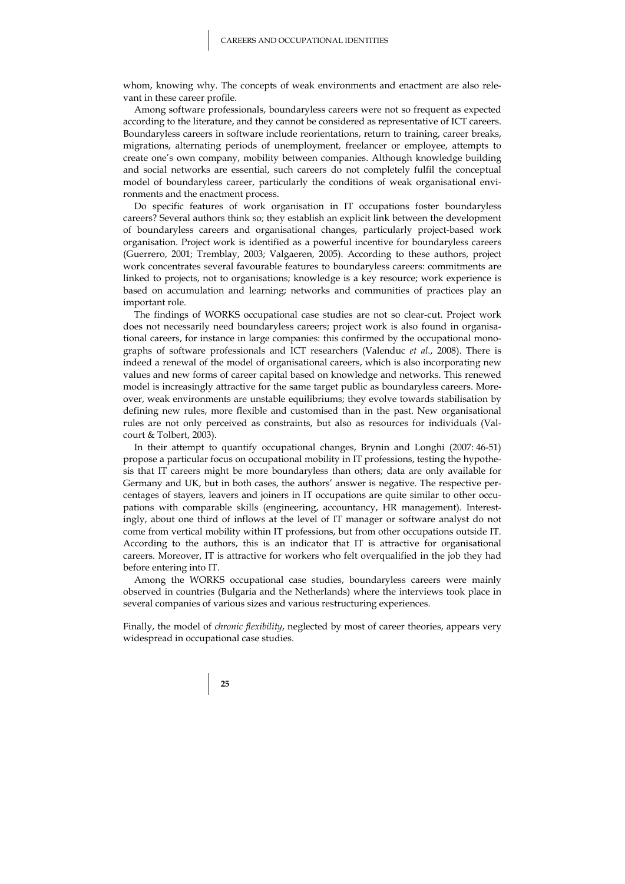whom, knowing why. The concepts of weak environments and enactment are also relevant in these career profile.

Among software professionals, boundaryless careers were not so frequent as expected according to the literature, and they cannot be considered as representative of ICT careers. Boundaryless careers in software include reorientations, return to training, career breaks, migrations, alternating periods of unemployment, freelancer or employee, attempts to create one's own company, mobility between companies. Although knowledge building and social networks are essential, such careers do not completely fulfil the conceptual model of boundaryless career, particularly the conditions of weak organisational environments and the enactment process.

Do specific features of work organisation in IT occupations foster boundaryless careers? Several authors think so; they establish an explicit link between the development of boundaryless careers and organisational changes, particularly project-based work organisation. Project work is identified as a powerful incentive for boundaryless careers (Guerrero, 2001; Tremblay, 2003; Valgaeren, 2005). According to these authors, project work concentrates several favourable features to boundaryless careers: commitments are linked to projects, not to organisations; knowledge is a key resource; work experience is based on accumulation and learning; networks and communities of practices play an important role.

The findings of WORKS occupational case studies are not so clear-cut. Project work does not necessarily need boundaryless careers; project work is also found in organisational careers, for instance in large companies: this confirmed by the occupational monographs of software professionals and ICT researchers (Valenduc *et al.*, 2008). There is indeed a renewal of the model of organisational careers, which is also incorporating new values and new forms of career capital based on knowledge and networks. This renewed model is increasingly attractive for the same target public as boundaryless careers. Moreover, weak environments are unstable equilibriums; they evolve towards stabilisation by defining new rules, more flexible and customised than in the past. New organisational rules are not only perceived as constraints, but also as resources for individuals (Valcourt & Tolbert, 2003).

In their attempt to quantify occupational changes, Brynin and Longhi (2007: 46-51) propose a particular focus on occupational mobility in IT professions, testing the hypothesis that IT careers might be more boundaryless than others; data are only available for Germany and UK, but in both cases, the authors' answer is negative. The respective percentages of stayers, leavers and joiners in IT occupations are quite similar to other occupations with comparable skills (engineering, accountancy, HR management). Interestingly, about one third of inflows at the level of IT manager or software analyst do not come from vertical mobility within IT professions, but from other occupations outside IT. According to the authors, this is an indicator that IT is attractive for organisational careers. Moreover, IT is attractive for workers who felt overqualified in the job they had before entering into IT.

Among the WORKS occupational case studies, boundaryless careers were mainly observed in countries (Bulgaria and the Netherlands) where the interviews took place in several companies of various sizes and various restructuring experiences.

Finally, the model of *chronic flexibility*, neglected by most of career theories, appears very widespread in occupational case studies.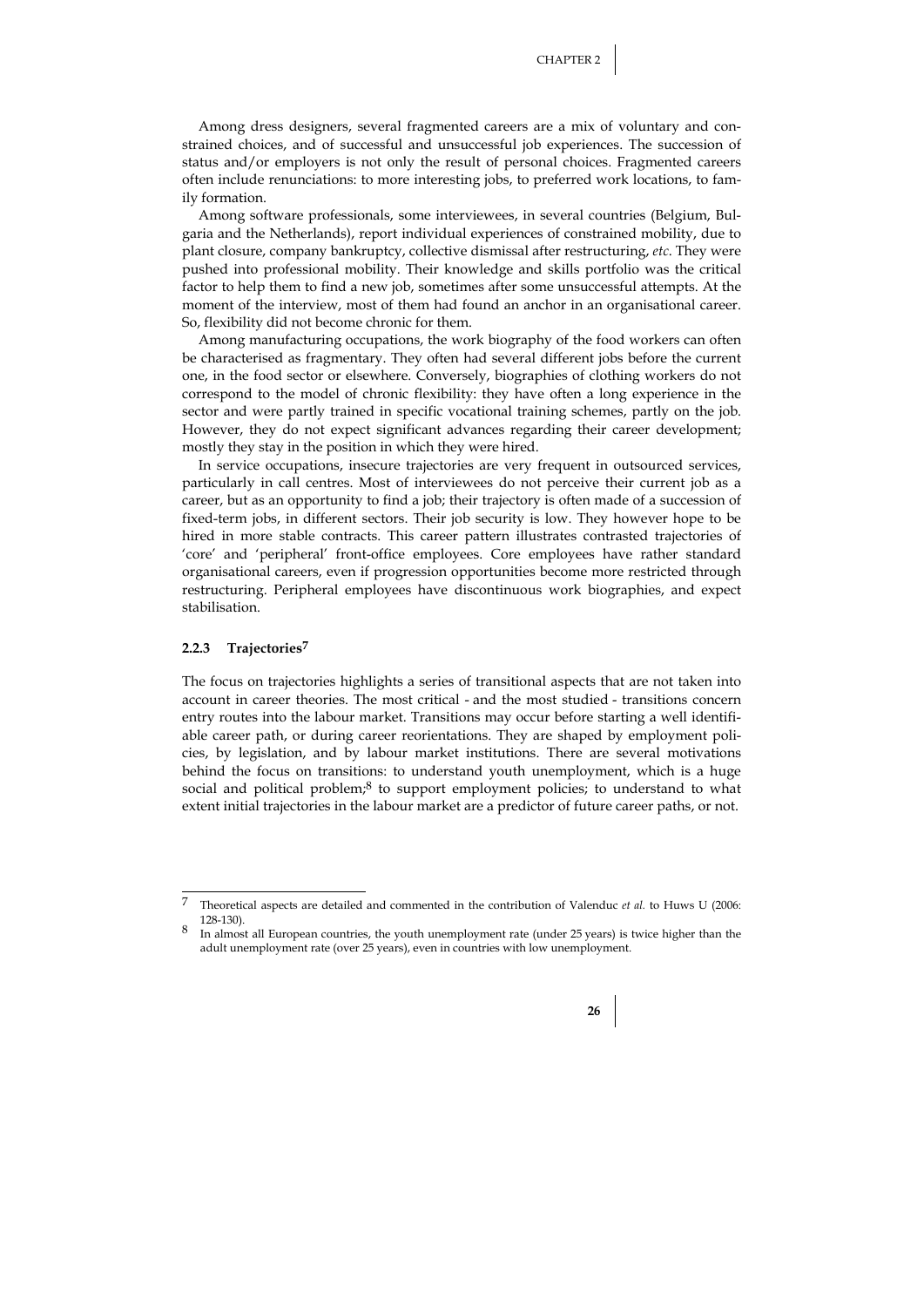Among dress designers, several fragmented careers are a mix of voluntary and constrained choices, and of successful and unsuccessful job experiences. The succession of status and/or employers is not only the result of personal choices. Fragmented careers often include renunciations: to more interesting jobs, to preferred work locations, to family formation.

Among software professionals, some interviewees, in several countries (Belgium, Bulgaria and the Netherlands), report individual experiences of constrained mobility, due to plant closure, company bankruptcy, collective dismissal after restructuring, *etc.* They were pushed into professional mobility. Their knowledge and skills portfolio was the critical factor to help them to find a new job, sometimes after some unsuccessful attempts. At the moment of the interview, most of them had found an anchor in an organisational career. So, flexibility did not become chronic for them.

Among manufacturing occupations, the work biography of the food workers can often be characterised as fragmentary. They often had several different jobs before the current one, in the food sector or elsewhere. Conversely, biographies of clothing workers do not correspond to the model of chronic flexibility: they have often a long experience in the sector and were partly trained in specific vocational training schemes, partly on the job. However, they do not expect significant advances regarding their career development; mostly they stay in the position in which they were hired.

In service occupations, insecure trajectories are very frequent in outsourced services, particularly in call centres. Most of interviewees do not perceive their current job as a career, but as an opportunity to find a job; their trajectory is often made of a succession of fixed-term jobs, in different sectors. Their job security is low. They however hope to be hired in more stable contracts. This career pattern illustrates contrasted trajectories of 'core' and 'peripheral' front-office employees. Core employees have rather standard organisational careers, even if progression opportunities become more restricted through restructuring. Peripheral employees have discontinuous work biographies, and expect stabilisation.

### 2.2.3 Trajectories[7]

The focus on trajectories highlights a series of transitional aspects that are not taken into account in career theories. The most critical - and the most studied - transitions concern entry routes into the labour market. Transitions may occur before starting a well identifiable career path, or during career reorientations. They are shaped by employment policies, by legislation, and by labour market institutions. There are several motivations behind the focus on transitions: to understand youth unemployment, which is a huge social and political problem;[8] to support employment policies; to understand to what extent initial trajectories in the labour market are a predictor of future career paths, or not.

---

[7] Theoretical aspects are detailed and commented in the contribution of Valenduc *et al.* to Huws U (2006: 128-130).

[8] In almost all European countries, the youth unemployment rate (under 25 years) is twice higher than the adult unemployment rate (over 25 years), even in countries with low unemployment.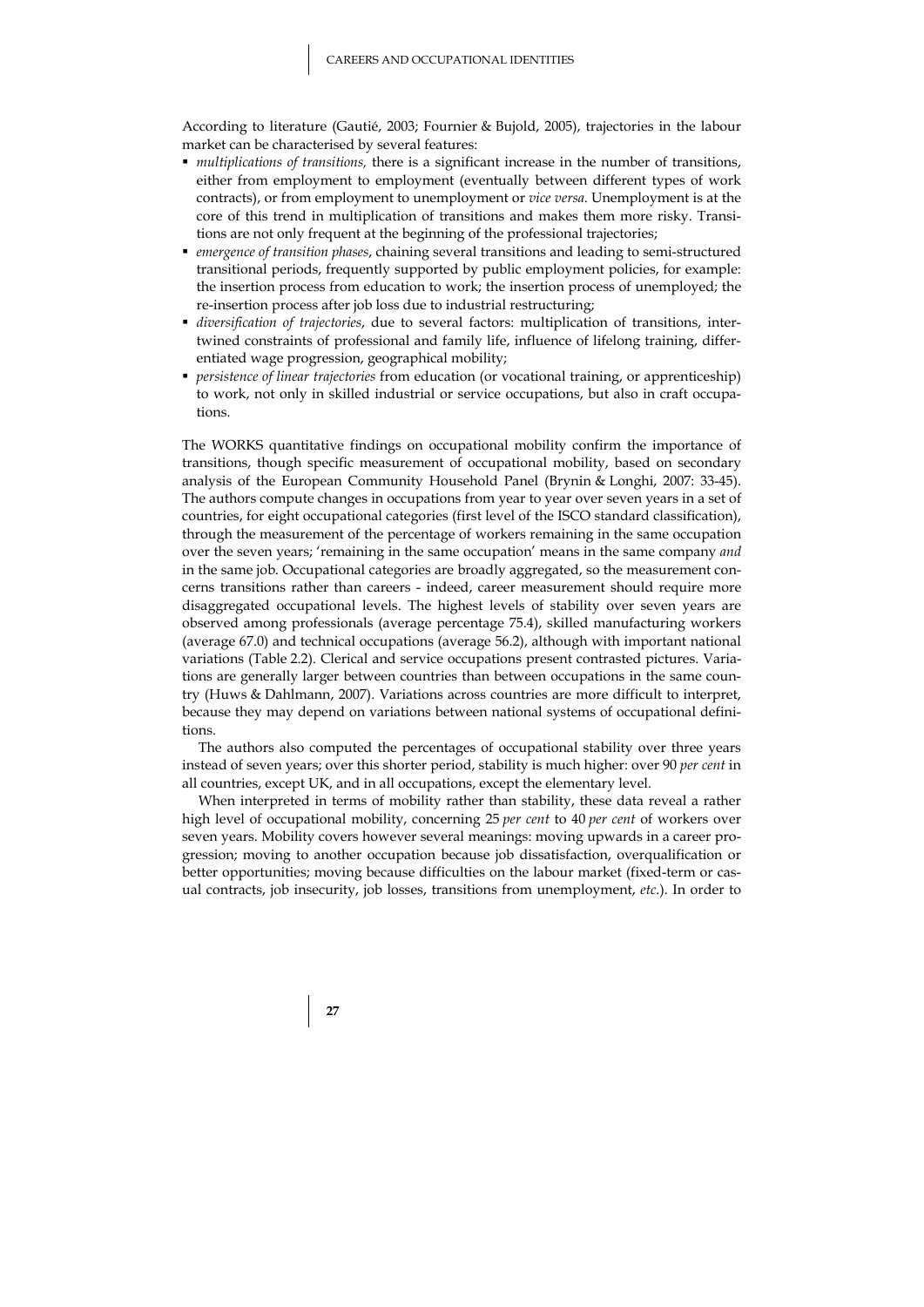According to literature (Gautié, 2003; Fournier & Bujold, 2005), trajectories in the labour market can be characterised by several features:

- *multiplications of transitions,* there is a significant increase in the number of transitions, either from employment to employment (eventually between different types of work contracts), or from employment to unemployment or *vice versa*. Unemployment is at the core of this trend in multiplication of transitions and makes them more risky. Transitions are not only frequent at the beginning of the professional trajectories;
- *emergence of transition phases*, chaining several transitions and leading to semi-structured transitional periods, frequently supported by public employment policies, for example: the insertion process from education to work; the insertion process of unemployed; the re-insertion process after job loss due to industrial restructuring;
- *diversification of trajectories*, due to several factors: multiplication of transitions, intertwined constraints of professional and family life, influence of lifelong training, differentiated wage progression, geographical mobility;
- *persistence of linear trajectories* from education (or vocational training, or apprenticeship) to work, not only in skilled industrial or service occupations, but also in craft occupations.

The WORKS quantitative findings on occupational mobility confirm the importance of transitions, though specific measurement of occupational mobility, based on secondary analysis of the European Community Household Panel (Brynin & Longhi, 2007: 33-45). The authors compute changes in occupations from year to year over seven years in a set of countries, for eight occupational categories (first level of the ISCO standard classification), through the measurement of the percentage of workers remaining in the same occupation over the seven years; 'remaining in the same occupation' means in the same company *and* in the same job. Occupational categories are broadly aggregated, so the measurement concerns transitions rather than careers - indeed, career measurement should require more disaggregated occupational levels. The highest levels of stability over seven years are observed among professionals (average percentage 75.4), skilled manufacturing workers (average 67.0) and technical occupations (average 56.2), although with important national variations (Table 2.2). Clerical and service occupations present contrasted pictures. Variations are generally larger between countries than between occupations in the same country (Huws & Dahlmann, 2007). Variations across countries are more difficult to interpret, because they may depend on variations between national systems of occupational definitions.

The authors also computed the percentages of occupational stability over three years instead of seven years; over this shorter period, stability is much higher: over 90 *per cent* in all countries, except UK, and in all occupations, except the elementary level.

When interpreted in terms of mobility rather than stability, these data reveal a rather high level of occupational mobility, concerning 25 *per cent* to 40 *per cent* of workers over seven years. Mobility covers however several meanings: moving upwards in a career progression; moving to another occupation because job dissatisfaction, overqualification or better opportunities; moving because difficulties on the labour market (fixed-term or casual contracts, job insecurity, job losses, transitions from unemployment, *etc.*). In order to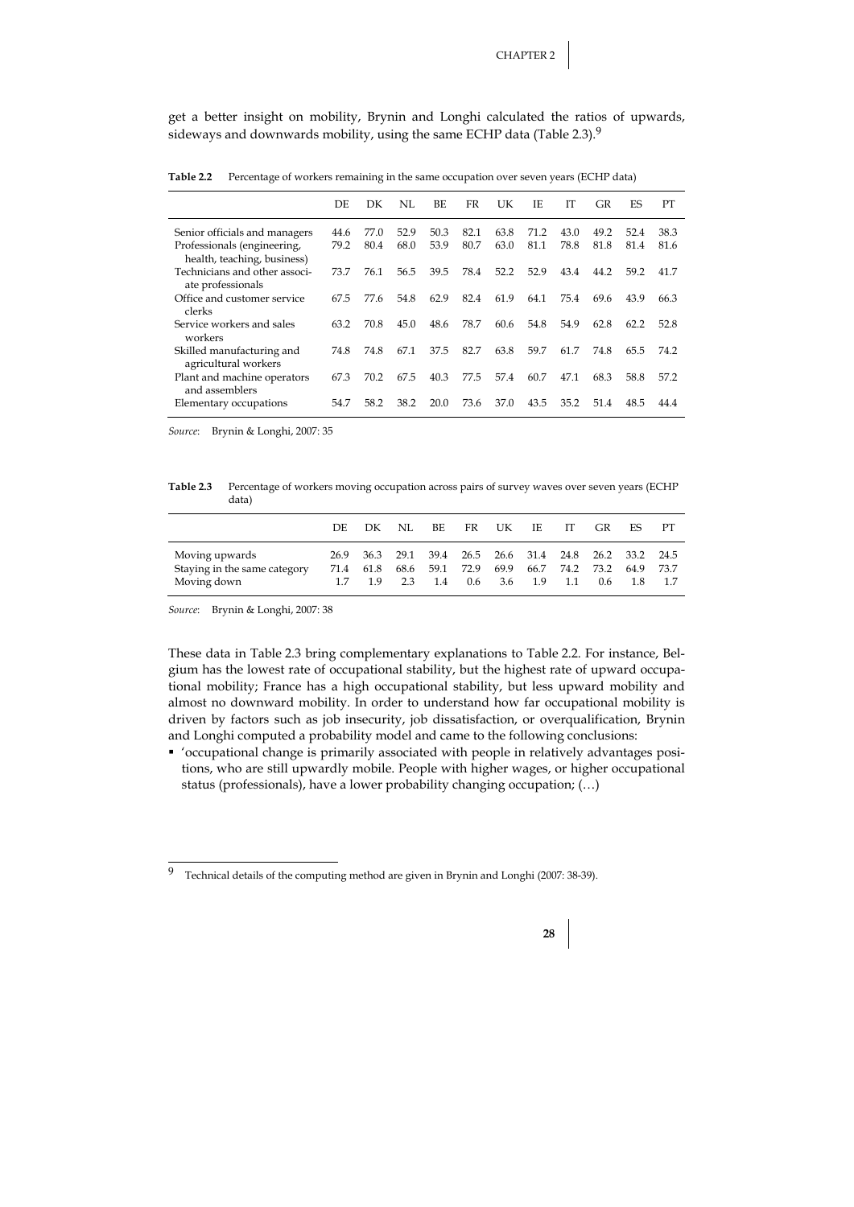get a better insight on mobility, Brynin and Longhi calculated the ratios of upwards, sideways and downwards mobility, using the same ECHP data (Table 2.3).[9]

**Table 2.2** Percentage of workers remaining in the same occupation over seven years (ECHP data)

| | DE | DK | NL | BE | FR | UK | IE | IT | GR | ES | PT |
|---|---|---|---|---|---|---|---|---|---|---|---|
| Senior officials and managers | 44.6 | 77.0 | 52.9 | 50.3 | 82.1 | 63.8 | 71.2 | 43.0 | 49.2 | 52.4 | 38.3 |
| Professionals (engineering, health, teaching, business) | 79.2 | 80.4 | 68.0 | 53.9 | 80.7 | 63.0 | 81.1 | 78.8 | 81.8 | 81.4 | 81.6 |
| Technicians and other associate professionals | 73.7 | 76.1 | 56.5 | 39.5 | 78.4 | 52.2 | 52.9 | 43.4 | 44.2 | 59.2 | 41.7 |
| Office and customer service clerks | 67.5 | 77.6 | 54.8 | 62.9 | 82.4 | 61.9 | 64.1 | 75.4 | 69.6 | 43.9 | 66.3 |
| Service workers and sales workers | 63.2 | 70.8 | 45.0 | 48.6 | 78.7 | 60.6 | 54.8 | 54.9 | 62.8 | 62.2 | 52.8 |
| Skilled manufacturing and agricultural workers | 74.8 | 74.8 | 67.1 | 37.5 | 82.7 | 63.8 | 59.7 | 61.7 | 74.8 | 65.5 | 74.2 |
| Plant and machine operators and assemblers | 67.3 | 70.2 | 67.5 | 40.3 | 77.5 | 57.4 | 60.7 | 47.1 | 68.3 | 58.8 | 57.2 |
| Elementary occupations | 54.7 | 58.2 | 38.2 | 20.0 | 73.6 | 37.0 | 43.5 | 35.2 | 51.4 | 48.5 | 44.4 |

*Source*: Brynin & Longhi, 2007: 35

**Table 2.3** Percentage of workers moving occupation across pairs of survey waves over seven years (ECHP data)

| | DE | DK | NL | BE | FR | UK | IE | IT | GR | ES | PT |
|---|---|---|---|---|---|---|---|---|---|---|---|
| Moving upwards | 26.9 | 36.3 | 29.1 | 39.4 | 26.5 | 26.6 | 31.4 | 24.8 | 26.2 | 33.2 | 24.5 |
| Staying in the same category | 71.4 | 61.8 | 68.6 | 59.1 | 72.9 | 69.9 | 66.7 | 74.2 | 73.2 | 64.9 | 73.7 |
| Moving down | 1.7 | 1.9 | 2.3 | 1.4 | 0.6 | 3.6 | 1.9 | 1.1 | 0.6 | 1.8 | 1.7 |

*Source*: Brynin & Longhi, 2007: 38

These data in Table 2.3 bring complementary explanations to Table 2.2. For instance, Belgium has the lowest rate of occupational stability, but the highest rate of upward occupational mobility; France has a high occupational stability, but less upward mobility and almost no downward mobility. In order to understand how far occupational mobility is driven by factors such as job insecurity, job dissatisfaction, or overqualification, Brynin and Longhi computed a probability model and came to the following conclusions:

- 'occupational change is primarily associated with people in relatively advantages positions, who are still upwardly mobile. People with higher wages, or higher occupational status (professionals), have a lower probability changing occupation; (…)

[9] Technical details of the computing method are given in Brynin and Longhi (2007: 38-39).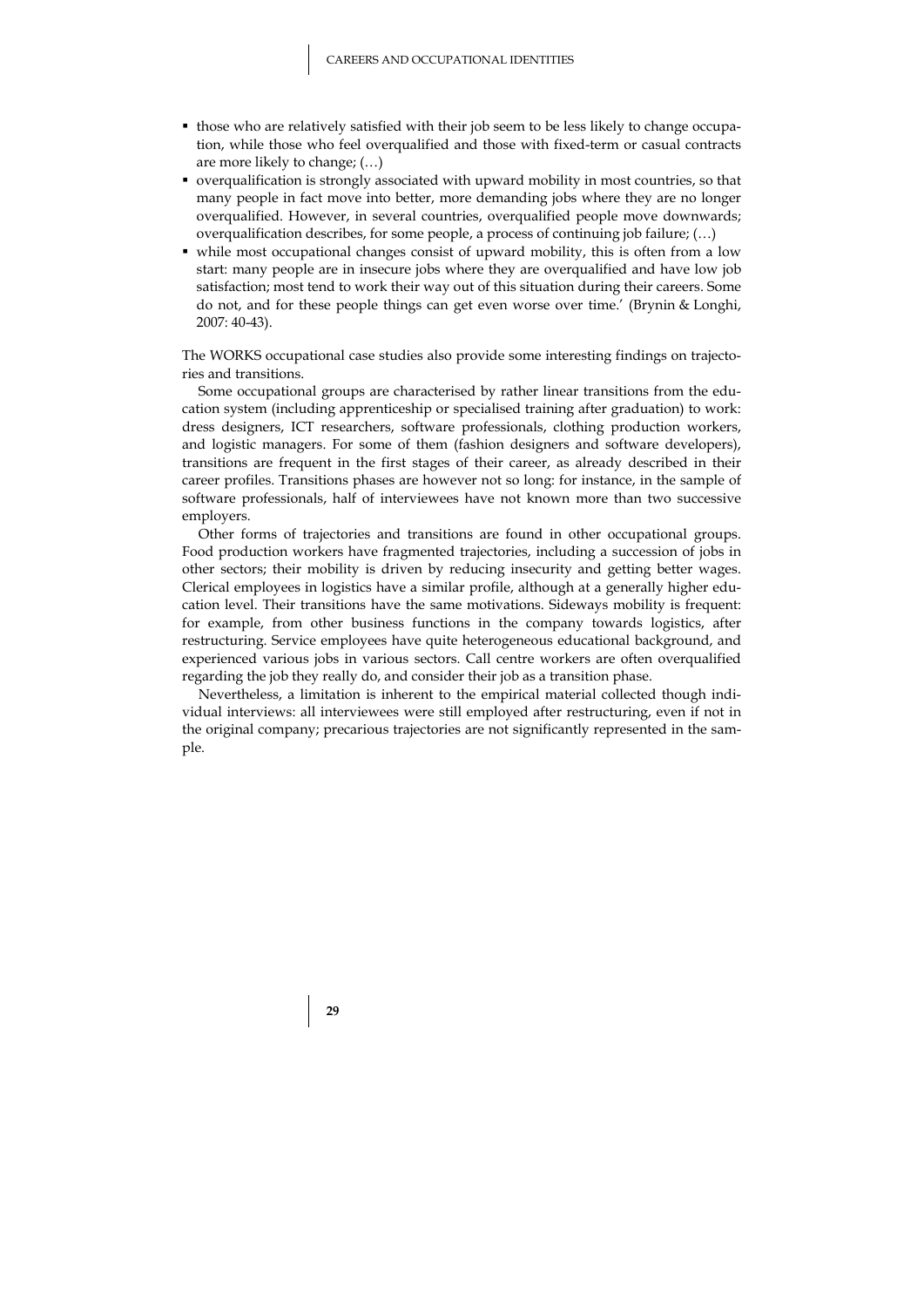- those who are relatively satisfied with their job seem to be less likely to change occupation, while those who feel overqualified and those with fixed-term or casual contracts are more likely to change; (…)
- overqualification is strongly associated with upward mobility in most countries, so that many people in fact move into better, more demanding jobs where they are no longer overqualified. However, in several countries, overqualified people move downwards; overqualification describes, for some people, a process of continuing job failure; (…)
- while most occupational changes consist of upward mobility, this is often from a low start: many people are in insecure jobs where they are overqualified and have low job satisfaction; most tend to work their way out of this situation during their careers. Some do not, and for these people things can get even worse over time.' (Brynin & Longhi, 2007: 40-43).

The WORKS occupational case studies also provide some interesting findings on trajectories and transitions.

Some occupational groups are characterised by rather linear transitions from the education system (including apprenticeship or specialised training after graduation) to work: dress designers, ICT researchers, software professionals, clothing production workers, and logistic managers. For some of them (fashion designers and software developers), transitions are frequent in the first stages of their career, as already described in their career profiles. Transitions phases are however not so long: for instance, in the sample of software professionals, half of interviewees have not known more than two successive employers.

Other forms of trajectories and transitions are found in other occupational groups. Food production workers have fragmented trajectories, including a succession of jobs in other sectors; their mobility is driven by reducing insecurity and getting better wages. Clerical employees in logistics have a similar profile, although at a generally higher education level. Their transitions have the same motivations. Sideways mobility is frequent: for example, from other business functions in the company towards logistics, after restructuring. Service employees have quite heterogeneous educational background, and experienced various jobs in various sectors. Call centre workers are often overqualified regarding the job they really do, and consider their job as a transition phase.

Nevertheless, a limitation is inherent to the empirical material collected though individual interviews: all interviewees were still employed after restructuring, even if not in the original company; precarious trajectories are not significantly represented in the sample.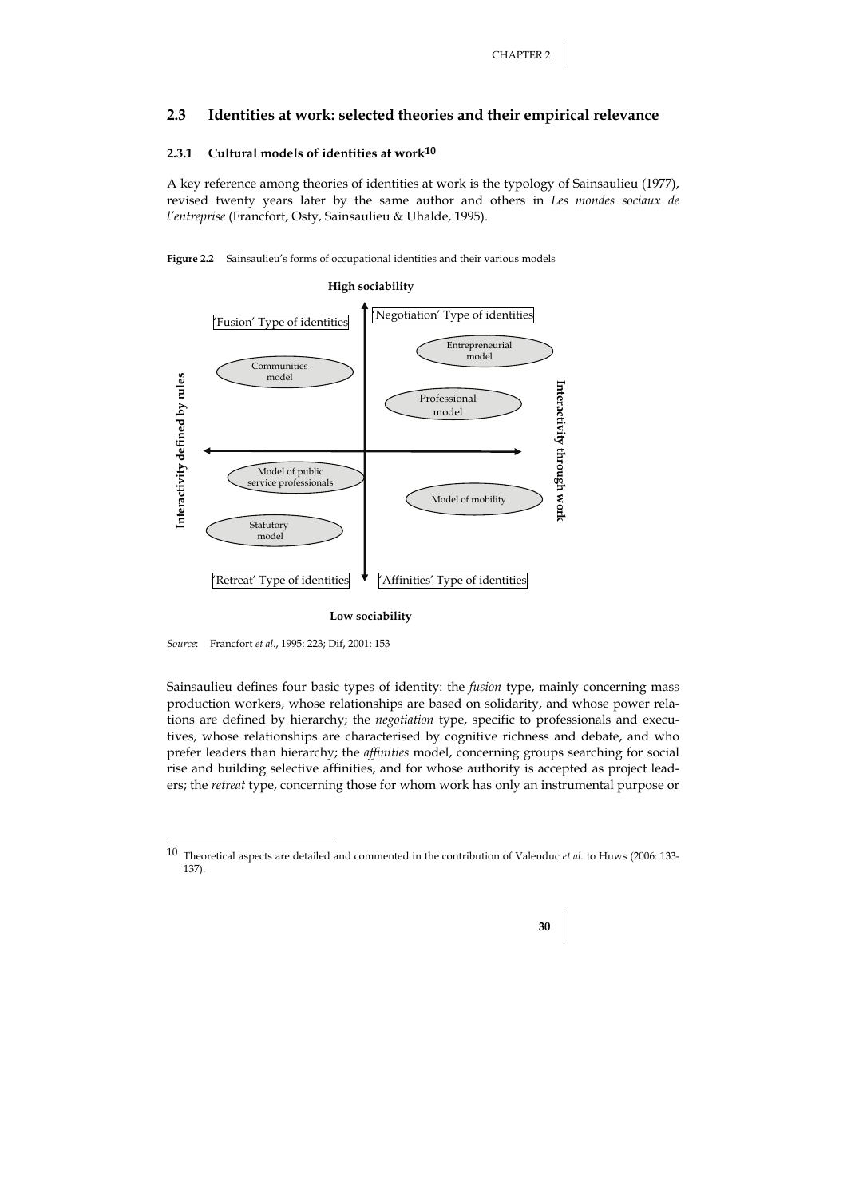## 2.3 Identities at work: selected theories and their empirical relevance

### 2.3.1 Cultural models of identities at work[10]

A key reference among theories of identities at work is the typology of Sainsaulieu (1977), revised twenty years later by the same author and others in *Les mondes sociaux de l'entreprise* (Francfort, Osty, Sainsaulieu & Uhalde, 1995).

**Figure 2.2** Sainsaulieu's forms of occupational identities and their various models

High sociability

'Fusion' Type of identities

'Negotiation' Type of identities

Entrepreneurial model

Communities model

Professional model

Interactivity defined by rules

Interactivity through work

Model of public service professionals

Model of mobility

Statutory model

'Retreat' Type of identities

'Affinities' Type of identities

Low sociability

*Source*: Francfort *et al.*, 1995: 223; Dif, 2001: 153

Sainsaulieu defines four basic types of identity: the *fusion* type, mainly concerning mass production workers, whose relationships are based on solidarity, and whose power relations are defined by hierarchy; the *negotiation* type, specific to professionals and executives, whose relationships are characterised by cognitive richness and debate, and who prefer leaders than hierarchy; the *affinities* model, concerning groups searching for social rise and building selective affinities, and for whose authority is accepted as project leaders; the *retreat* type, concerning those for whom work has only an instrumental purpose or

[10] Theoretical aspects are detailed and commented in the contribution of Valenduc *et al.* to Huws (2006: 133-137).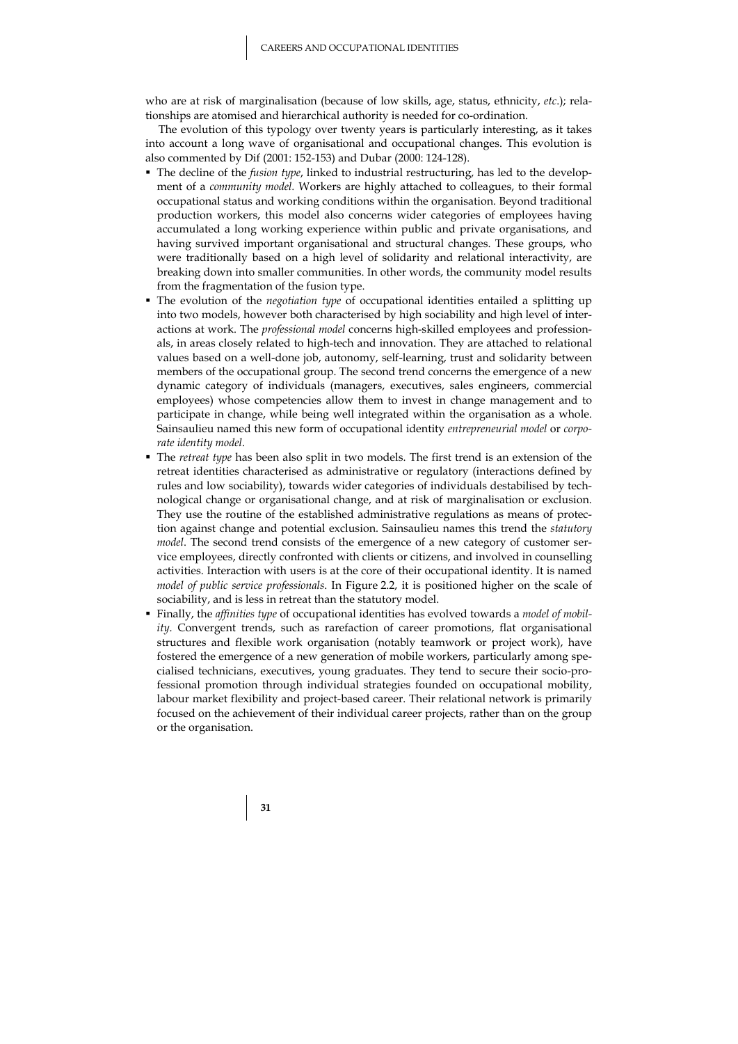who are at risk of marginalisation (because of low skills, age, status, ethnicity, *etc*.); relationships are atomised and hierarchical authority is needed for co-ordination.

The evolution of this typology over twenty years is particularly interesting, as it takes into account a long wave of organisational and occupational changes. This evolution is also commented by Dif (2001: 152-153) and Dubar (2000: 124-128).

- The decline of the *fusion type*, linked to industrial restructuring, has led to the development of a *community model*. Workers are highly attached to colleagues, to their formal occupational status and working conditions within the organisation. Beyond traditional production workers, this model also concerns wider categories of employees having accumulated a long working experience within public and private organisations, and having survived important organisational and structural changes. These groups, who were traditionally based on a high level of solidarity and relational interactivity, are breaking down into smaller communities. In other words, the community model results from the fragmentation of the fusion type.
- The evolution of the *negotiation type* of occupational identities entailed a splitting up into two models, however both characterised by high sociability and high level of interactions at work. The *professional model* concerns high-skilled employees and professionals, in areas closely related to high-tech and innovation. They are attached to relational values based on a well-done job, autonomy, self-learning, trust and solidarity between members of the occupational group. The second trend concerns the emergence of a new dynamic category of individuals (managers, executives, sales engineers, commercial employees) whose competencies allow them to invest in change management and to participate in change, while being well integrated within the organisation as a whole. Sainsaulieu named this new form of occupational identity *entrepreneurial model* or *corporate identity model*.
- The *retreat type* has been also split in two models. The first trend is an extension of the retreat identities characterised as administrative or regulatory (interactions defined by rules and low sociability), towards wider categories of individuals destabilised by technological change or organisational change, and at risk of marginalisation or exclusion. They use the routine of the established administrative regulations as means of protection against change and potential exclusion. Sainsaulieu names this trend the *statutory model*. The second trend consists of the emergence of a new category of customer service employees, directly confronted with clients or citizens, and involved in counselling activities. Interaction with users is at the core of their occupational identity. It is named *model of public service professionals*. In Figure 2.2, it is positioned higher on the scale of sociability, and is less in retreat than the statutory model.
- Finally, the *affinities type* of occupational identities has evolved towards a *model of mobility*. Convergent trends, such as rarefaction of career promotions, flat organisational structures and flexible work organisation (notably teamwork or project work), have fostered the emergence of a new generation of mobile workers, particularly among specialised technicians, executives, young graduates. They tend to secure their socio-professional promotion through individual strategies founded on occupational mobility, labour market flexibility and project-based career. Their relational network is primarily focused on the achievement of their individual career projects, rather than on the group or the organisation.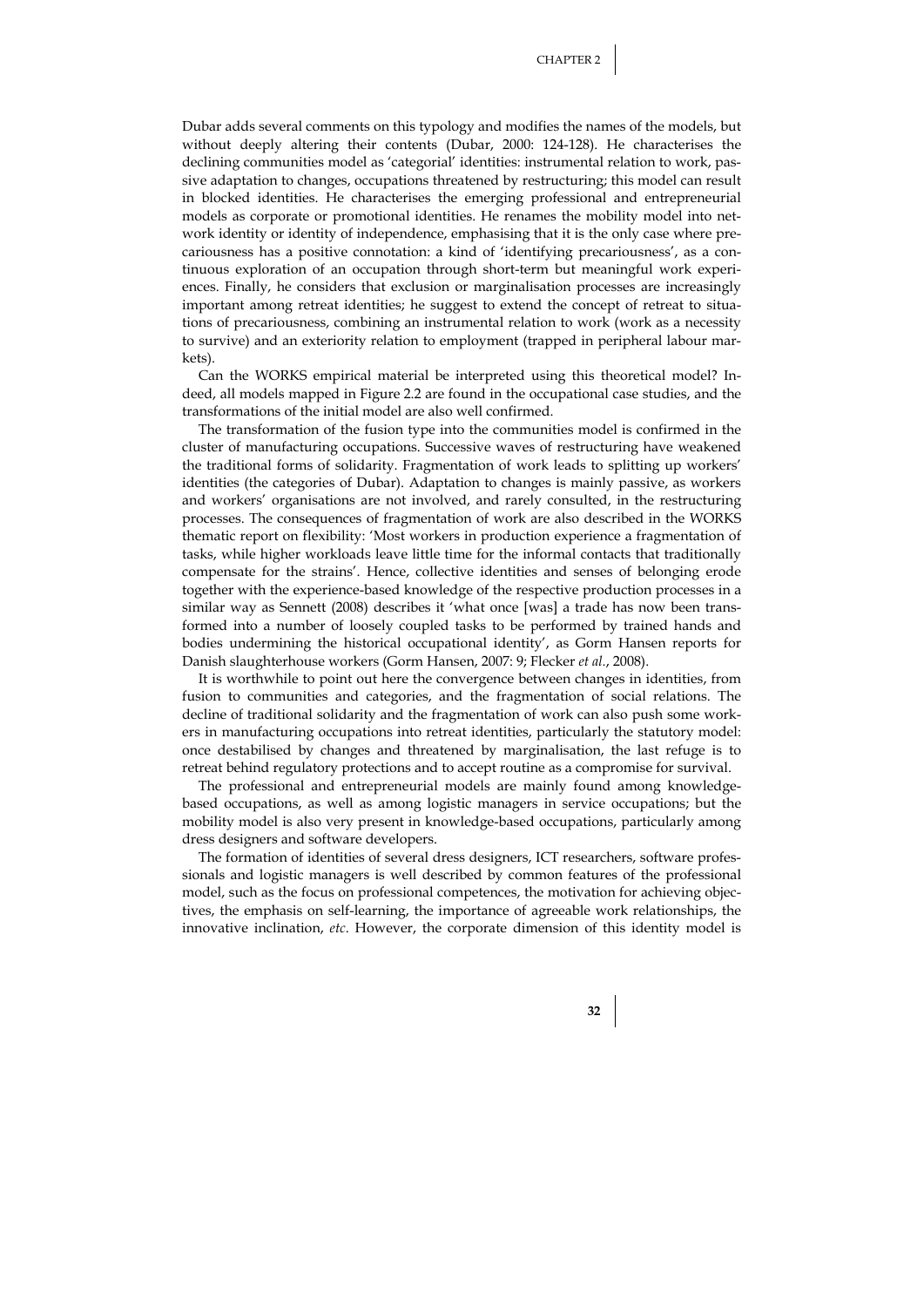Dubar adds several comments on this typology and modifies the names of the models, but without deeply altering their contents (Dubar, 2000: 124-128). He characterises the declining communities model as 'categorial' identities: instrumental relation to work, passive adaptation to changes, occupations threatened by restructuring; this model can result in blocked identities. He characterises the emerging professional and entrepreneurial models as corporate or promotional identities. He renames the mobility model into network identity or identity of independence, emphasising that it is the only case where precariousness has a positive connotation: a kind of 'identifying precariousness', as a continuous exploration of an occupation through short-term but meaningful work experiences. Finally, he considers that exclusion or marginalisation processes are increasingly important among retreat identities; he suggest to extend the concept of retreat to situations of precariousness, combining an instrumental relation to work (work as a necessity to survive) and an exteriority relation to employment (trapped in peripheral labour markets).

Can the WORKS empirical material be interpreted using this theoretical model? Indeed, all models mapped in Figure 2.2 are found in the occupational case studies, and the transformations of the initial model are also well confirmed.

The transformation of the fusion type into the communities model is confirmed in the cluster of manufacturing occupations. Successive waves of restructuring have weakened the traditional forms of solidarity. Fragmentation of work leads to splitting up workers' identities (the categories of Dubar). Adaptation to changes is mainly passive, as workers and workers' organisations are not involved, and rarely consulted, in the restructuring processes. The consequences of fragmentation of work are also described in the WORKS thematic report on flexibility: 'Most workers in production experience a fragmentation of tasks, while higher workloads leave little time for the informal contacts that traditionally compensate for the strains'. Hence, collective identities and senses of belonging erode together with the experience-based knowledge of the respective production processes in a similar way as Sennett (2008) describes it 'what once [was] a trade has now been transformed into a number of loosely coupled tasks to be performed by trained hands and bodies undermining the historical occupational identity', as Gorm Hansen reports for Danish slaughterhouse workers (Gorm Hansen, 2007: 9; Flecker *et al.*, 2008).

It is worthwhile to point out here the convergence between changes in identities, from fusion to communities and categories, and the fragmentation of social relations. The decline of traditional solidarity and the fragmentation of work can also push some workers in manufacturing occupations into retreat identities, particularly the statutory model: once destabilised by changes and threatened by marginalisation, the last refuge is to retreat behind regulatory protections and to accept routine as a compromise for survival.

The professional and entrepreneurial models are mainly found among knowledge-based occupations, as well as among logistic managers in service occupations; but the mobility model is also very present in knowledge-based occupations, particularly among dress designers and software developers.

The formation of identities of several dress designers, ICT researchers, software professionals and logistic managers is well described by common features of the professional model, such as the focus on professional competences, the motivation for achieving objectives, the emphasis on self-learning, the importance of agreeable work relationships, the innovative inclination, *etc*. However, the corporate dimension of this identity model is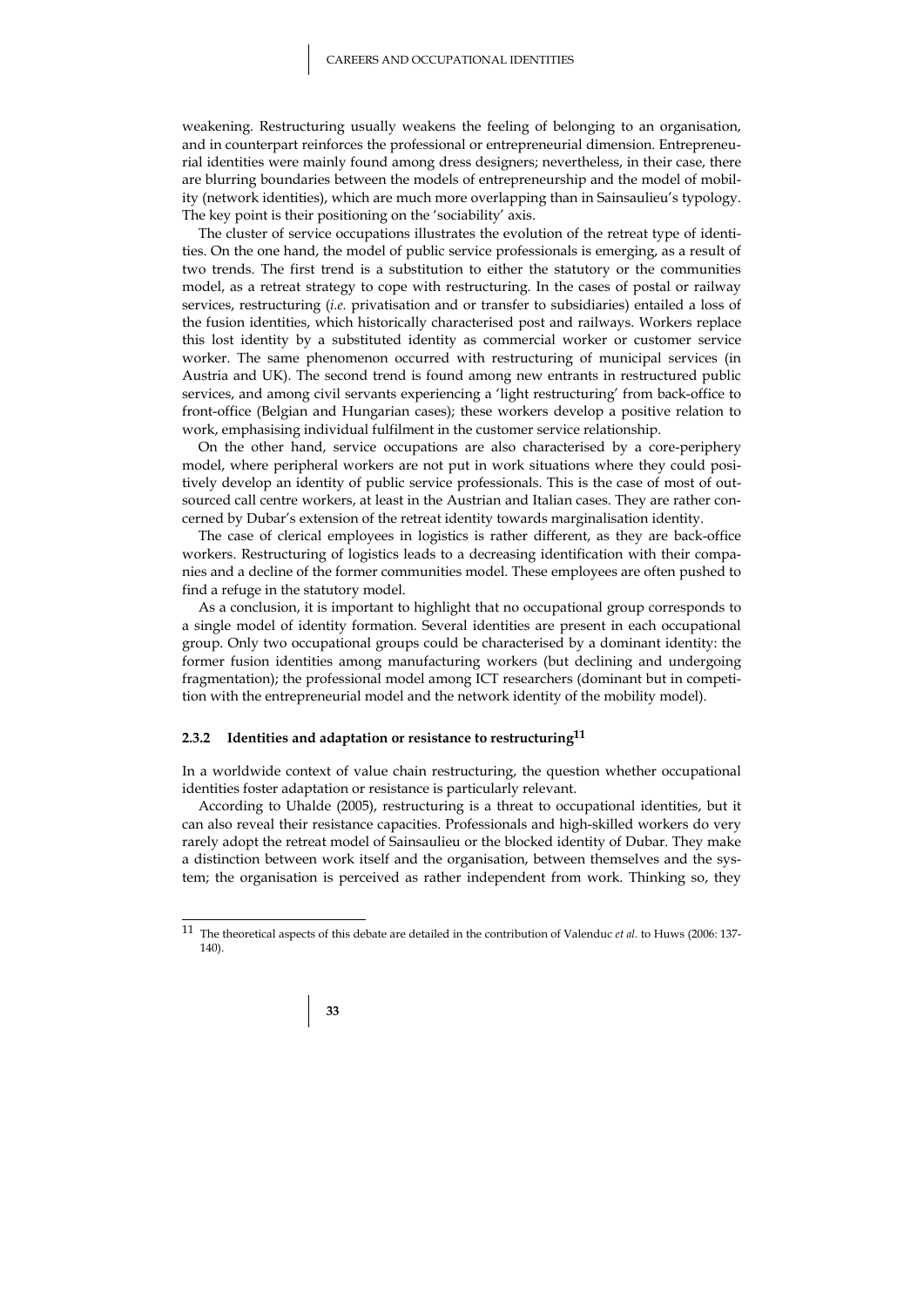weakening. Restructuring usually weakens the feeling of belonging to an organisation, and in counterpart reinforces the professional or entrepreneurial dimension. Entrepreneurial identities were mainly found among dress designers; nevertheless, in their case, there are blurring boundaries between the models of entrepreneurship and the model of mobility (network identities), which are much more overlapping than in Sainsaulieu's typology. The key point is their positioning on the 'sociability' axis.

The cluster of service occupations illustrates the evolution of the retreat type of identities. On the one hand, the model of public service professionals is emerging, as a result of two trends. The first trend is a substitution to either the statutory or the communities model, as a retreat strategy to cope with restructuring. In the cases of postal or railway services, restructuring (*i.e.* privatisation and or transfer to subsidiaries) entailed a loss of the fusion identities, which historically characterised post and railways. Workers replace this lost identity by a substituted identity as commercial worker or customer service worker. The same phenomenon occurred with restructuring of municipal services (in Austria and UK). The second trend is found among new entrants in restructured public services, and among civil servants experiencing a 'light restructuring' from back-office to front-office (Belgian and Hungarian cases); these workers develop a positive relation to work, emphasising individual fulfilment in the customer service relationship.

On the other hand, service occupations are also characterised by a core-periphery model, where peripheral workers are not put in work situations where they could positively develop an identity of public service professionals. This is the case of most of outsourced call centre workers, at least in the Austrian and Italian cases. They are rather concerned by Dubar's extension of the retreat identity towards marginalisation identity.

The case of clerical employees in logistics is rather different, as they are back-office workers. Restructuring of logistics leads to a decreasing identification with their companies and a decline of the former communities model. These employees are often pushed to find a refuge in the statutory model.

As a conclusion, it is important to highlight that no occupational group corresponds to a single model of identity formation. Several identities are present in each occupational group. Only two occupational groups could be characterised by a dominant identity: the former fusion identities among manufacturing workers (but declining and undergoing fragmentation); the professional model among ICT researchers (dominant but in competition with the entrepreneurial model and the network identity of the mobility model).

### 2.3.2 Identities and adaptation or resistance to restructuring[11]

In a worldwide context of value chain restructuring, the question whether occupational identities foster adaptation or resistance is particularly relevant.

According to Uhalde (2005), restructuring is a threat to occupational identities, but it can also reveal their resistance capacities. Professionals and high-skilled workers do very rarely adopt the retreat model of Sainsaulieu or the blocked identity of Dubar. They make a distinction between work itself and the organisation, between themselves and the system; the organisation is perceived as rather independent from work. Thinking so, they

---

[11] The theoretical aspects of this debate are detailed in the contribution of Valenduc *et al.* to Huws (2006: 137-140).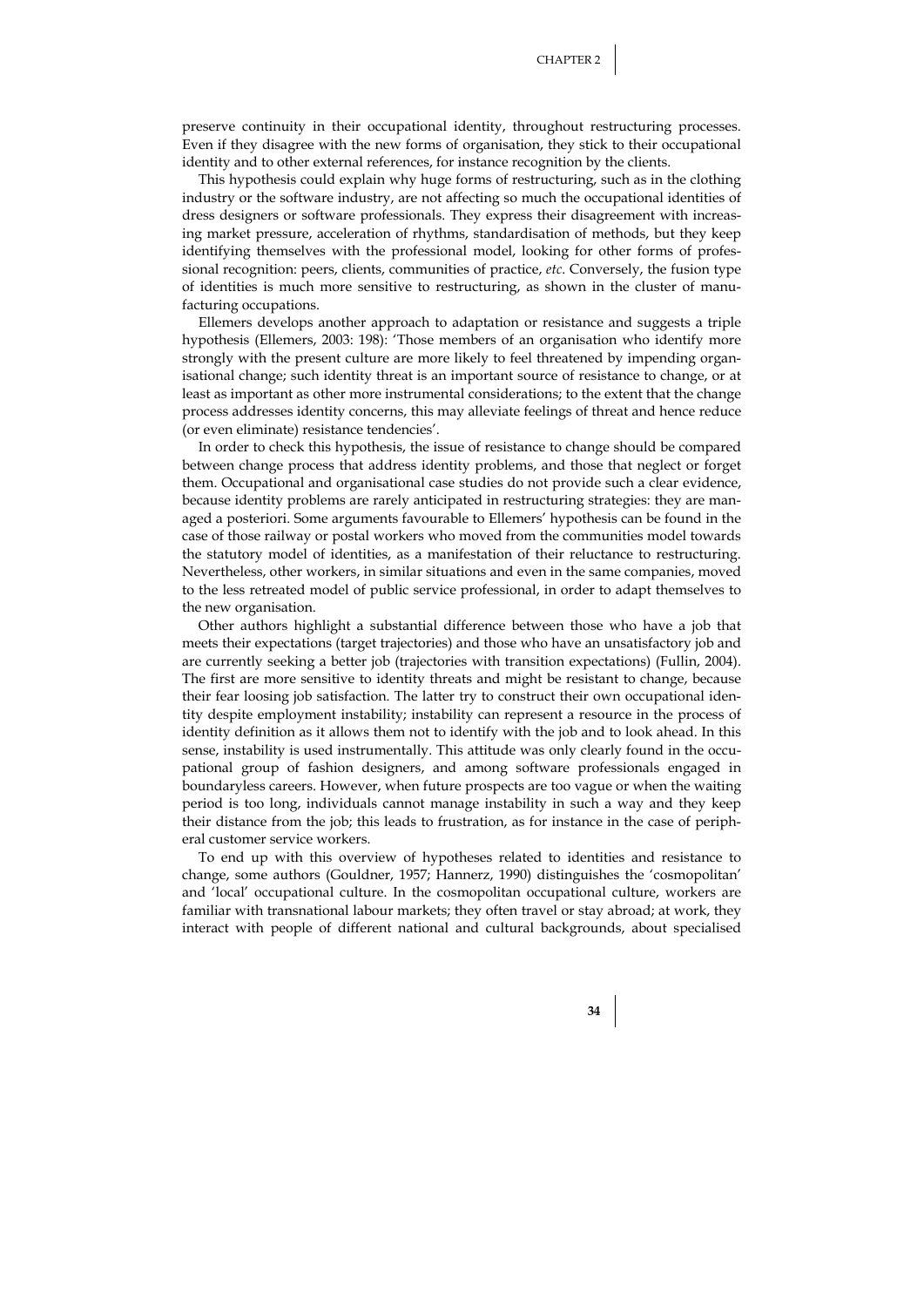preserve continuity in their occupational identity, throughout restructuring processes. Even if they disagree with the new forms of organisation, they stick to their occupational identity and to other external references, for instance recognition by the clients.

This hypothesis could explain why huge forms of restructuring, such as in the clothing industry or the software industry, are not affecting so much the occupational identities of dress designers or software professionals. They express their disagreement with increasing market pressure, acceleration of rhythms, standardisation of methods, but they keep identifying themselves with the professional model, looking for other forms of professional recognition: peers, clients, communities of practice, *etc*. Conversely, the fusion type of identities is much more sensitive to restructuring, as shown in the cluster of manufacturing occupations.

Ellemers develops another approach to adaptation or resistance and suggests a triple hypothesis (Ellemers, 2003: 198): 'Those members of an organisation who identify more strongly with the present culture are more likely to feel threatened by impending organisational change; such identity threat is an important source of resistance to change, or at least as important as other more instrumental considerations; to the extent that the change process addresses identity concerns, this may alleviate feelings of threat and hence reduce (or even eliminate) resistance tendencies'.

In order to check this hypothesis, the issue of resistance to change should be compared between change process that address identity problems, and those that neglect or forget them. Occupational and organisational case studies do not provide such a clear evidence, because identity problems are rarely anticipated in restructuring strategies: they are managed a posteriori. Some arguments favourable to Ellemers' hypothesis can be found in the case of those railway or postal workers who moved from the communities model towards the statutory model of identities, as a manifestation of their reluctance to restructuring. Nevertheless, other workers, in similar situations and even in the same companies, moved to the less retreated model of public service professional, in order to adapt themselves to the new organisation.

Other authors highlight a substantial difference between those who have a job that meets their expectations (target trajectories) and those who have an unsatisfactory job and are currently seeking a better job (trajectories with transition expectations) (Fullin, 2004). The first are more sensitive to identity threats and might be resistant to change, because their fear loosing job satisfaction. The latter try to construct their own occupational identity despite employment instability; instability can represent a resource in the process of identity definition as it allows them not to identify with the job and to look ahead. In this sense, instability is used instrumentally. This attitude was only clearly found in the occupational group of fashion designers, and among software professionals engaged in boundaryless careers. However, when future prospects are too vague or when the waiting period is too long, individuals cannot manage instability in such a way and they keep their distance from the job; this leads to frustration, as for instance in the case of peripheral customer service workers.

To end up with this overview of hypotheses related to identities and resistance to change, some authors (Gouldner, 1957; Hannerz, 1990) distinguishes the 'cosmopolitan' and 'local' occupational culture. In the cosmopolitan occupational culture, workers are familiar with transnational labour markets; they often travel or stay abroad; at work, they interact with people of different national and cultural backgrounds, about specialised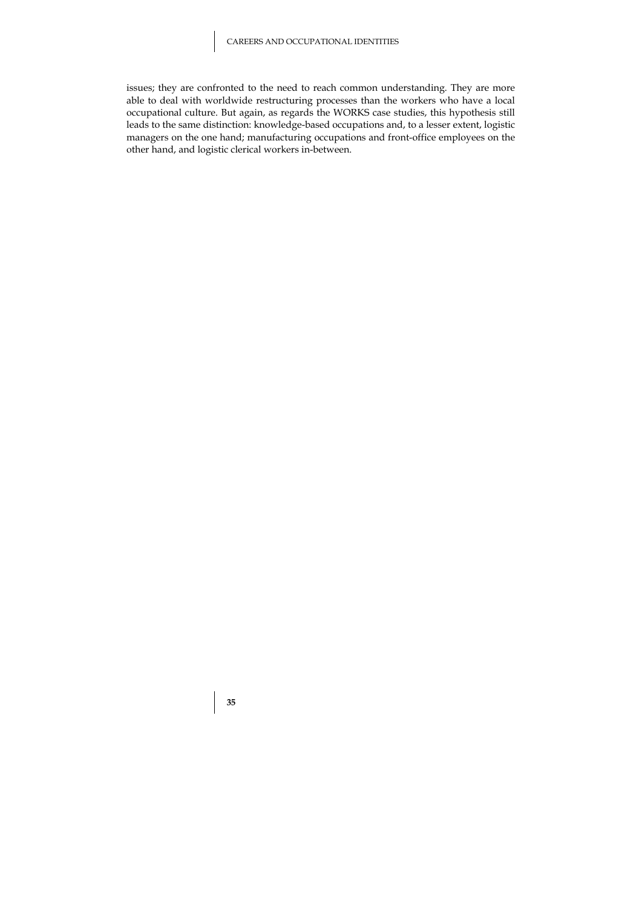issues; they are confronted to the need to reach common understanding. They are more able to deal with worldwide restructuring processes than the workers who have a local occupational culture. But again, as regards the WORKS case studies, this hypothesis still leads to the same distinction: knowledge-based occupations and, to a lesser extent, logistic managers on the one hand; manufacturing occupations and front-office employees on the other hand, and logistic clerical workers in-between.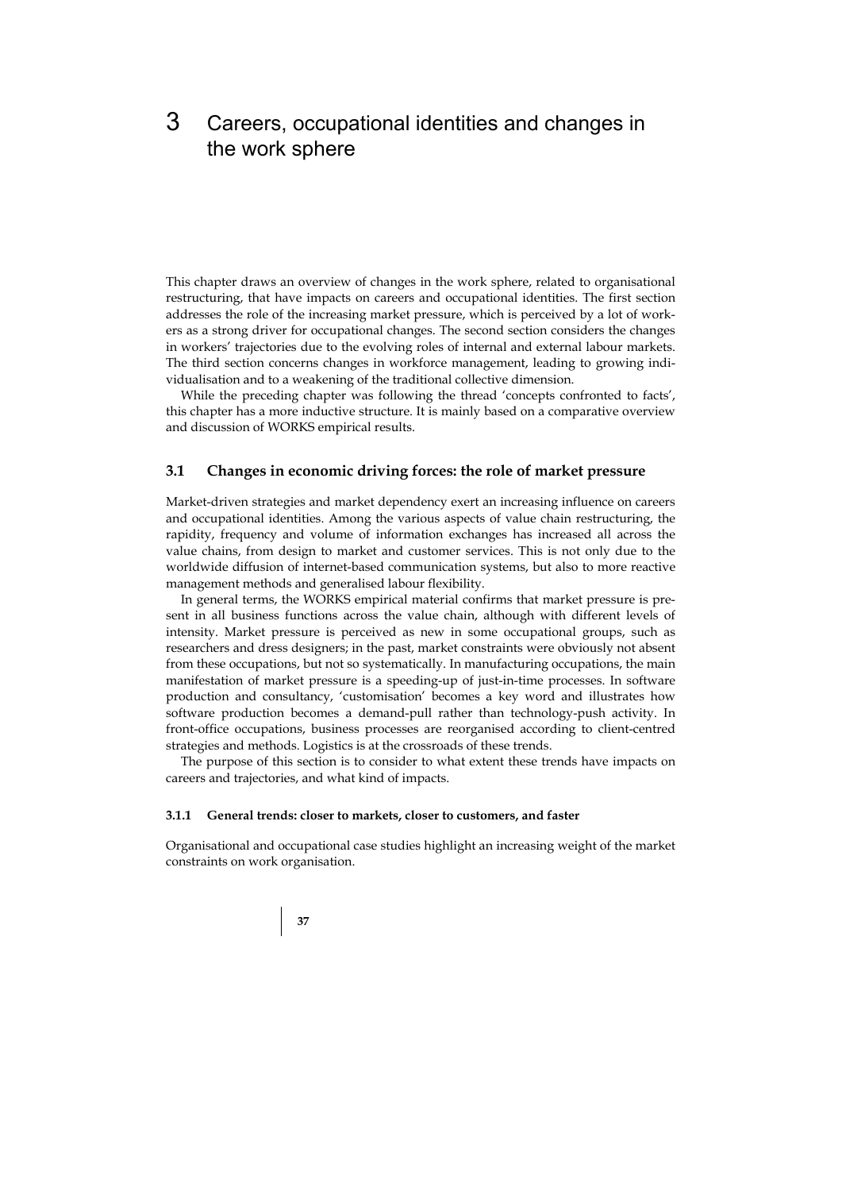# 3 Careers, occupational identities and changes in the work sphere

This chapter draws an overview of changes in the work sphere, related to organisational restructuring, that have impacts on careers and occupational identities. The first section addresses the role of the increasing market pressure, which is perceived by a lot of workers as a strong driver for occupational changes. The second section considers the changes in workers' trajectories due to the evolving roles of internal and external labour markets. The third section concerns changes in workforce management, leading to growing individualisation and to a weakening of the traditional collective dimension.

While the preceding chapter was following the thread 'concepts confronted to facts', this chapter has a more inductive structure. It is mainly based on a comparative overview and discussion of WORKS empirical results.

## 3.1 Changes in economic driving forces: the role of market pressure

Market-driven strategies and market dependency exert an increasing influence on careers and occupational identities. Among the various aspects of value chain restructuring, the rapidity, frequency and volume of information exchanges has increased all across the value chains, from design to market and customer services. This is not only due to the worldwide diffusion of internet-based communication systems, but also to more reactive management methods and generalised labour flexibility.

In general terms, the WORKS empirical material confirms that market pressure is present in all business functions across the value chain, although with different levels of intensity. Market pressure is perceived as new in some occupational groups, such as researchers and dress designers; in the past, market constraints were obviously not absent from these occupations, but not so systematically. In manufacturing occupations, the main manifestation of market pressure is a speeding-up of just-in-time processes. In software production and consultancy, 'customisation' becomes a key word and illustrates how software production becomes a demand-pull rather than technology-push activity. In front-office occupations, business processes are reorganised according to client-centred strategies and methods. Logistics is at the crossroads of these trends.

The purpose of this section is to consider to what extent these trends have impacts on careers and trajectories, and what kind of impacts.

### 3.1.1 General trends: closer to markets, closer to customers, and faster

Organisational and occupational case studies highlight an increasing weight of the market constraints on work organisation.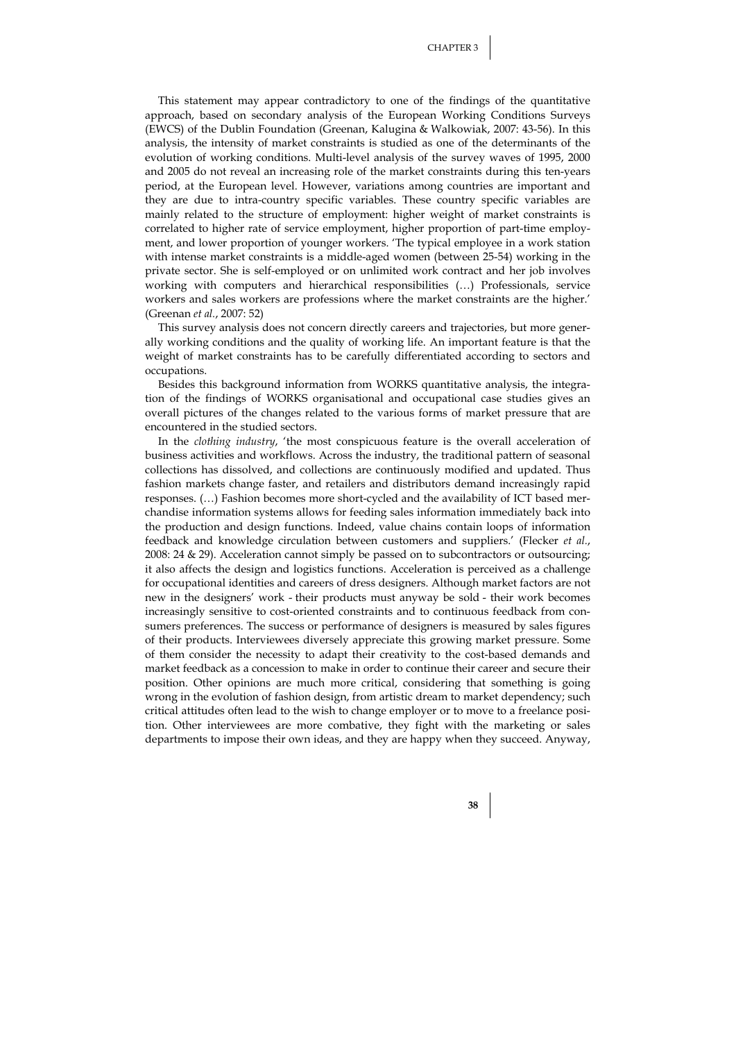This statement may appear contradictory to one of the findings of the quantitative approach, based on secondary analysis of the European Working Conditions Surveys (EWCS) of the Dublin Foundation (Greenan, Kalugina & Walkowiak, 2007: 43-56). In this analysis, the intensity of market constraints is studied as one of the determinants of the evolution of working conditions. Multi-level analysis of the survey waves of 1995, 2000 and 2005 do not reveal an increasing role of the market constraints during this ten-years period, at the European level. However, variations among countries are important and they are due to intra-country specific variables. These country specific variables are mainly related to the structure of employment: higher weight of market constraints is correlated to higher rate of service employment, higher proportion of part-time employment, and lower proportion of younger workers. 'The typical employee in a work station with intense market constraints is a middle-aged women (between 25-54) working in the private sector. She is self-employed or on unlimited work contract and her job involves working with computers and hierarchical responsibilities (…) Professionals, service workers and sales workers are professions where the market constraints are the higher.' (Greenan *et al.*, 2007: 52)

This survey analysis does not concern directly careers and trajectories, but more generally working conditions and the quality of working life. An important feature is that the weight of market constraints has to be carefully differentiated according to sectors and occupations.

Besides this background information from WORKS quantitative analysis, the integration of the findings of WORKS organisational and occupational case studies gives an overall pictures of the changes related to the various forms of market pressure that are encountered in the studied sectors.

In the *clothing industry*, 'the most conspicuous feature is the overall acceleration of business activities and workflows. Across the industry, the traditional pattern of seasonal collections has dissolved, and collections are continuously modified and updated. Thus fashion markets change faster, and retailers and distributors demand increasingly rapid responses. (…) Fashion becomes more short-cycled and the availability of ICT based merchandise information systems allows for feeding sales information immediately back into the production and design functions. Indeed, value chains contain loops of information feedback and knowledge circulation between customers and suppliers.' (Flecker *et al.*, 2008: 24 & 29). Acceleration cannot simply be passed on to subcontractors or outsourcing; it also affects the design and logistics functions. Acceleration is perceived as a challenge for occupational identities and careers of dress designers. Although market factors are not new in the designers' work - their products must anyway be sold - their work becomes increasingly sensitive to cost-oriented constraints and to continuous feedback from consumers preferences. The success or performance of designers is measured by sales figures of their products. Interviewees diversely appreciate this growing market pressure. Some of them consider the necessity to adapt their creativity to the cost-based demands and market feedback as a concession to make in order to continue their career and secure their position. Other opinions are much more critical, considering that something is going wrong in the evolution of fashion design, from artistic dream to market dependency; such critical attitudes often lead to the wish to change employer or to move to a freelance position. Other interviewees are more combative, they fight with the marketing or sales departments to impose their own ideas, and they are happy when they succeed. Anyway,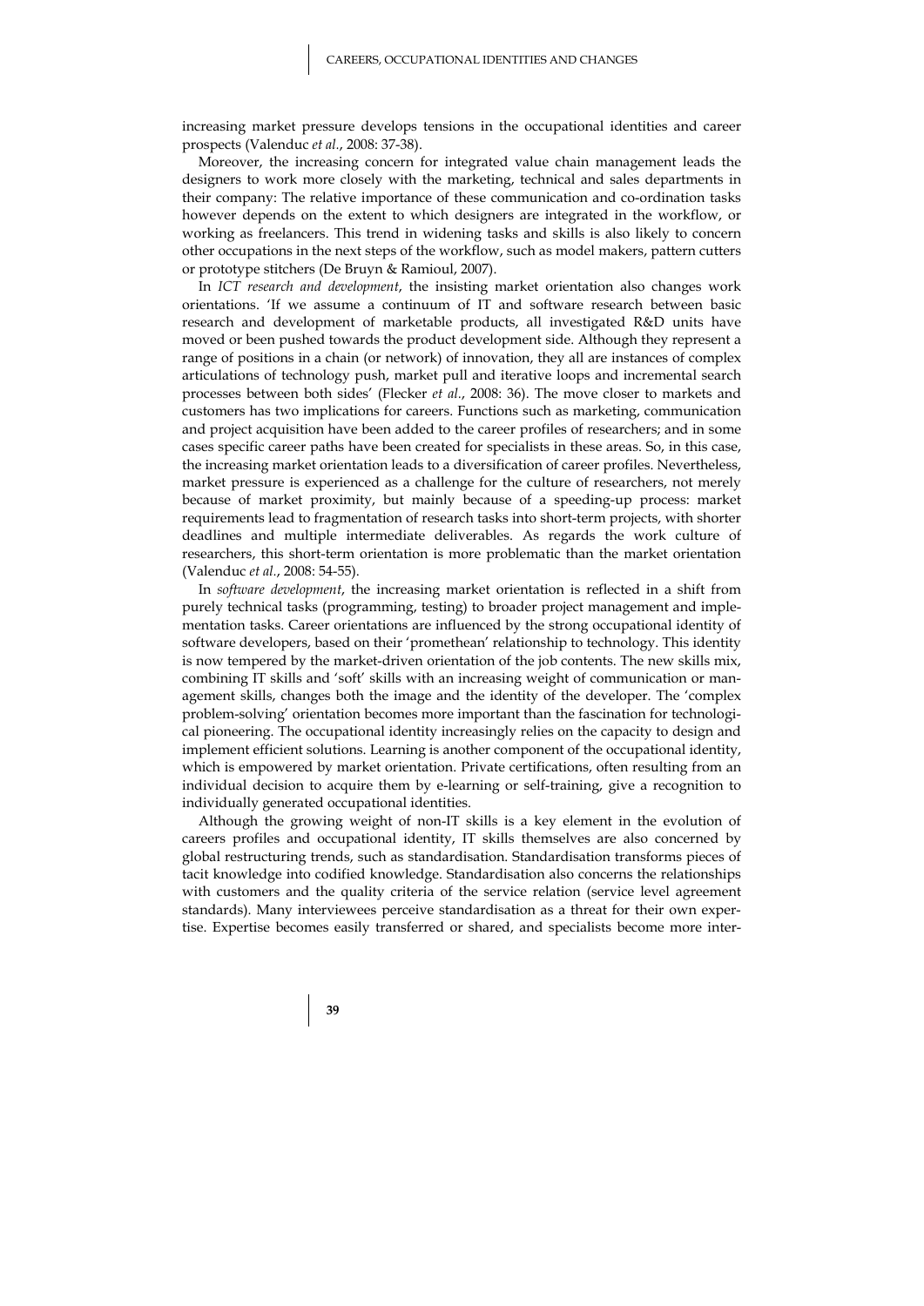increasing market pressure develops tensions in the occupational identities and career prospects (Valenduc *et al.*, 2008: 37-38).

Moreover, the increasing concern for integrated value chain management leads the designers to work more closely with the marketing, technical and sales departments in their company: The relative importance of these communication and co-ordination tasks however depends on the extent to which designers are integrated in the workflow, or working as freelancers. This trend in widening tasks and skills is also likely to concern other occupations in the next steps of the workflow, such as model makers, pattern cutters or prototype stitchers (De Bruyn & Ramioul, 2007).

In *ICT research and development*, the insisting market orientation also changes work orientations. 'If we assume a continuum of IT and software research between basic research and development of marketable products, all investigated R&D units have moved or been pushed towards the product development side. Although they represent a range of positions in a chain (or network) of innovation, they all are instances of complex articulations of technology push, market pull and iterative loops and incremental search processes between both sides' (Flecker *et al.*, 2008: 36). The move closer to markets and customers has two implications for careers. Functions such as marketing, communication and project acquisition have been added to the career profiles of researchers; and in some cases specific career paths have been created for specialists in these areas. So, in this case, the increasing market orientation leads to a diversification of career profiles. Nevertheless, market pressure is experienced as a challenge for the culture of researchers, not merely because of market proximity, but mainly because of a speeding-up process: market requirements lead to fragmentation of research tasks into short-term projects, with shorter deadlines and multiple intermediate deliverables. As regards the work culture of researchers, this short-term orientation is more problematic than the market orientation (Valenduc *et al.*, 2008: 54-55).

In *software development*, the increasing market orientation is reflected in a shift from purely technical tasks (programming, testing) to broader project management and implementation tasks. Career orientations are influenced by the strong occupational identity of software developers, based on their 'promethean' relationship to technology. This identity is now tempered by the market-driven orientation of the job contents. The new skills mix, combining IT skills and 'soft' skills with an increasing weight of communication or management skills, changes both the image and the identity of the developer. The 'complex problem-solving' orientation becomes more important than the fascination for technological pioneering. The occupational identity increasingly relies on the capacity to design and implement efficient solutions. Learning is another component of the occupational identity, which is empowered by market orientation. Private certifications, often resulting from an individual decision to acquire them by e-learning or self-training, give a recognition to individually generated occupational identities.

Although the growing weight of non-IT skills is a key element in the evolution of careers profiles and occupational identity, IT skills themselves are also concerned by global restructuring trends, such as standardisation. Standardisation transforms pieces of tacit knowledge into codified knowledge. Standardisation also concerns the relationships with customers and the quality criteria of the service relation (service level agreement standards). Many interviewees perceive standardisation as a threat for their own expertise. Expertise becomes easily transferred or shared, and specialists become more inter-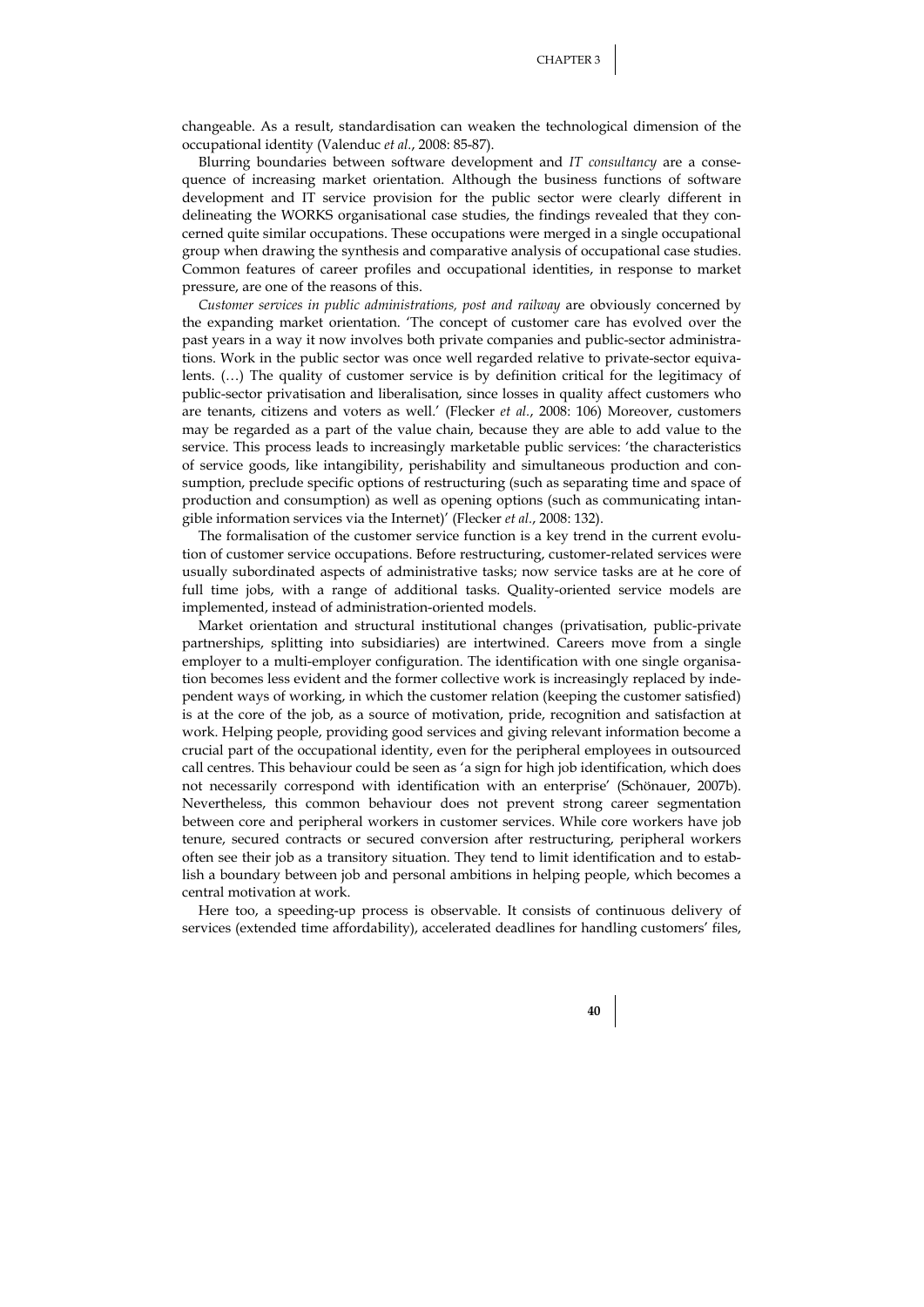changeable. As a result, standardisation can weaken the technological dimension of the occupational identity (Valenduc *et al.*, 2008: 85-87).

Blurring boundaries between software development and *IT consultancy* are a consequence of increasing market orientation. Although the business functions of software development and IT service provision for the public sector were clearly different in delineating the WORKS organisational case studies, the findings revealed that they concerned quite similar occupations. These occupations were merged in a single occupational group when drawing the synthesis and comparative analysis of occupational case studies. Common features of career profiles and occupational identities, in response to market pressure, are one of the reasons of this.

*Customer services in public administrations, post and railway* are obviously concerned by the expanding market orientation. 'The concept of customer care has evolved over the past years in a way it now involves both private companies and public-sector administrations. Work in the public sector was once well regarded relative to private-sector equivalents. (…) The quality of customer service is by definition critical for the legitimacy of public-sector privatisation and liberalisation, since losses in quality affect customers who are tenants, citizens and voters as well.' (Flecker *et al.*, 2008: 106) Moreover, customers may be regarded as a part of the value chain, because they are able to add value to the service. This process leads to increasingly marketable public services: 'the characteristics of service goods, like intangibility, perishability and simultaneous production and consumption, preclude specific options of restructuring (such as separating time and space of production and consumption) as well as opening options (such as communicating intangible information services via the Internet)' (Flecker *et al.*, 2008: 132).

The formalisation of the customer service function is a key trend in the current evolution of customer service occupations. Before restructuring, customer-related services were usually subordinated aspects of administrative tasks; now service tasks are at he core of full time jobs, with a range of additional tasks. Quality-oriented service models are implemented, instead of administration-oriented models.

Market orientation and structural institutional changes (privatisation, public-private partnerships, splitting into subsidiaries) are intertwined. Careers move from a single employer to a multi-employer configuration. The identification with one single organisation becomes less evident and the former collective work is increasingly replaced by independent ways of working, in which the customer relation (keeping the customer satisfied) is at the core of the job, as a source of motivation, pride, recognition and satisfaction at work. Helping people, providing good services and giving relevant information become a crucial part of the occupational identity, even for the peripheral employees in outsourced call centres. This behaviour could be seen as 'a sign for high job identification, which does not necessarily correspond with identification with an enterprise' (Schönauer, 2007b). Nevertheless, this common behaviour does not prevent strong career segmentation between core and peripheral workers in customer services. While core workers have job tenure, secured contracts or secured conversion after restructuring, peripheral workers often see their job as a transitory situation. They tend to limit identification and to establish a boundary between job and personal ambitions in helping people, which becomes a central motivation at work.

Here too, a speeding-up process is observable. It consists of continuous delivery of services (extended time affordability), accelerated deadlines for handling customers' files,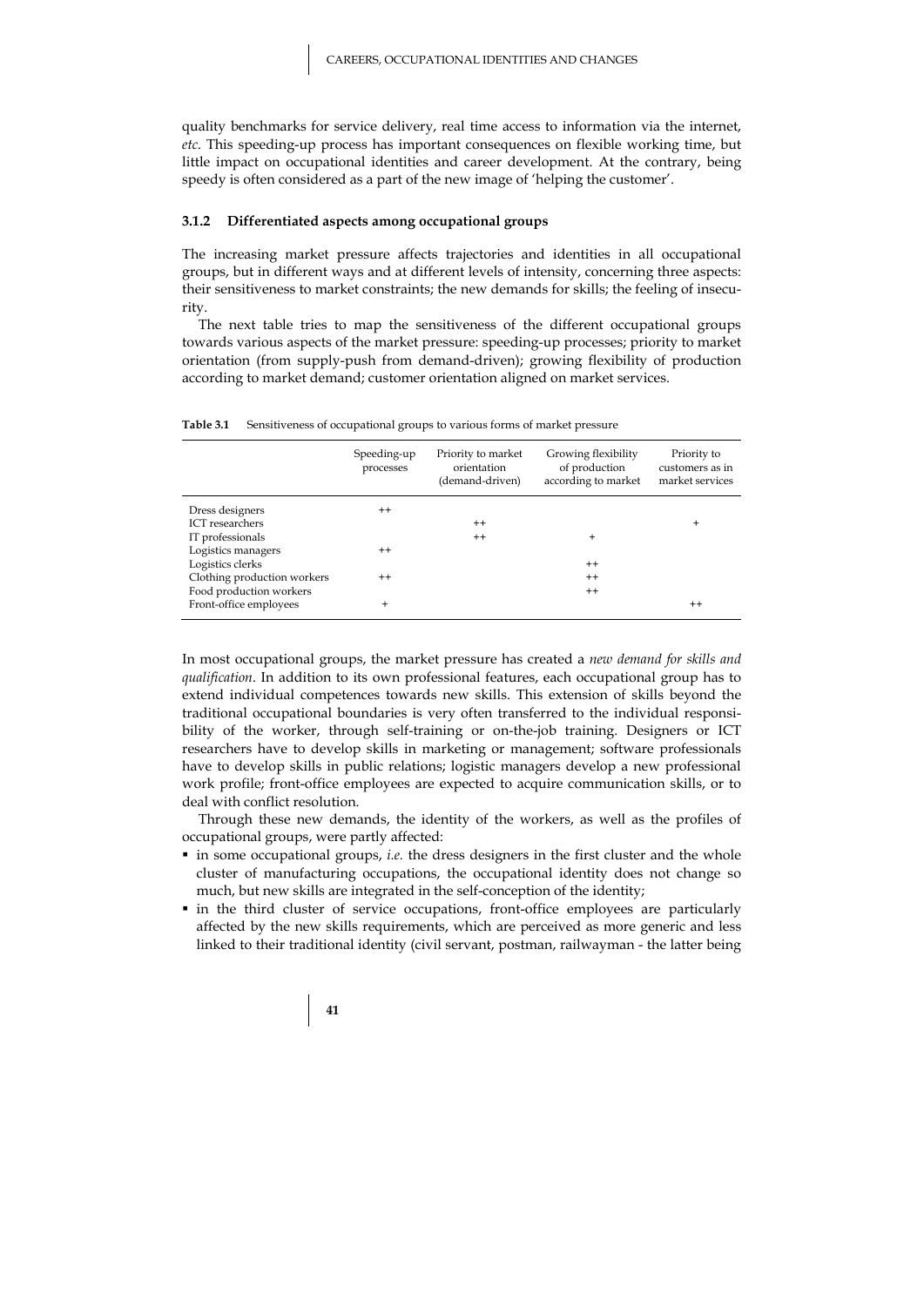quality benchmarks for service delivery, real time access to information via the internet, *etc*. This speeding-up process has important consequences on flexible working time, but little impact on occupational identities and career development. At the contrary, being speedy is often considered as a part of the new image of 'helping the customer'.

### 3.1.2 Differentiated aspects among occupational groups

The increasing market pressure affects trajectories and identities in all occupational groups, but in different ways and at different levels of intensity, concerning three aspects: their sensitiveness to market constraints; the new demands for skills; the feeling of insecurity.

The next table tries to map the sensitiveness of the different occupational groups towards various aspects of the market pressure: speeding-up processes; priority to market orientation (from supply-push from demand-driven); growing flexibility of production according to market demand; customer orientation aligned on market services.

**Table 3.1** Sensitiveness of occupational groups to various forms of market pressure

| | Speeding-up processes | Priority to market orientation (demand-driven) | Growing flexibility of production according to market | Priority to customers as in market services |
|---|---|---|---|---|
| Dress designers | ++ | | | |
| ICT researchers | | ++ | | + |
| IT professionals | | ++ | + | |
| Logistics managers | ++ | | | |
| Logistics clerks | | | ++ | |
| Clothing production workers | ++ | | ++ | |
| Food production workers | | | ++ | |
| Front-office employees | + | | | ++ |

In most occupational groups, the market pressure has created a *new demand for skills and qualification*. In addition to its own professional features, each occupational group has to extend individual competences towards new skills. This extension of skills beyond the traditional occupational boundaries is very often transferred to the individual responsibility of the worker, through self-training or on-the-job training. Designers or ICT researchers have to develop skills in marketing or management; software professionals have to develop skills in public relations; logistic managers develop a new professional work profile; front-office employees are expected to acquire communication skills, or to deal with conflict resolution.

Through these new demands, the identity of the workers, as well as the profiles of occupational groups, were partly affected:

- in some occupational groups, *i.e.* the dress designers in the first cluster and the whole cluster of manufacturing occupations, the occupational identity does not change so much, but new skills are integrated in the self-conception of the identity;
- in the third cluster of service occupations, front-office employees are particularly affected by the new skills requirements, which are perceived as more generic and less linked to their traditional identity (civil servant, postman, railwayman - the latter being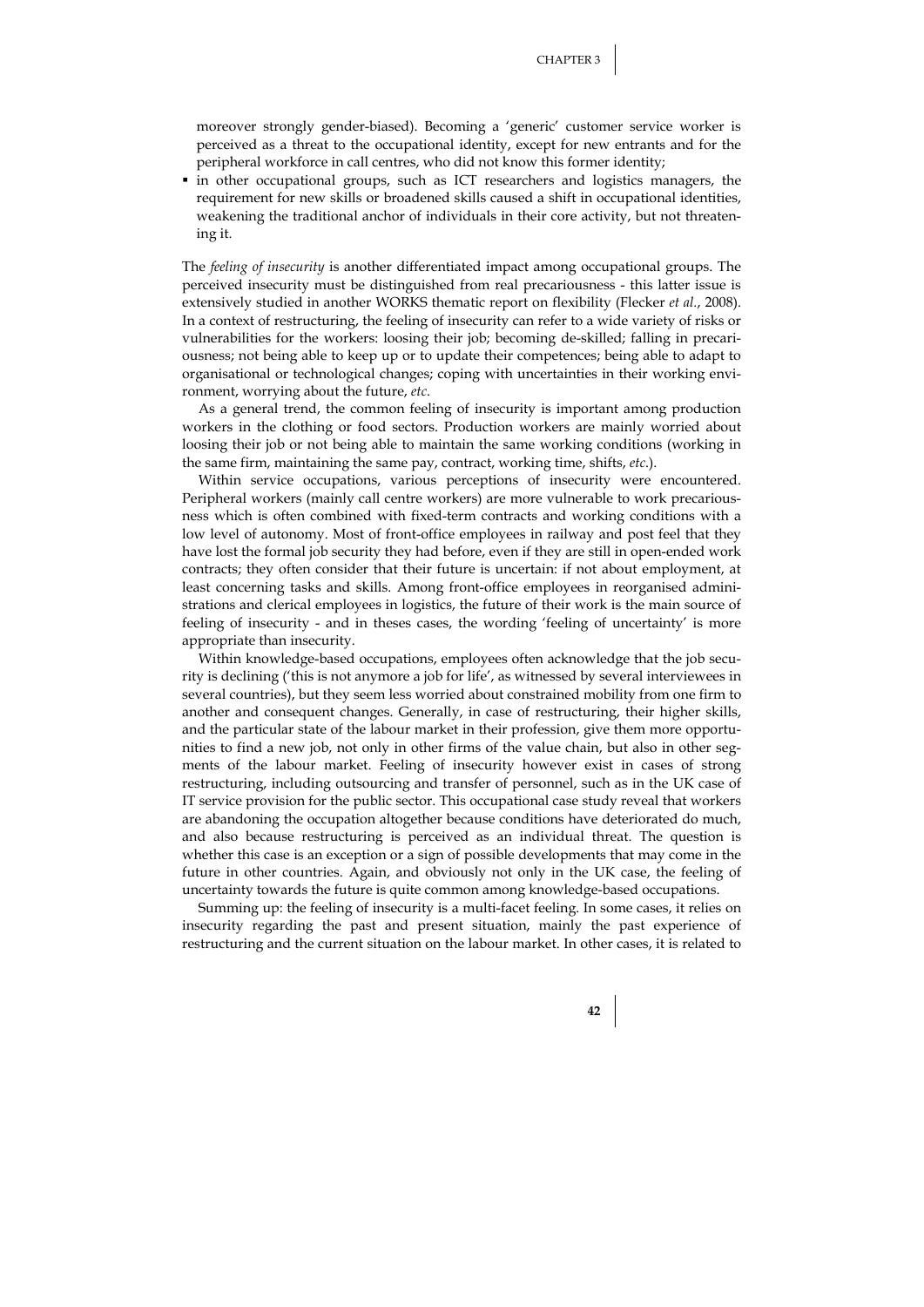moreover strongly gender-biased). Becoming a 'generic' customer service worker is perceived as a threat to the occupational identity, except for new entrants and for the peripheral workforce in call centres, who did not know this former identity;

- in other occupational groups, such as ICT researchers and logistics managers, the requirement for new skills or broadened skills caused a shift in occupational identities, weakening the traditional anchor of individuals in their core activity, but not threatening it.

The *feeling of insecurity* is another differentiated impact among occupational groups. The perceived insecurity must be distinguished from real precariousness - this latter issue is extensively studied in another WORKS thematic report on flexibility (Flecker *et al.*, 2008). In a context of restructuring, the feeling of insecurity can refer to a wide variety of risks or vulnerabilities for the workers: loosing their job; becoming de-skilled; falling in precariousness; not being able to keep up or to update their competences; being able to adapt to organisational or technological changes; coping with uncertainties in their working environment, worrying about the future, *etc*.

As a general trend, the common feeling of insecurity is important among production workers in the clothing or food sectors. Production workers are mainly worried about loosing their job or not being able to maintain the same working conditions (working in the same firm, maintaining the same pay, contract, working time, shifts, *etc*.).

Within service occupations, various perceptions of insecurity were encountered. Peripheral workers (mainly call centre workers) are more vulnerable to work precariousness which is often combined with fixed-term contracts and working conditions with a low level of autonomy. Most of front-office employees in railway and post feel that they have lost the formal job security they had before, even if they are still in open-ended work contracts; they often consider that their future is uncertain: if not about employment, at least concerning tasks and skills. Among front-office employees in reorganised administrations and clerical employees in logistics, the future of their work is the main source of feeling of insecurity - and in theses cases, the wording 'feeling of uncertainty' is more appropriate than insecurity.

Within knowledge-based occupations, employees often acknowledge that the job security is declining ('this is not anymore a job for life', as witnessed by several interviewees in several countries), but they seem less worried about constrained mobility from one firm to another and consequent changes. Generally, in case of restructuring, their higher skills, and the particular state of the labour market in their profession, give them more opportunities to find a new job, not only in other firms of the value chain, but also in other segments of the labour market. Feeling of insecurity however exist in cases of strong restructuring, including outsourcing and transfer of personnel, such as in the UK case of IT service provision for the public sector. This occupational case study reveal that workers are abandoning the occupation altogether because conditions have deteriorated do much, and also because restructuring is perceived as an individual threat. The question is whether this case is an exception or a sign of possible developments that may come in the future in other countries. Again, and obviously not only in the UK case, the feeling of uncertainty towards the future is quite common among knowledge-based occupations.

Summing up: the feeling of insecurity is a multi-facet feeling. In some cases, it relies on insecurity regarding the past and present situation, mainly the past experience of restructuring and the current situation on the labour market. In other cases, it is related to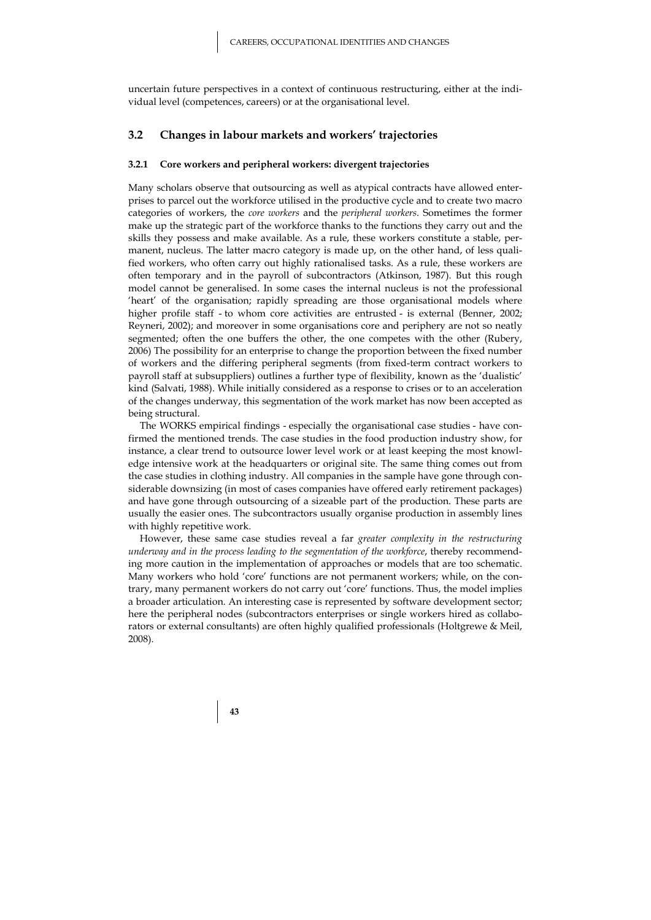uncertain future perspectives in a context of continuous restructuring, either at the individual level (competences, careers) or at the organisational level.

## 3.2 Changes in labour markets and workers' trajectories

### 3.2.1 Core workers and peripheral workers: divergent trajectories

Many scholars observe that outsourcing as well as atypical contracts have allowed enterprises to parcel out the workforce utilised in the productive cycle and to create two macro categories of workers, the *core workers* and the *peripheral workers*. Sometimes the former make up the strategic part of the workforce thanks to the functions they carry out and the skills they possess and make available. As a rule, these workers constitute a stable, permanent, nucleus. The latter macro category is made up, on the other hand, of less qualified workers, who often carry out highly rationalised tasks. As a rule, these workers are often temporary and in the payroll of subcontractors (Atkinson, 1987). But this rough model cannot be generalised. In some cases the internal nucleus is not the professional 'heart' of the organisation; rapidly spreading are those organisational models where higher profile staff - to whom core activities are entrusted - is external (Benner, 2002; Reyneri, 2002); and moreover in some organisations core and periphery are not so neatly segmented; often the one buffers the other, the one competes with the other (Rubery, 2006) The possibility for an enterprise to change the proportion between the fixed number of workers and the differing peripheral segments (from fixed-term contract workers to payroll staff at subsuppliers) outlines a further type of flexibility, known as the 'dualistic' kind (Salvati, 1988). While initially considered as a response to crises or to an acceleration of the changes underway, this segmentation of the work market has now been accepted as being structural.

The WORKS empirical findings - especially the organisational case studies - have confirmed the mentioned trends. The case studies in the food production industry show, for instance, a clear trend to outsource lower level work or at least keeping the most knowledge intensive work at the headquarters or original site. The same thing comes out from the case studies in clothing industry. All companies in the sample have gone through considerable downsizing (in most of cases companies have offered early retirement packages) and have gone through outsourcing of a sizeable part of the production. These parts are usually the easier ones. The subcontractors usually organise production in assembly lines with highly repetitive work.

However, these same case studies reveal a far *greater complexity in the restructuring underway and in the process leading to the segmentation of the workforce*, thereby recommending more caution in the implementation of approaches or models that are too schematic. Many workers who hold 'core' functions are not permanent workers; while, on the contrary, many permanent workers do not carry out 'core' functions. Thus, the model implies a broader articulation. An interesting case is represented by software development sector; here the peripheral nodes (subcontractors enterprises or single workers hired as collaborators or external consultants) are often highly qualified professionals (Holtgrewe & Meil, 2008).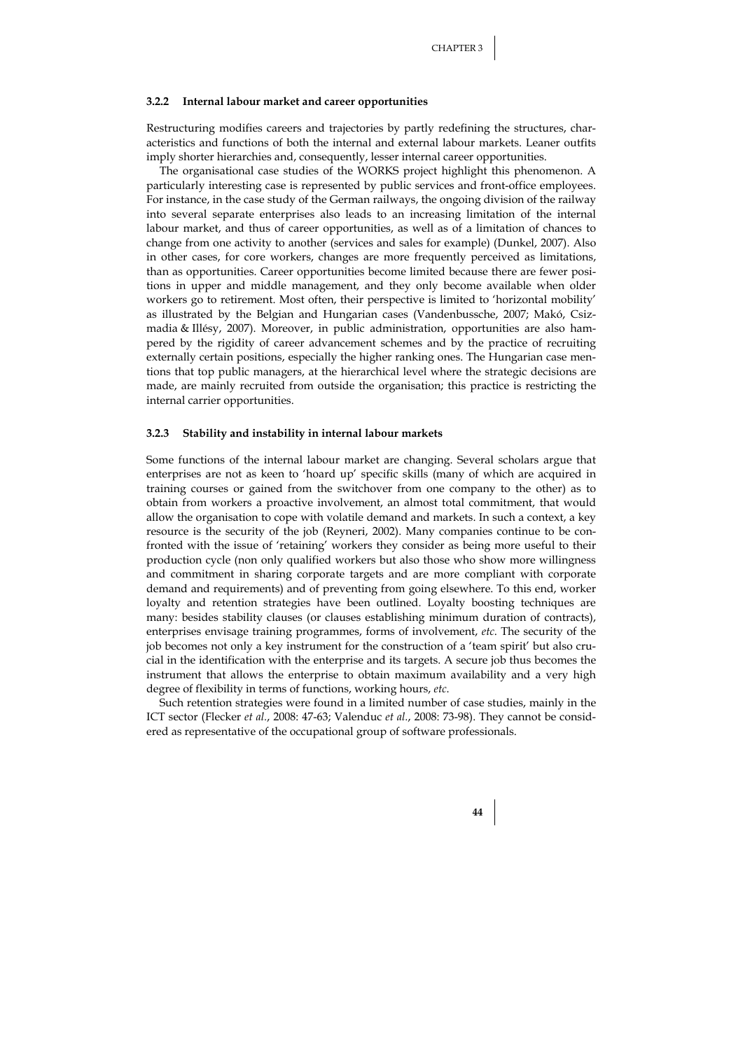### 3.2.2 Internal labour market and career opportunities

Restructuring modifies careers and trajectories by partly redefining the structures, characteristics and functions of both the internal and external labour markets. Leaner outfits imply shorter hierarchies and, consequently, lesser internal career opportunities.

The organisational case studies of the WORKS project highlight this phenomenon. A particularly interesting case is represented by public services and front-office employees. For instance, in the case study of the German railways, the ongoing division of the railway into several separate enterprises also leads to an increasing limitation of the internal labour market, and thus of career opportunities, as well as of a limitation of chances to change from one activity to another (services and sales for example) (Dunkel, 2007). Also in other cases, for core workers, changes are more frequently perceived as limitations, than as opportunities. Career opportunities become limited because there are fewer positions in upper and middle management, and they only become available when older workers go to retirement. Most often, their perspective is limited to 'horizontal mobility' as illustrated by the Belgian and Hungarian cases (Vandenbussche, 2007; Makó, Csizmadia & Illésy, 2007). Moreover, in public administration, opportunities are also hampered by the rigidity of career advancement schemes and by the practice of recruiting externally certain positions, especially the higher ranking ones. The Hungarian case mentions that top public managers, at the hierarchical level where the strategic decisions are made, are mainly recruited from outside the organisation; this practice is restricting the internal carrier opportunities.

### 3.2.3 Stability and instability in internal labour markets

Some functions of the internal labour market are changing. Several scholars argue that enterprises are not as keen to 'hoard up' specific skills (many of which are acquired in training courses or gained from the switchover from one company to the other) as to obtain from workers a proactive involvement, an almost total commitment, that would allow the organisation to cope with volatile demand and markets. In such a context, a key resource is the security of the job (Reyneri, 2002). Many companies continue to be confronted with the issue of 'retaining' workers they consider as being more useful to their production cycle (non only qualified workers but also those who show more willingness and commitment in sharing corporate targets and are more compliant with corporate demand and requirements) and of preventing from going elsewhere. To this end, worker loyalty and retention strategies have been outlined. Loyalty boosting techniques are many: besides stability clauses (or clauses establishing minimum duration of contracts), enterprises envisage training programmes, forms of involvement, *etc*. The security of the job becomes not only a key instrument for the construction of a 'team spirit' but also crucial in the identification with the enterprise and its targets. A secure job thus becomes the instrument that allows the enterprise to obtain maximum availability and a very high degree of flexibility in terms of functions, working hours, *etc*.

Such retention strategies were found in a limited number of case studies, mainly in the ICT sector (Flecker *et al.*, 2008: 47-63; Valenduc *et al.*, 2008: 73-98). They cannot be considered as representative of the occupational group of software professionals.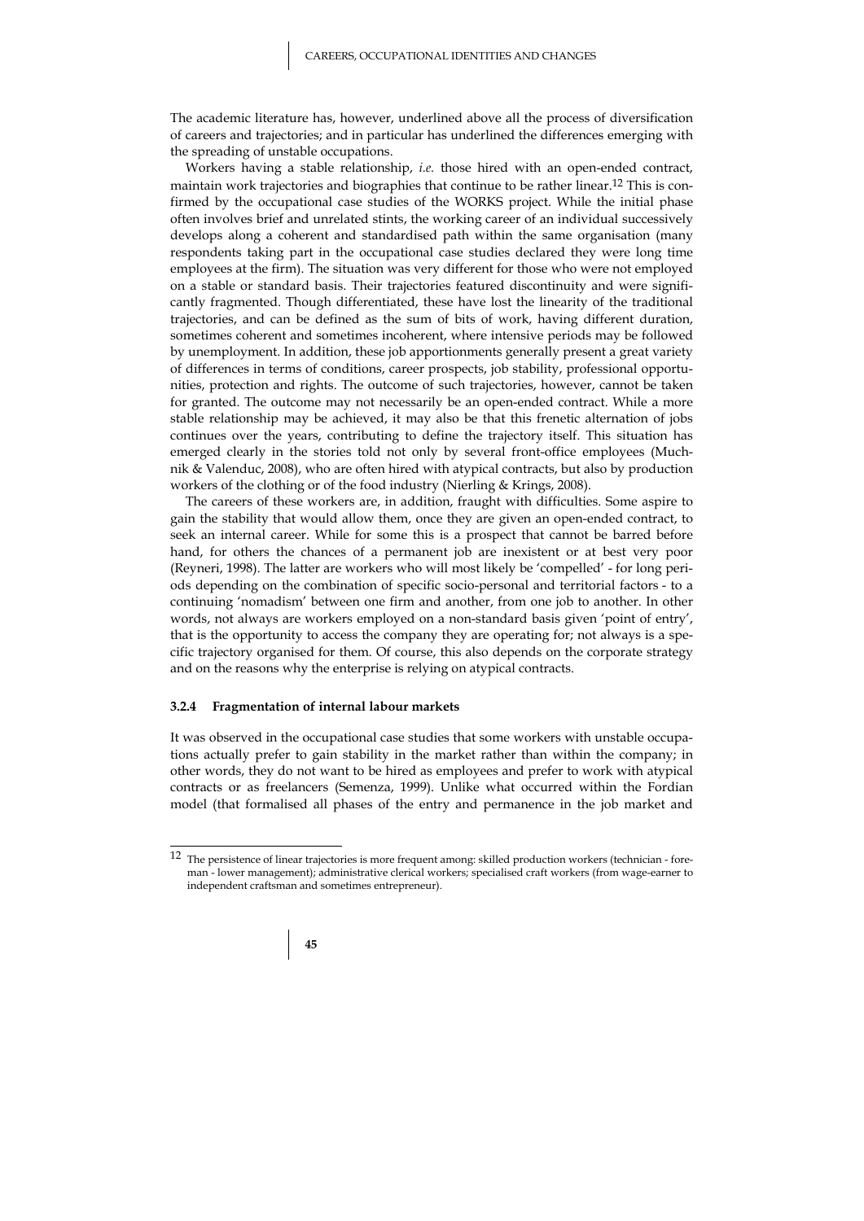The academic literature has, however, underlined above all the process of diversification of careers and trajectories; and in particular has underlined the differences emerging with the spreading of unstable occupations.

Workers having a stable relationship, *i.e.* those hired with an open-ended contract, maintain work trajectories and biographies that continue to be rather linear.[12] This is confirmed by the occupational case studies of the WORKS project. While the initial phase often involves brief and unrelated stints, the working career of an individual successively develops along a coherent and standardised path within the same organisation (many respondents taking part in the occupational case studies declared they were long time employees at the firm). The situation was very different for those who were not employed on a stable or standard basis. Their trajectories featured discontinuity and were significantly fragmented. Though differentiated, these have lost the linearity of the traditional trajectories, and can be defined as the sum of bits of work, having different duration, sometimes coherent and sometimes incoherent, where intensive periods may be followed by unemployment. In addition, these job apportionments generally present a great variety of differences in terms of conditions, career prospects, job stability, professional opportunities, protection and rights. The outcome of such trajectories, however, cannot be taken for granted. The outcome may not necessarily be an open-ended contract. While a more stable relationship may be achieved, it may also be that this frenetic alternation of jobs continues over the years, contributing to define the trajectory itself. This situation has emerged clearly in the stories told not only by several front-office employees (Muchnik & Valenduc, 2008), who are often hired with atypical contracts, but also by production workers of the clothing or of the food industry (Nierling & Krings, 2008).

The careers of these workers are, in addition, fraught with difficulties. Some aspire to gain the stability that would allow them, once they are given an open-ended contract, to seek an internal career. While for some this is a prospect that cannot be barred before hand, for others the chances of a permanent job are inexistent or at best very poor (Reyneri, 1998). The latter are workers who will most likely be 'compelled' - for long periods depending on the combination of specific socio-personal and territorial factors - to a continuing 'nomadism' between one firm and another, from one job to another. In other words, not always are workers employed on a non-standard basis given 'point of entry', that is the opportunity to access the company they are operating for; not always is a specific trajectory organised for them. Of course, this also depends on the corporate strategy and on the reasons why the enterprise is relying on atypical contracts.

### 3.2.4 Fragmentation of internal labour markets

It was observed in the occupational case studies that some workers with unstable occupations actually prefer to gain stability in the market rather than within the company; in other words, they do not want to be hired as employees and prefer to work with atypical contracts or as freelancers (Semenza, 1999). Unlike what occurred within the Fordian model (that formalised all phases of the entry and permanence in the job market and

---

[12] The persistence of linear trajectories is more frequent among: skilled production workers (technician - foreman - lower management); administrative clerical workers; specialised craft workers (from wage-earner to independent craftsman and sometimes entrepreneur).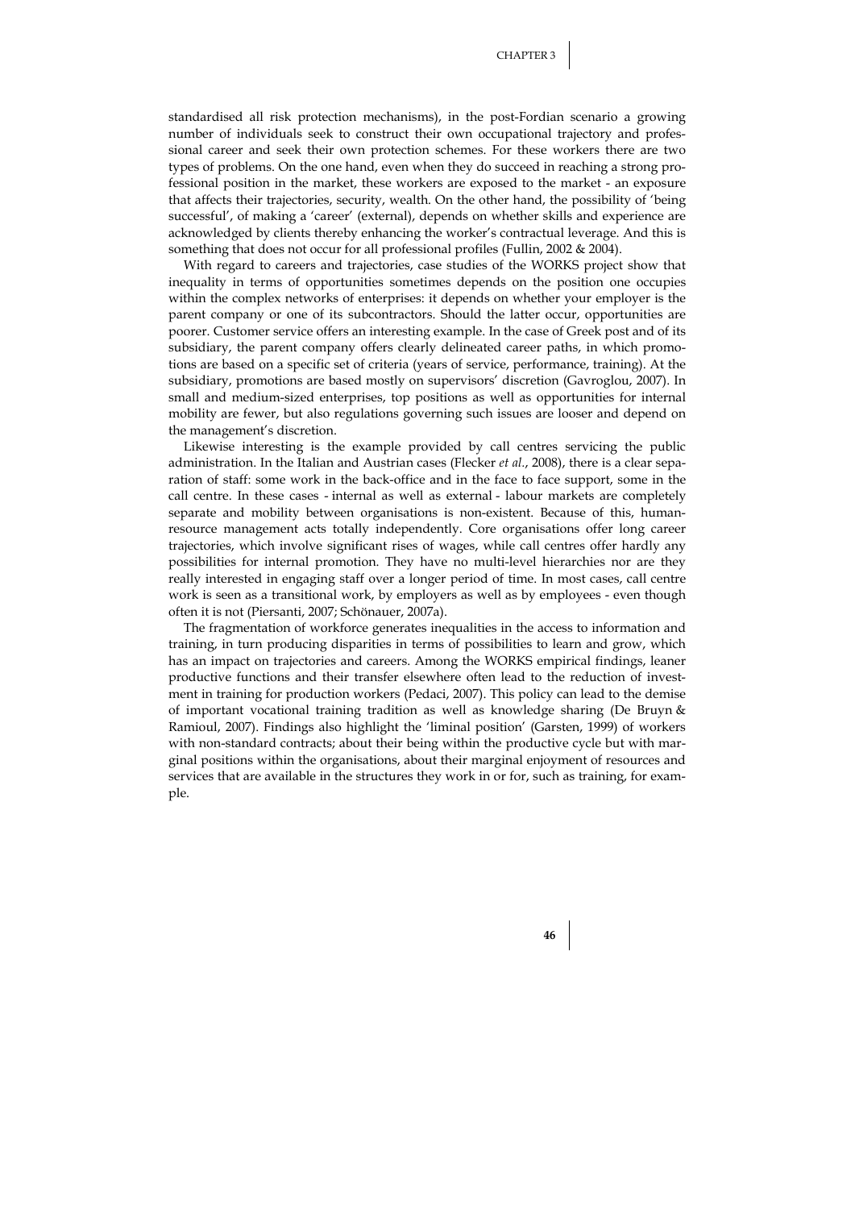standardised all risk protection mechanisms), in the post-Fordian scenario a growing number of individuals seek to construct their own occupational trajectory and professional career and seek their own protection schemes. For these workers there are two types of problems. On the one hand, even when they do succeed in reaching a strong professional position in the market, these workers are exposed to the market - an exposure that affects their trajectories, security, wealth. On the other hand, the possibility of 'being successful', of making a 'career' (external), depends on whether skills and experience are acknowledged by clients thereby enhancing the worker's contractual leverage. And this is something that does not occur for all professional profiles (Fullin, 2002 & 2004).

With regard to careers and trajectories, case studies of the WORKS project show that inequality in terms of opportunities sometimes depends on the position one occupies within the complex networks of enterprises: it depends on whether your employer is the parent company or one of its subcontractors. Should the latter occur, opportunities are poorer. Customer service offers an interesting example. In the case of Greek post and of its subsidiary, the parent company offers clearly delineated career paths, in which promotions are based on a specific set of criteria (years of service, performance, training). At the subsidiary, promotions are based mostly on supervisors' discretion (Gavroglou, 2007). In small and medium-sized enterprises, top positions as well as opportunities for internal mobility are fewer, but also regulations governing such issues are looser and depend on the management's discretion.

Likewise interesting is the example provided by call centres servicing the public administration. In the Italian and Austrian cases (Flecker *et al.*, 2008), there is a clear separation of staff: some work in the back-office and in the face to face support, some in the call centre. In these cases - internal as well as external - labour markets are completely separate and mobility between organisations is non-existent. Because of this, human-resource management acts totally independently. Core organisations offer long career trajectories, which involve significant rises of wages, while call centres offer hardly any possibilities for internal promotion. They have no multi-level hierarchies nor are they really interested in engaging staff over a longer period of time. In most cases, call centre work is seen as a transitional work, by employers as well as by employees - even though often it is not (Piersanti, 2007; Schönauer, 2007a).

The fragmentation of workforce generates inequalities in the access to information and training, in turn producing disparities in terms of possibilities to learn and grow, which has an impact on trajectories and careers. Among the WORKS empirical findings, leaner productive functions and their transfer elsewhere often lead to the reduction of investment in training for production workers (Pedaci, 2007). This policy can lead to the demise of important vocational training tradition as well as knowledge sharing (De Bruyn & Ramioul, 2007). Findings also highlight the 'liminal position' (Garsten, 1999) of workers with non-standard contracts; about their being within the productive cycle but with marginal positions within the organisations, about their marginal enjoyment of resources and services that are available in the structures they work in or for, such as training, for example.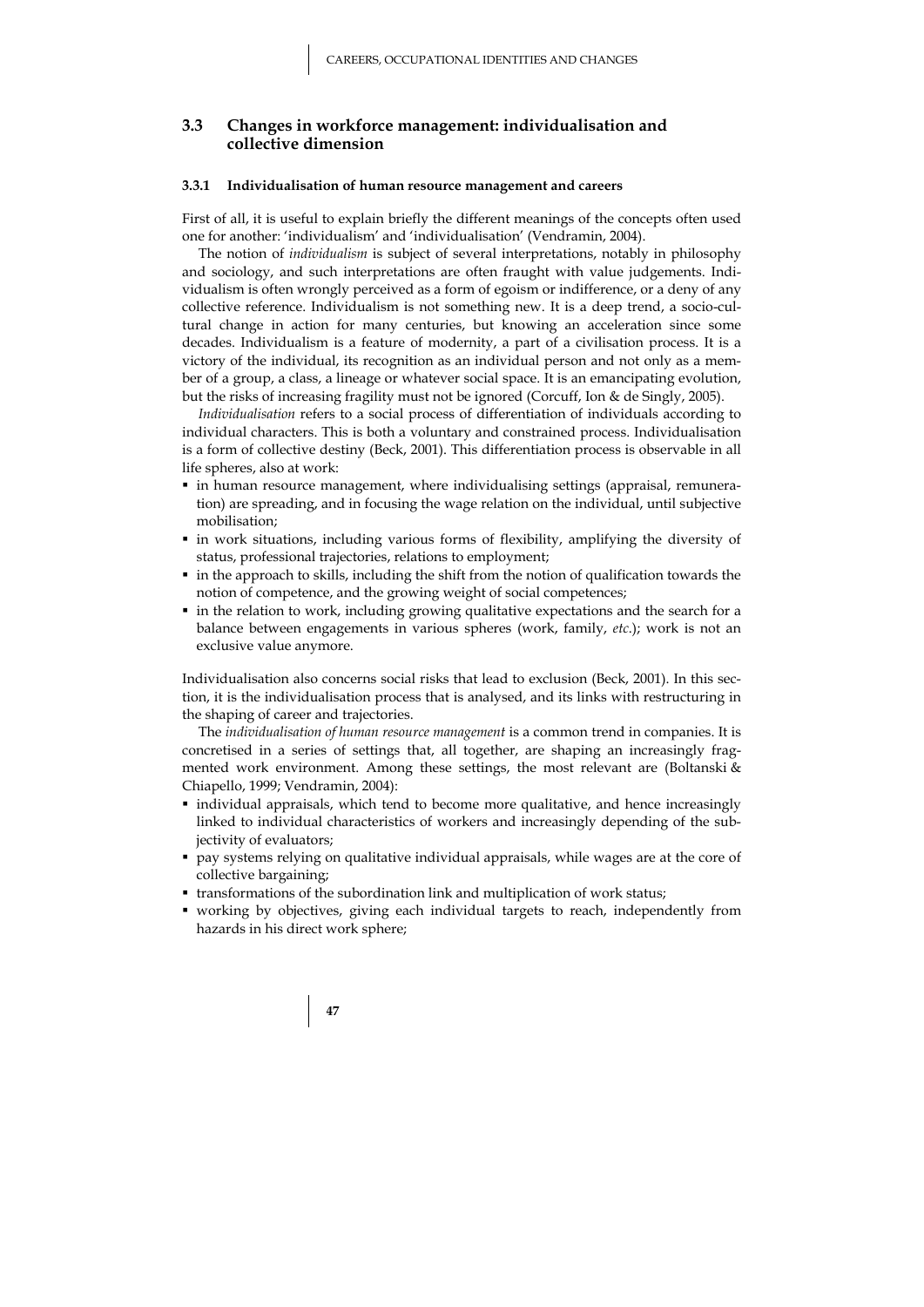## 3.3 Changes in workforce management: individualisation and collective dimension

### 3.3.1 Individualisation of human resource management and careers

First of all, it is useful to explain briefly the different meanings of the concepts often used one for another: 'individualism' and 'individualisation' (Vendramin, 2004).

The notion of *individualism* is subject of several interpretations, notably in philosophy and sociology, and such interpretations are often fraught with value judgements. Individualism is often wrongly perceived as a form of egoism or indifference, or a deny of any collective reference. Individualism is not something new. It is a deep trend, a socio-cultural change in action for many centuries, but knowing an acceleration since some decades. Individualism is a feature of modernity, a part of a civilisation process. It is a victory of the individual, its recognition as an individual person and not only as a member of a group, a class, a lineage or whatever social space. It is an emancipating evolution, but the risks of increasing fragility must not be ignored (Corcuff, Ion & de Singly, 2005).

*Individualisation* refers to a social process of differentiation of individuals according to individual characters. This is both a voluntary and constrained process. Individualisation is a form of collective destiny (Beck, 2001). This differentiation process is observable in all life spheres, also at work:

- in human resource management, where individualising settings (appraisal, remuneration) are spreading, and in focusing the wage relation on the individual, until subjective mobilisation;
- in work situations, including various forms of flexibility, amplifying the diversity of status, professional trajectories, relations to employment;
- in the approach to skills, including the shift from the notion of qualification towards the notion of competence, and the growing weight of social competences;
- in the relation to work, including growing qualitative expectations and the search for a balance between engagements in various spheres (work, family, *etc.*); work is not an exclusive value anymore.

Individualisation also concerns social risks that lead to exclusion (Beck, 2001). In this section, it is the individualisation process that is analysed, and its links with restructuring in the shaping of career and trajectories.

The *individualisation of human resource management* is a common trend in companies. It is concretised in a series of settings that, all together, are shaping an increasingly fragmented work environment. Among these settings, the most relevant are (Boltanski & Chiapello, 1999; Vendramin, 2004):

- individual appraisals, which tend to become more qualitative, and hence increasingly linked to individual characteristics of workers and increasingly depending of the subjectivity of evaluators;
- pay systems relying on qualitative individual appraisals, while wages are at the core of collective bargaining;
- transformations of the subordination link and multiplication of work status;
- working by objectives, giving each individual targets to reach, independently from hazards in his direct work sphere;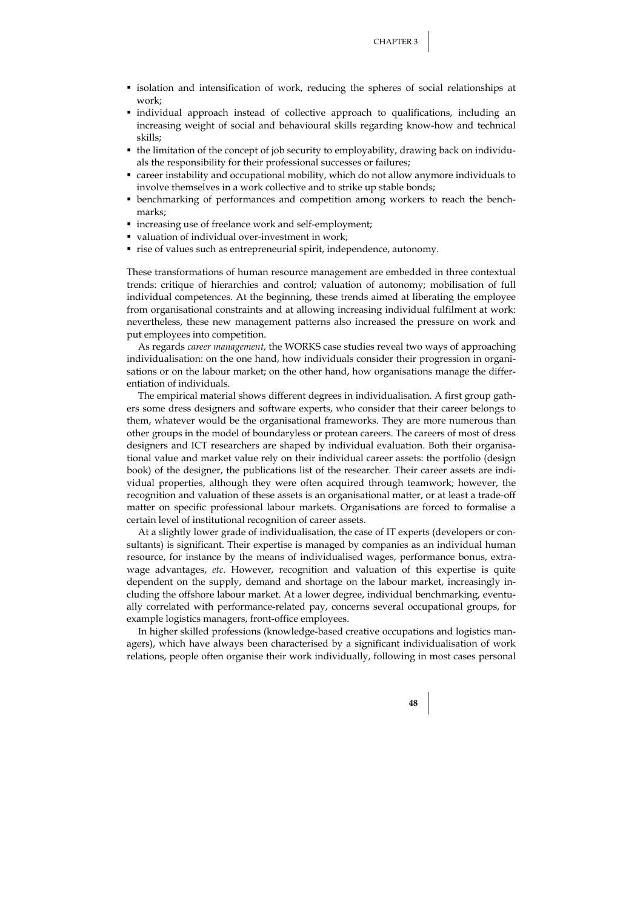- isolation and intensification of work, reducing the spheres of social relationships at work;
- individual approach instead of collective approach to qualifications, including an increasing weight of social and behavioural skills regarding know-how and technical skills;
- the limitation of the concept of job security to employability, drawing back on individuals the responsibility for their professional successes or failures;
- career instability and occupational mobility, which do not allow anymore individuals to involve themselves in a work collective and to strike up stable bonds;
- benchmarking of performances and competition among workers to reach the benchmarks;
- increasing use of freelance work and self-employment;
- valuation of individual over-investment in work;
- rise of values such as entrepreneurial spirit, independence, autonomy.

These transformations of human resource management are embedded in three contextual trends: critique of hierarchies and control; valuation of autonomy; mobilisation of full individual competences. At the beginning, these trends aimed at liberating the employee from organisational constraints and at allowing increasing individual fulfilment at work: nevertheless, these new management patterns also increased the pressure on work and put employees into competition.

As regards *career management*, the WORKS case studies reveal two ways of approaching individualisation: on the one hand, how individuals consider their progression in organisations or on the labour market; on the other hand, how organisations manage the differentiation of individuals.

The empirical material shows different degrees in individualisation. A first group gathers some dress designers and software experts, who consider that their career belongs to them, whatever would be the organisational frameworks. They are more numerous than other groups in the model of boundaryless or protean careers. The careers of most of dress designers and ICT researchers are shaped by individual evaluation. Both their organisational value and market value rely on their individual career assets: the portfolio (design book) of the designer, the publications list of the researcher. Their career assets are individual properties, although they were often acquired through teamwork; however, the recognition and valuation of these assets is an organisational matter, or at least a trade-off matter on specific professional labour markets. Organisations are forced to formalise a certain level of institutional recognition of career assets.

At a slightly lower grade of individualisation, the case of IT experts (developers or consultants) is significant. Their expertise is managed by companies as an individual human resource, for instance by the means of individualised wages, performance bonus, extra-wage advantages, *etc*. However, recognition and valuation of this expertise is quite dependent on the supply, demand and shortage on the labour market, increasingly including the offshore labour market. At a lower degree, individual benchmarking, eventually correlated with performance-related pay, concerns several occupational groups, for example logistics managers, front-office employees.

In higher skilled professions (knowledge-based creative occupations and logistics managers), which have always been characterised by a significant individualisation of work relations, people often organise their work individually, following in most cases personal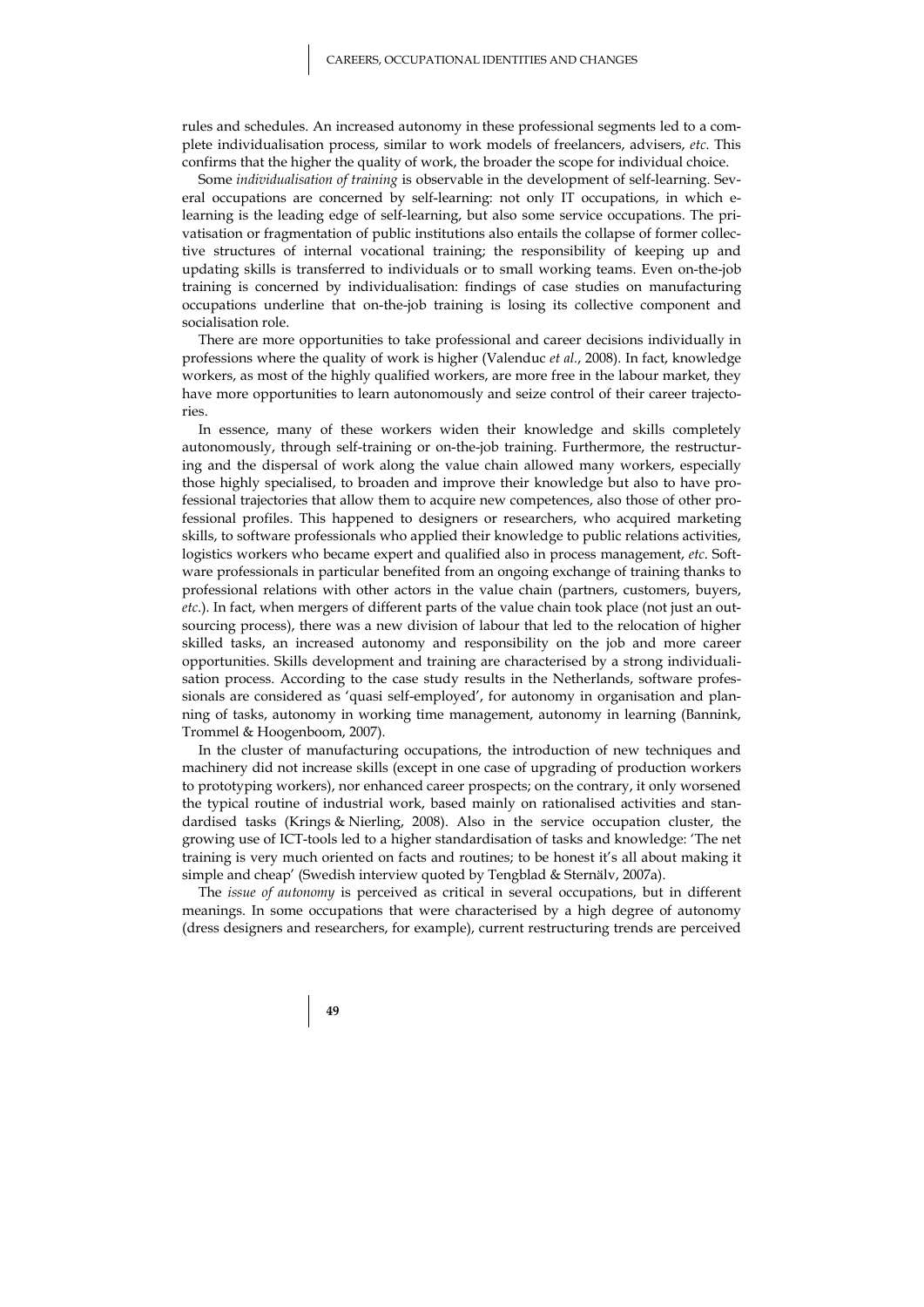rules and schedules. An increased autonomy in these professional segments led to a complete individualisation process, similar to work models of freelancers, advisers, *etc.* This confirms that the higher the quality of work, the broader the scope for individual choice.

Some *individualisation of training* is observable in the development of self-learning. Several occupations are concerned by self-learning: not only IT occupations, in which e-learning is the leading edge of self-learning, but also some service occupations. The privatisation or fragmentation of public institutions also entails the collapse of former collective structures of internal vocational training; the responsibility of keeping up and updating skills is transferred to individuals or to small working teams. Even on-the-job training is concerned by individualisation: findings of case studies on manufacturing occupations underline that on-the-job training is losing its collective component and socialisation role.

There are more opportunities to take professional and career decisions individually in professions where the quality of work is higher (Valenduc *et al.*, 2008). In fact, knowledge workers, as most of the highly qualified workers, are more free in the labour market, they have more opportunities to learn autonomously and seize control of their career trajectories.

In essence, many of these workers widen their knowledge and skills completely autonomously, through self-training or on-the-job training. Furthermore, the restructuring and the dispersal of work along the value chain allowed many workers, especially those highly specialised, to broaden and improve their knowledge but also to have professional trajectories that allow them to acquire new competences, also those of other professional profiles. This happened to designers or researchers, who acquired marketing skills, to software professionals who applied their knowledge to public relations activities, logistics workers who became expert and qualified also in process management, *etc.* Software professionals in particular benefited from an ongoing exchange of training thanks to professional relations with other actors in the value chain (partners, customers, buyers, *etc.*). In fact, when mergers of different parts of the value chain took place (not just an outsourcing process), there was a new division of labour that led to the relocation of higher skilled tasks, an increased autonomy and responsibility on the job and more career opportunities. Skills development and training are characterised by a strong individualisation process. According to the case study results in the Netherlands, software professionals are considered as 'quasi self-employed', for autonomy in organisation and planning of tasks, autonomy in working time management, autonomy in learning (Bannink, Trommel & Hoogenboom, 2007).

In the cluster of manufacturing occupations, the introduction of new techniques and machinery did not increase skills (except in one case of upgrading of production workers to prototyping workers), nor enhanced career prospects; on the contrary, it only worsened the typical routine of industrial work, based mainly on rationalised activities and standardised tasks (Krings & Nierling, 2008). Also in the service occupation cluster, the growing use of ICT-tools led to a higher standardisation of tasks and knowledge: 'The net training is very much oriented on facts and routines; to be honest it's all about making it simple and cheap' (Swedish interview quoted by Tengblad & Sternälv, 2007a).

The *issue of autonomy* is perceived as critical in several occupations, but in different meanings. In some occupations that were characterised by a high degree of autonomy (dress designers and researchers, for example), current restructuring trends are perceived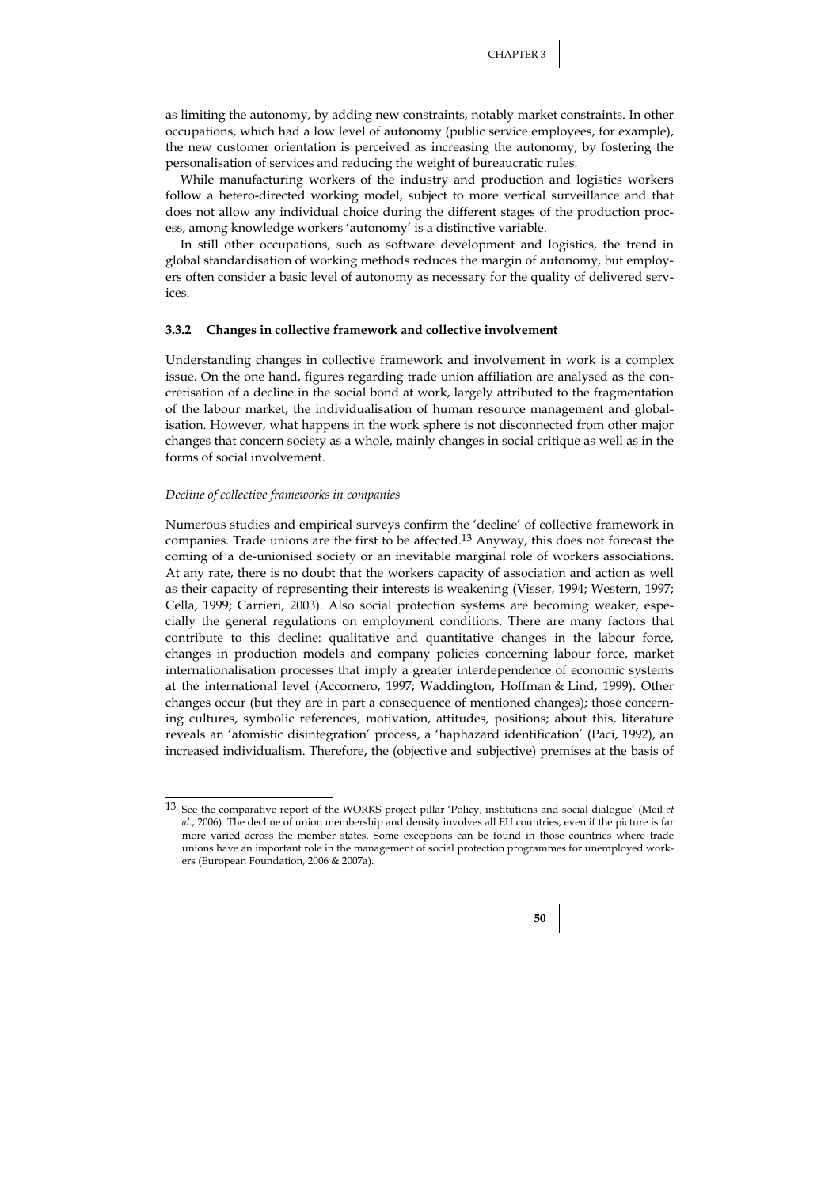as limiting the autonomy, by adding new constraints, notably market constraints. In other occupations, which had a low level of autonomy (public service employees, for example), the new customer orientation is perceived as increasing the autonomy, by fostering the personalisation of services and reducing the weight of bureaucratic rules.

While manufacturing workers of the industry and production and logistics workers follow a hetero-directed working model, subject to more vertical surveillance and that does not allow any individual choice during the different stages of the production process, among knowledge workers 'autonomy' is a distinctive variable.

In still other occupations, such as software development and logistics, the trend in global standardisation of working methods reduces the margin of autonomy, but employers often consider a basic level of autonomy as necessary for the quality of delivered services.

### 3.3.2 Changes in collective framework and collective involvement

Understanding changes in collective framework and involvement in work is a complex issue. On the one hand, figures regarding trade union affiliation are analysed as the concretisation of a decline in the social bond at work, largely attributed to the fragmentation of the labour market, the individualisation of human resource management and globalisation. However, what happens in the work sphere is not disconnected from other major changes that concern society as a whole, mainly changes in social critique as well as in the forms of social involvement.

*Decline of collective frameworks in companies*

Numerous studies and empirical surveys confirm the 'decline' of collective framework in companies. Trade unions are the first to be affected.[13] Anyway, this does not forecast the coming of a de-unionised society or an inevitable marginal role of workers associations. At any rate, there is no doubt that the workers capacity of association and action as well as their capacity of representing their interests is weakening (Visser, 1994; Western, 1997; Cella, 1999; Carrieri, 2003). Also social protection systems are becoming weaker, especially the general regulations on employment conditions. There are many factors that contribute to this decline: qualitative and quantitative changes in the labour force, changes in production models and company policies concerning labour force, market internationalisation processes that imply a greater interdependence of economic systems at the international level (Accornero, 1997; Waddington, Hoffman & Lind, 1999). Other changes occur (but they are in part a consequence of mentioned changes); those concerning cultures, symbolic references, motivation, attitudes, positions; about this, literature reveals an 'atomistic disintegration' process, a 'haphazard identification' (Paci, 1992), an increased individualism. Therefore, the (objective and subjective) premises at the basis of

---

[13] See the comparative report of the WORKS project pillar 'Policy, institutions and social dialogue' (Meil *et al.*, 2006). The decline of union membership and density involves all EU countries, even if the picture is far more varied across the member states. Some exceptions can be found in those countries where trade unions have an important role in the management of social protection programmes for unemployed workers (European Foundation, 2006 & 2007a).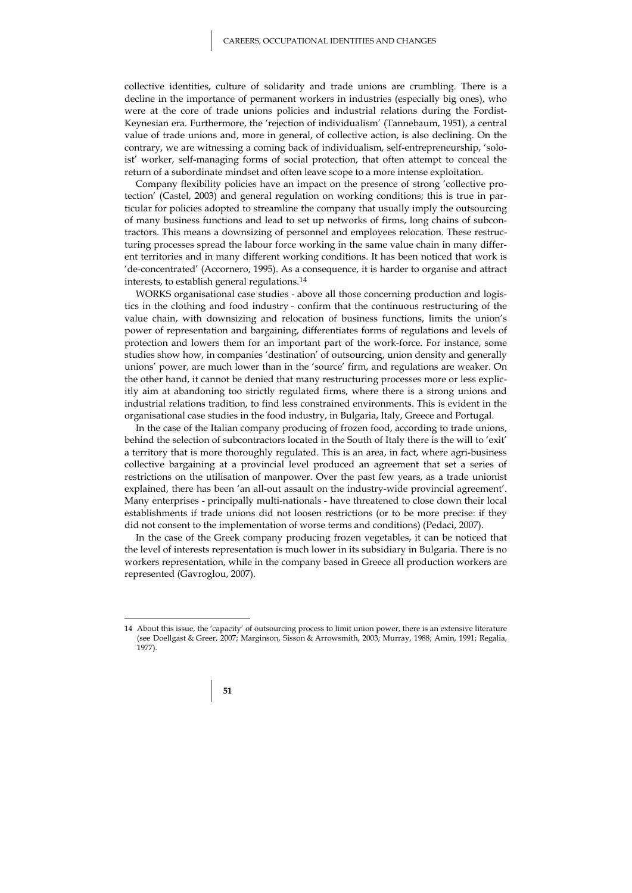collective identities, culture of solidarity and trade unions are crumbling. There is a decline in the importance of permanent workers in industries (especially big ones), who were at the core of trade unions policies and industrial relations during the Fordist-Keynesian era. Furthermore, the 'rejection of individualism' (Tannebaum, 1951), a central value of trade unions and, more in general, of collective action, is also declining. On the contrary, we are witnessing a coming back of individualism, self-entrepreneurship, 'solo-ist' worker, self-managing forms of social protection, that often attempt to conceal the return of a subordinate mindset and often leave scope to a more intense exploitation.

Company flexibility policies have an impact on the presence of strong 'collective protection' (Castel, 2003) and general regulation on working conditions; this is true in particular for policies adopted to streamline the company that usually imply the outsourcing of many business functions and lead to set up networks of firms, long chains of subcontractors. This means a downsizing of personnel and employees relocation. These restructuring processes spread the labour force working in the same value chain in many different territories and in many different working conditions. It has been noticed that work is 'de-concentrated' (Accornero, 1995). As a consequence, it is harder to organise and attract interests, to establish general regulations.[14]

WORKS organisational case studies - above all those concerning production and logistics in the clothing and food industry - confirm that the continuous restructuring of the value chain, with downsizing and relocation of business functions, limits the union's power of representation and bargaining, differentiates forms of regulations and levels of protection and lowers them for an important part of the work-force. For instance, some studies show how, in companies 'destination' of outsourcing, union density and generally unions' power, are much lower than in the 'source' firm, and regulations are weaker. On the other hand, it cannot be denied that many restructuring processes more or less explicitly aim at abandoning too strictly regulated firms, where there is a strong unions and industrial relations tradition, to find less constrained environments. This is evident in the organisational case studies in the food industry, in Bulgaria, Italy, Greece and Portugal.

In the case of the Italian company producing of frozen food, according to trade unions, behind the selection of subcontractors located in the South of Italy there is the will to 'exit' a territory that is more thoroughly regulated. This is an area, in fact, where agri-business collective bargaining at a provincial level produced an agreement that set a series of restrictions on the utilisation of manpower. Over the past few years, as a trade unionist explained, there has been 'an all-out assault on the industry-wide provincial agreement'. Many enterprises - principally multi-nationals - have threatened to close down their local establishments if trade unions did not loosen restrictions (or to be more precise: if they did not consent to the implementation of worse terms and conditions) (Pedaci, 2007).

In the case of the Greek company producing frozen vegetables, it can be noticed that the level of interests representation is much lower in its subsidiary in Bulgaria. There is no workers representation, while in the company based in Greece all production workers are represented (Gavroglou, 2007).

---

14 About this issue, the 'capacity' of outsourcing process to limit union power, there is an extensive literature (see Doellgast & Greer, 2007; Marginson, Sisson & Arrowsmith, 2003; Murray, 1988; Amin, 1991; Regalia, 1977).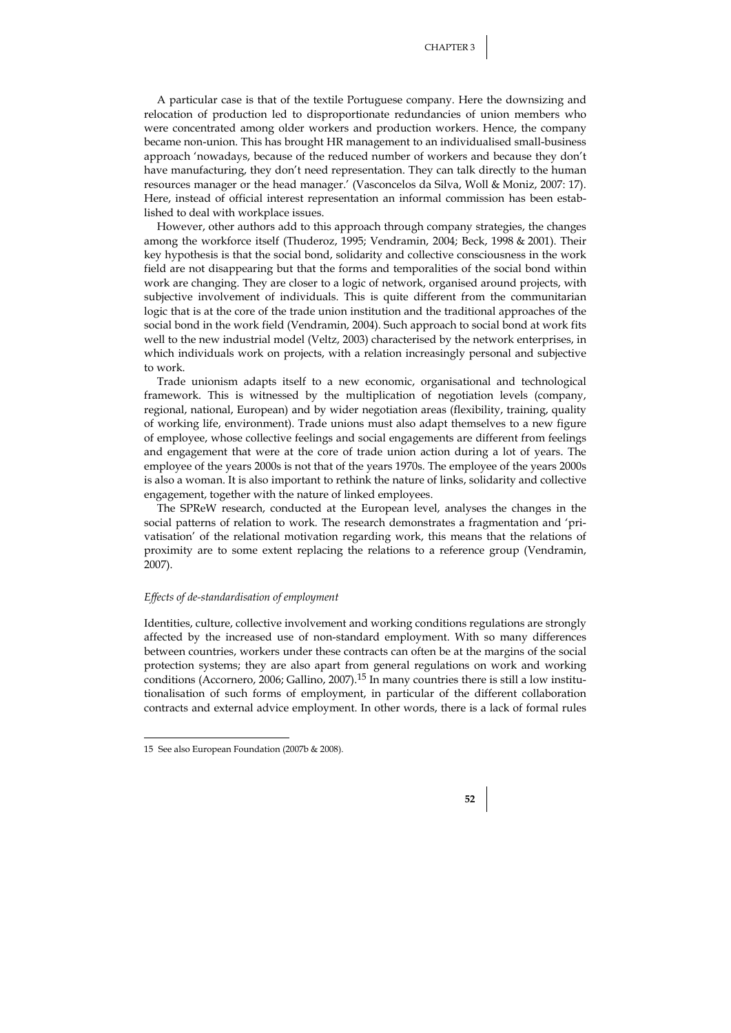A particular case is that of the textile Portuguese company. Here the downsizing and relocation of production led to disproportionate redundancies of union members who were concentrated among older workers and production workers. Hence, the company became non-union. This has brought HR management to an individualised small-business approach 'nowadays, because of the reduced number of workers and because they don't have manufacturing, they don't need representation. They can talk directly to the human resources manager or the head manager.' (Vasconcelos da Silva, Woll & Moniz, 2007: 17). Here, instead of official interest representation an informal commission has been established to deal with workplace issues.

However, other authors add to this approach through company strategies, the changes among the workforce itself (Thuderoz, 1995; Vendramin, 2004; Beck, 1998 & 2001). Their key hypothesis is that the social bond, solidarity and collective consciousness in the work field are not disappearing but that the forms and temporalities of the social bond within work are changing. They are closer to a logic of network, organised around projects, with subjective involvement of individuals. This is quite different from the communitarian logic that is at the core of the trade union institution and the traditional approaches of the social bond in the work field (Vendramin, 2004). Such approach to social bond at work fits well to the new industrial model (Veltz, 2003) characterised by the network enterprises, in which individuals work on projects, with a relation increasingly personal and subjective to work.

Trade unionism adapts itself to a new economic, organisational and technological framework. This is witnessed by the multiplication of negotiation levels (company, regional, national, European) and by wider negotiation areas (flexibility, training, quality of working life, environment). Trade unions must also adapt themselves to a new figure of employee, whose collective feelings and social engagements are different from feelings and engagement that were at the core of trade union action during a lot of years. The employee of the years 2000s is not that of the years 1970s. The employee of the years 2000s is also a woman. It is also important to rethink the nature of links, solidarity and collective engagement, together with the nature of linked employees.

The SPReW research, conducted at the European level, analyses the changes in the social patterns of relation to work. The research demonstrates a fragmentation and 'privatisation' of the relational motivation regarding work, this means that the relations of proximity are to some extent replacing the relations to a reference group (Vendramin, 2007).

*Effects of de-standardisation of employment*

Identities, culture, collective involvement and working conditions regulations are strongly affected by the increased use of non-standard employment. With so many differences between countries, workers under these contracts can often be at the margins of the social protection systems; they are also apart from general regulations on work and working conditions (Accornero, 2006; Gallino, 2007).[15] In many countries there is still a low institutionalisation of such forms of employment, in particular of the different collaboration contracts and external advice employment. In other words, there is a lack of formal rules

15 See also European Foundation (2007b & 2008).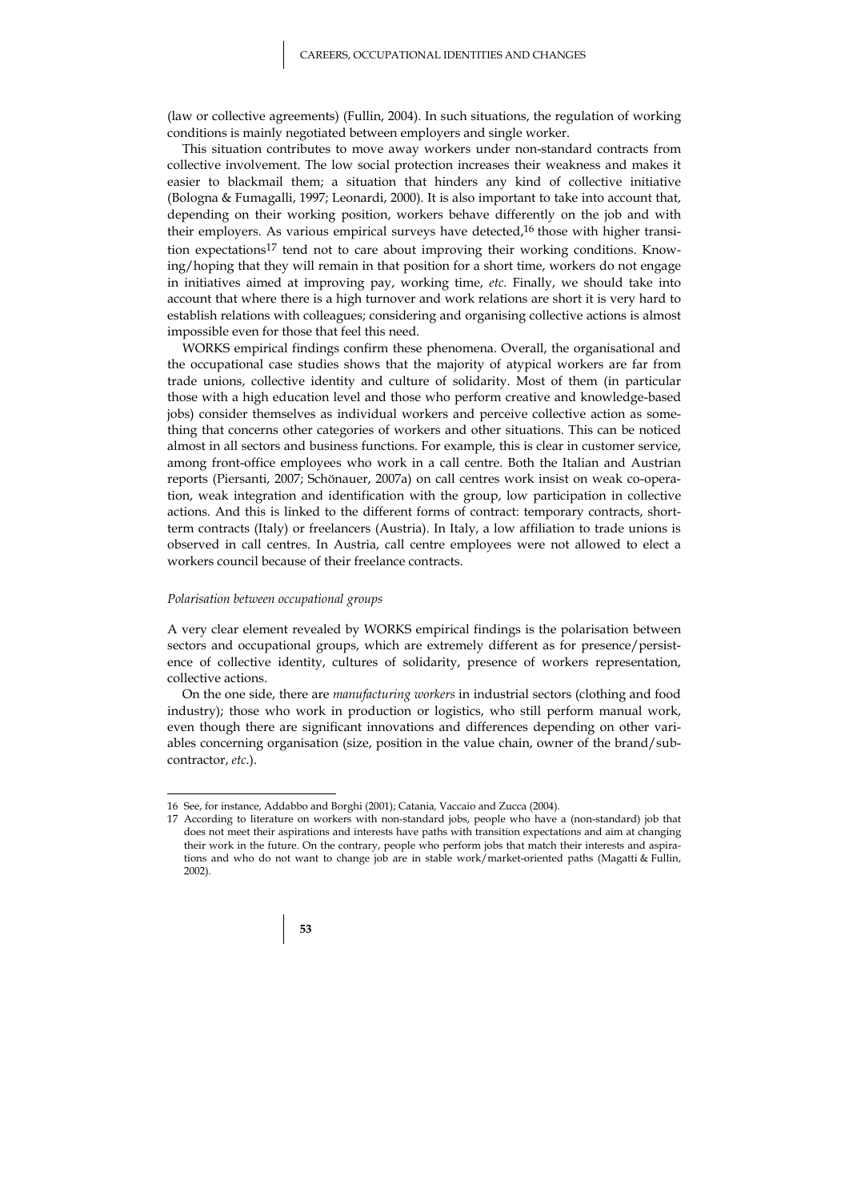(law or collective agreements) (Fullin, 2004). In such situations, the regulation of working conditions is mainly negotiated between employers and single worker.

This situation contributes to move away workers under non-standard contracts from collective involvement. The low social protection increases their weakness and makes it easier to blackmail them; a situation that hinders any kind of collective initiative (Bologna & Fumagalli, 1997; Leonardi, 2000). It is also important to take into account that, depending on their working position, workers behave differently on the job and with their employers. As various empirical surveys have detected,[16] those with higher transition expectations[17] tend not to care about improving their working conditions. Knowing/hoping that they will remain in that position for a short time, workers do not engage in initiatives aimed at improving pay, working time, *etc*. Finally, we should take into account that where there is a high turnover and work relations are short it is very hard to establish relations with colleagues; considering and organising collective actions is almost impossible even for those that feel this need.

WORKS empirical findings confirm these phenomena. Overall, the organisational and the occupational case studies shows that the majority of atypical workers are far from trade unions, collective identity and culture of solidarity. Most of them (in particular those with a high education level and those who perform creative and knowledge-based jobs) consider themselves as individual workers and perceive collective action as something that concerns other categories of workers and other situations. This can be noticed almost in all sectors and business functions. For example, this is clear in customer service, among front-office employees who work in a call centre. Both the Italian and Austrian reports (Piersanti, 2007; Schönauer, 2007a) on call centres work insist on weak co-operation, weak integration and identification with the group, low participation in collective actions. And this is linked to the different forms of contract: temporary contracts, short-term contracts (Italy) or freelancers (Austria). In Italy, a low affiliation to trade unions is observed in call centres. In Austria, call centre employees were not allowed to elect a workers council because of their freelance contracts.

*Polarisation between occupational groups*

A very clear element revealed by WORKS empirical findings is the polarisation between sectors and occupational groups, which are extremely different as for presence/persistence of collective identity, cultures of solidarity, presence of workers representation, collective actions.

On the one side, there are *manufacturing workers* in industrial sectors (clothing and food industry); those who work in production or logistics, who still perform manual work, even though there are significant innovations and differences depending on other variables concerning organisation (size, position in the value chain, owner of the brand/subcontractor, *etc*.).

---

16 See, for instance, Addabbo and Borghi (2001); Catania, Vaccaio and Zucca (2004).

17 According to literature on workers with non-standard jobs, people who have a (non-standard) job that does not meet their aspirations and interests have paths with transition expectations and aim at changing their work in the future. On the contrary, people who perform jobs that match their interests and aspirations and who do not want to change job are in stable work/market-oriented paths (Magatti & Fullin, 2002).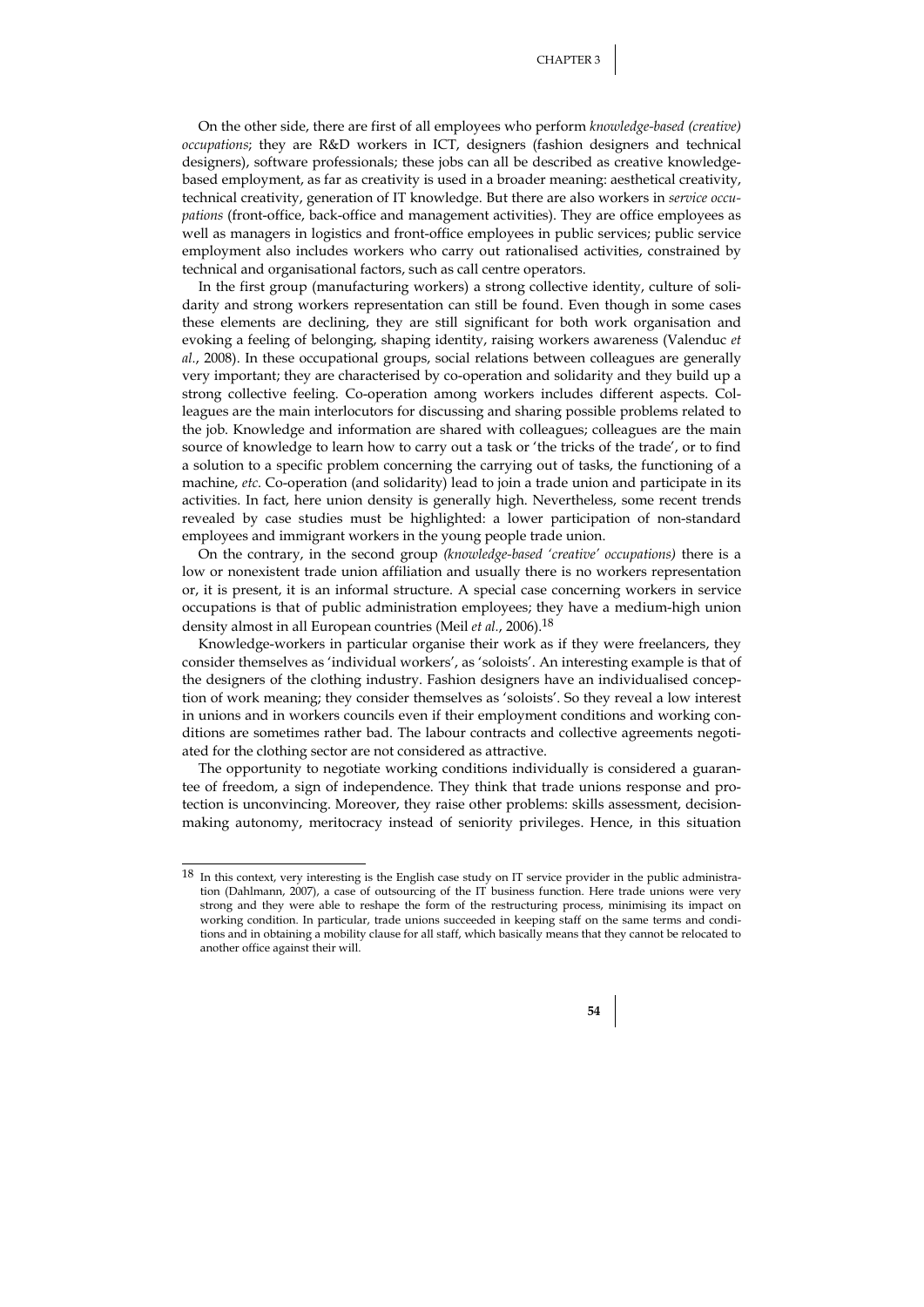On the other side, there are first of all employees who perform *knowledge-based (creative) occupations*; they are R&D workers in ICT, designers (fashion designers and technical designers), software professionals; these jobs can all be described as creative knowledge-based employment, as far as creativity is used in a broader meaning: aesthetical creativity, technical creativity, generation of IT knowledge. But there are also workers in *service occupations* (front-office, back-office and management activities). They are office employees as well as managers in logistics and front-office employees in public services; public service employment also includes workers who carry out rationalised activities, constrained by technical and organisational factors, such as call centre operators.

In the first group (manufacturing workers) a strong collective identity, culture of solidarity and strong workers representation can still be found. Even though in some cases these elements are declining, they are still significant for both work organisation and evoking a feeling of belonging, shaping identity, raising workers awareness (Valenduc *et al.*, 2008). In these occupational groups, social relations between colleagues are generally very important; they are characterised by co-operation and solidarity and they build up a strong collective feeling. Co-operation among workers includes different aspects. Colleagues are the main interlocutors for discussing and sharing possible problems related to the job. Knowledge and information are shared with colleagues; colleagues are the main source of knowledge to learn how to carry out a task or 'the tricks of the trade', or to find a solution to a specific problem concerning the carrying out of tasks, the functioning of a machine, *etc*. Co-operation (and solidarity) lead to join a trade union and participate in its activities. In fact, here union density is generally high. Nevertheless, some recent trends revealed by case studies must be highlighted: a lower participation of non-standard employees and immigrant workers in the young people trade union.

On the contrary, in the second group *(knowledge-based 'creative' occupations)* there is a low or nonexistent trade union affiliation and usually there is no workers representation or, it is present, it is an informal structure. A special case concerning workers in service occupations is that of public administration employees; they have a medium-high union density almost in all European countries (Meil *et al.*, 2006).[18]

Knowledge-workers in particular organise their work as if they were freelancers, they consider themselves as 'individual workers', as 'soloists'. An interesting example is that of the designers of the clothing industry. Fashion designers have an individualised conception of work meaning; they consider themselves as 'soloists'. So they reveal a low interest in unions and in workers councils even if their employment conditions and working conditions are sometimes rather bad. The labour contracts and collective agreements negotiated for the clothing sector are not considered as attractive.

The opportunity to negotiate working conditions individually is considered a guarantee of freedom, a sign of independence. They think that trade unions response and protection is unconvincing. Moreover, they raise other problems: skills assessment, decision-making autonomy, meritocracy instead of seniority privileges. Hence, in this situation

---

[18] In this context, very interesting is the English case study on IT service provider in the public administration (Dahlmann, 2007), a case of outsourcing of the IT business function. Here trade unions were very strong and they were able to reshape the form of the restructuring process, minimising its impact on working condition. In particular, trade unions succeeded in keeping staff on the same terms and conditions and in obtaining a mobility clause for all staff, which basically means that they cannot be relocated to another office against their will.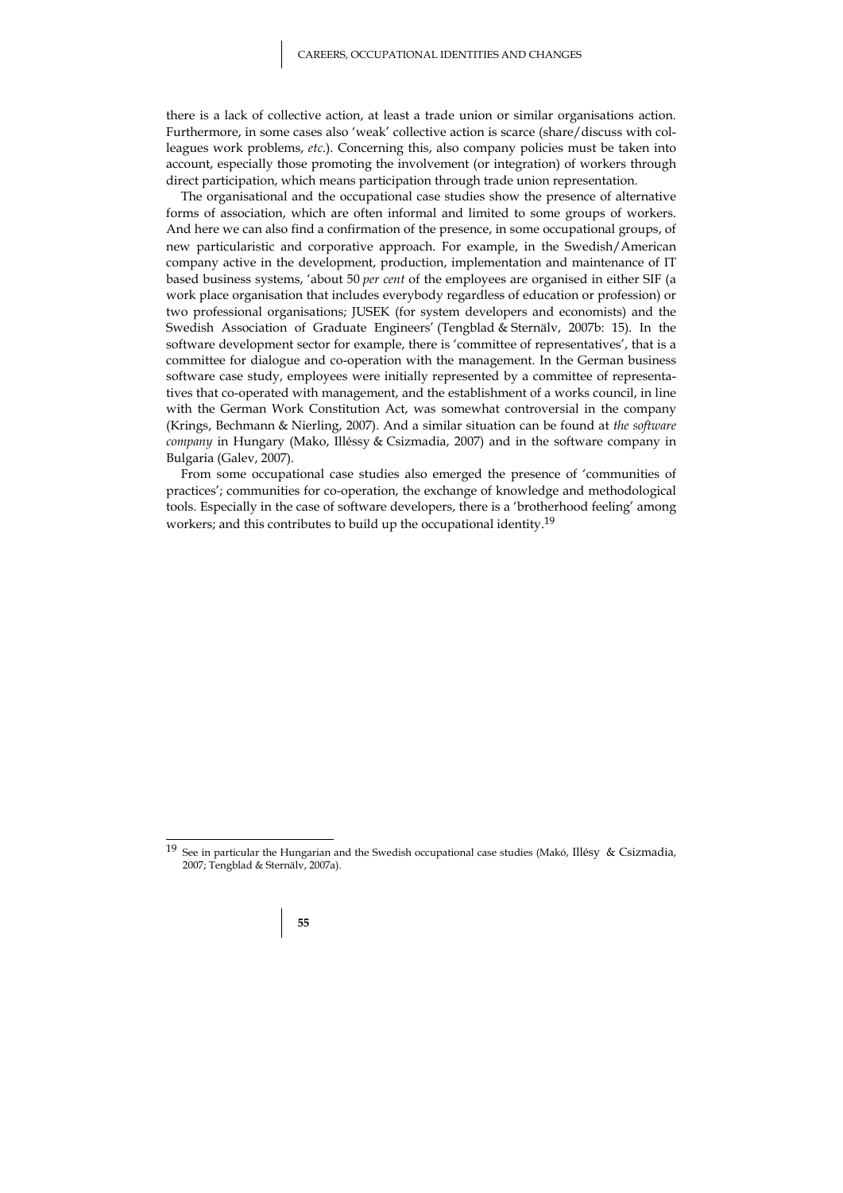there is a lack of collective action, at least a trade union or similar organisations action. Furthermore, in some cases also 'weak' collective action is scarce (share/discuss with colleagues work problems, *etc*.). Concerning this, also company policies must be taken into account, especially those promoting the involvement (or integration) of workers through direct participation, which means participation through trade union representation.

The organisational and the occupational case studies show the presence of alternative forms of association, which are often informal and limited to some groups of workers. And here we can also find a confirmation of the presence, in some occupational groups, of new particularistic and corporative approach. For example, in the Swedish/American company active in the development, production, implementation and maintenance of IT based business systems, 'about 50 *per cent* of the employees are organised in either SIF (a work place organisation that includes everybody regardless of education or profession) or two professional organisations; JUSEK (for system developers and economists) and the Swedish Association of Graduate Engineers' (Tengblad & Sternälv, 2007b: 15). In the software development sector for example, there is 'committee of representatives', that is a committee for dialogue and co-operation with the management. In the German business software case study, employees were initially represented by a committee of representatives that co-operated with management, and the establishment of a works council, in line with the German Work Constitution Act, was somewhat controversial in the company (Krings, Bechmann & Nierling, 2007). And a similar situation can be found at *the software company* in Hungary (Mako, Illéssy & Csizmadia, 2007) and in the software company in Bulgaria (Galev, 2007).

From some occupational case studies also emerged the presence of 'communities of practices'; communities for co-operation, the exchange of knowledge and methodological tools. Especially in the case of software developers, there is a 'brotherhood feeling' among workers; and this contributes to build up the occupational identity.[19]

[19] See in particular the Hungarian and the Swedish occupational case studies (Makó, Illésy & Csizmadia, 2007; Tengblad & Sternälv, 2007a).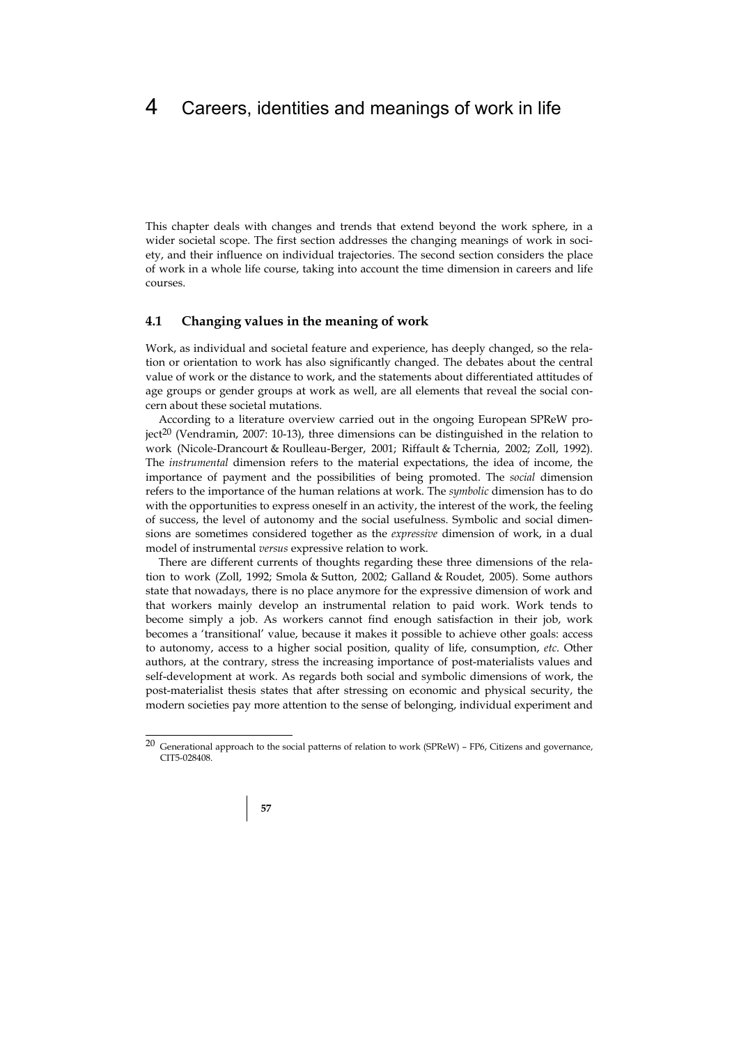# 4 Careers, identities and meanings of work in life

This chapter deals with changes and trends that extend beyond the work sphere, in a wider societal scope. The first section addresses the changing meanings of work in society, and their influence on individual trajectories. The second section considers the place of work in a whole life course, taking into account the time dimension in careers and life courses.

## 4.1 Changing values in the meaning of work

Work, as individual and societal feature and experience, has deeply changed, so the relation or orientation to work has also significantly changed. The debates about the central value of work or the distance to work, and the statements about differentiated attitudes of age groups or gender groups at work as well, are all elements that reveal the social concern about these societal mutations.

According to a literature overview carried out in the ongoing European SPReW project[20] (Vendramin, 2007: 10-13), three dimensions can be distinguished in the relation to work (Nicole-Drancourt & Roulleau-Berger, 2001; Riffault & Tchernia, 2002; Zoll, 1992). The *instrumental* dimension refers to the material expectations, the idea of income, the importance of payment and the possibilities of being promoted. The *social* dimension refers to the importance of the human relations at work. The *symbolic* dimension has to do with the opportunities to express oneself in an activity, the interest of the work, the feeling of success, the level of autonomy and the social usefulness. Symbolic and social dimensions are sometimes considered together as the *expressive* dimension of work, in a dual model of instrumental *versus* expressive relation to work.

There are different currents of thoughts regarding these three dimensions of the relation to work (Zoll, 1992; Smola & Sutton, 2002; Galland & Roudet, 2005). Some authors state that nowadays, there is no place anymore for the expressive dimension of work and that workers mainly develop an instrumental relation to paid work. Work tends to become simply a job. As workers cannot find enough satisfaction in their job, work becomes a 'transitional' value, because it makes it possible to achieve other goals: access to autonomy, access to a higher social position, quality of life, consumption, *etc*. Other authors, at the contrary, stress the increasing importance of post-materialists values and self-development at work. As regards both social and symbolic dimensions of work, the post-materialist thesis states that after stressing on economic and physical security, the modern societies pay more attention to the sense of belonging, individual experiment and

---

[20] Generational approach to the social patterns of relation to work (SPReW) – FP6, Citizens and governance, CIT5-028408.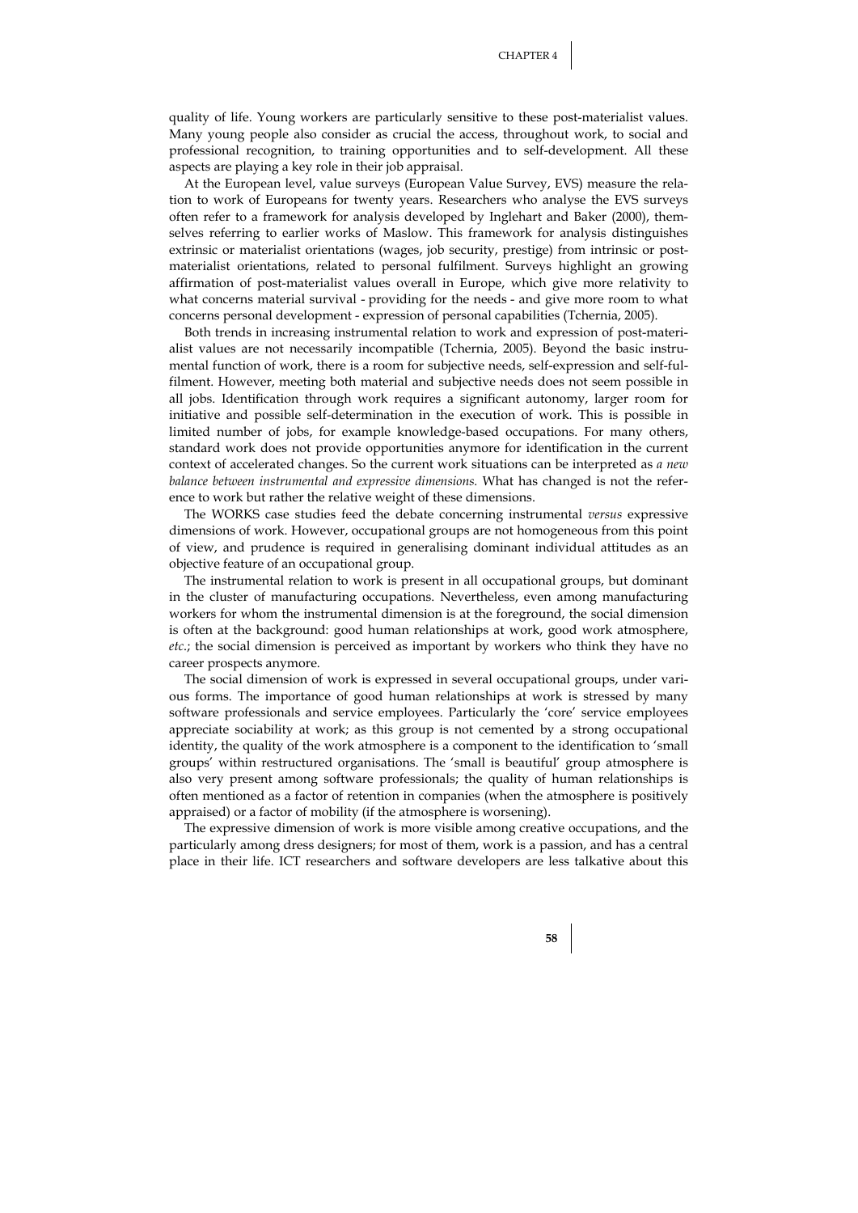quality of life. Young workers are particularly sensitive to these post-materialist values. Many young people also consider as crucial the access, throughout work, to social and professional recognition, to training opportunities and to self-development. All these aspects are playing a key role in their job appraisal.

At the European level, value surveys (European Value Survey, EVS) measure the relation to work of Europeans for twenty years. Researchers who analyse the EVS surveys often refer to a framework for analysis developed by Inglehart and Baker (2000), themselves referring to earlier works of Maslow. This framework for analysis distinguishes extrinsic or materialist orientations (wages, job security, prestige) from intrinsic or post-materialist orientations, related to personal fulfilment. Surveys highlight an growing affirmation of post-materialist values overall in Europe, which give more relativity to what concerns material survival - providing for the needs - and give more room to what concerns personal development - expression of personal capabilities (Tchernia, 2005).

Both trends in increasing instrumental relation to work and expression of post-materialist values are not necessarily incompatible (Tchernia, 2005). Beyond the basic instrumental function of work, there is a room for subjective needs, self-expression and self-fulfilment. However, meeting both material and subjective needs does not seem possible in all jobs. Identification through work requires a significant autonomy, larger room for initiative and possible self-determination in the execution of work. This is possible in limited number of jobs, for example knowledge-based occupations. For many others, standard work does not provide opportunities anymore for identification in the current context of accelerated changes. So the current work situations can be interpreted as *a new balance between instrumental and expressive dimensions.* What has changed is not the reference to work but rather the relative weight of these dimensions.

The WORKS case studies feed the debate concerning instrumental *versus* expressive dimensions of work. However, occupational groups are not homogeneous from this point of view, and prudence is required in generalising dominant individual attitudes as an objective feature of an occupational group.

The instrumental relation to work is present in all occupational groups, but dominant in the cluster of manufacturing occupations. Nevertheless, even among manufacturing workers for whom the instrumental dimension is at the foreground, the social dimension is often at the background: good human relationships at work, good work atmosphere, *etc*.; the social dimension is perceived as important by workers who think they have no career prospects anymore.

The social dimension of work is expressed in several occupational groups, under various forms. The importance of good human relationships at work is stressed by many software professionals and service employees. Particularly the 'core' service employees appreciate sociability at work; as this group is not cemented by a strong occupational identity, the quality of the work atmosphere is a component to the identification to 'small groups' within restructured organisations. The 'small is beautiful' group atmosphere is also very present among software professionals; the quality of human relationships is often mentioned as a factor of retention in companies (when the atmosphere is positively appraised) or a factor of mobility (if the atmosphere is worsening).

The expressive dimension of work is more visible among creative occupations, and the particularly among dress designers; for most of them, work is a passion, and has a central place in their life. ICT researchers and software developers are less talkative about this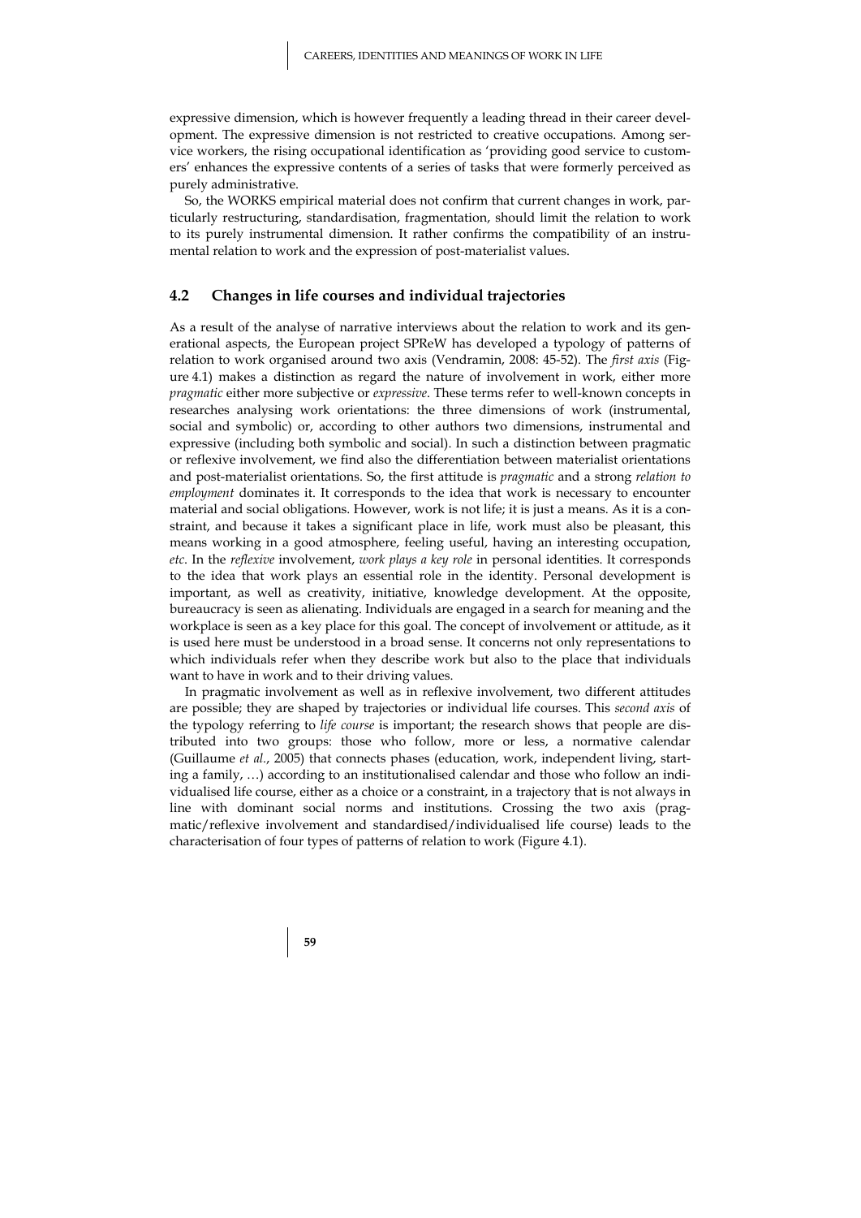expressive dimension, which is however frequently a leading thread in their career development. The expressive dimension is not restricted to creative occupations. Among service workers, the rising occupational identification as 'providing good service to customers' enhances the expressive contents of a series of tasks that were formerly perceived as purely administrative.

So, the WORKS empirical material does not confirm that current changes in work, particularly restructuring, standardisation, fragmentation, should limit the relation to work to its purely instrumental dimension. It rather confirms the compatibility of an instrumental relation to work and the expression of post-materialist values.

## 4.2 Changes in life courses and individual trajectories

As a result of the analyse of narrative interviews about the relation to work and its generational aspects, the European project SPReW has developed a typology of patterns of relation to work organised around two axis (Vendramin, 2008: 45-52). The *first axis* (Figure 4.1) makes a distinction as regard the nature of involvement in work, either more *pragmatic* either more subjective or *expressive*. These terms refer to well-known concepts in researches analysing work orientations: the three dimensions of work (instrumental, social and symbolic) or, according to other authors two dimensions, instrumental and expressive (including both symbolic and social). In such a distinction between pragmatic or reflexive involvement, we find also the differentiation between materialist orientations and post-materialist orientations. So, the first attitude is *pragmatic* and a strong *relation to employment* dominates it. It corresponds to the idea that work is necessary to encounter material and social obligations. However, work is not life; it is just a means. As it is a constraint, and because it takes a significant place in life, work must also be pleasant, this means working in a good atmosphere, feeling useful, having an interesting occupation, *etc*. In the *reflexive* involvement, *work plays a key role* in personal identities. It corresponds to the idea that work plays an essential role in the identity. Personal development is important, as well as creativity, initiative, knowledge development. At the opposite, bureaucracy is seen as alienating. Individuals are engaged in a search for meaning and the workplace is seen as a key place for this goal. The concept of involvement or attitude, as it is used here must be understood in a broad sense. It concerns not only representations to which individuals refer when they describe work but also to the place that individuals want to have in work and to their driving values.

In pragmatic involvement as well as in reflexive involvement, two different attitudes are possible; they are shaped by trajectories or individual life courses. This *second axis* of the typology referring to *life course* is important; the research shows that people are distributed into two groups: those who follow, more or less, a normative calendar (Guillaume *et al*., 2005) that connects phases (education, work, independent living, starting a family, …) according to an institutionalised calendar and those who follow an individualised life course, either as a choice or a constraint, in a trajectory that is not always in line with dominant social norms and institutions. Crossing the two axis (pragmatic/reflexive involvement and standardised/individualised life course) leads to the characterisation of four types of patterns of relation to work (Figure 4.1).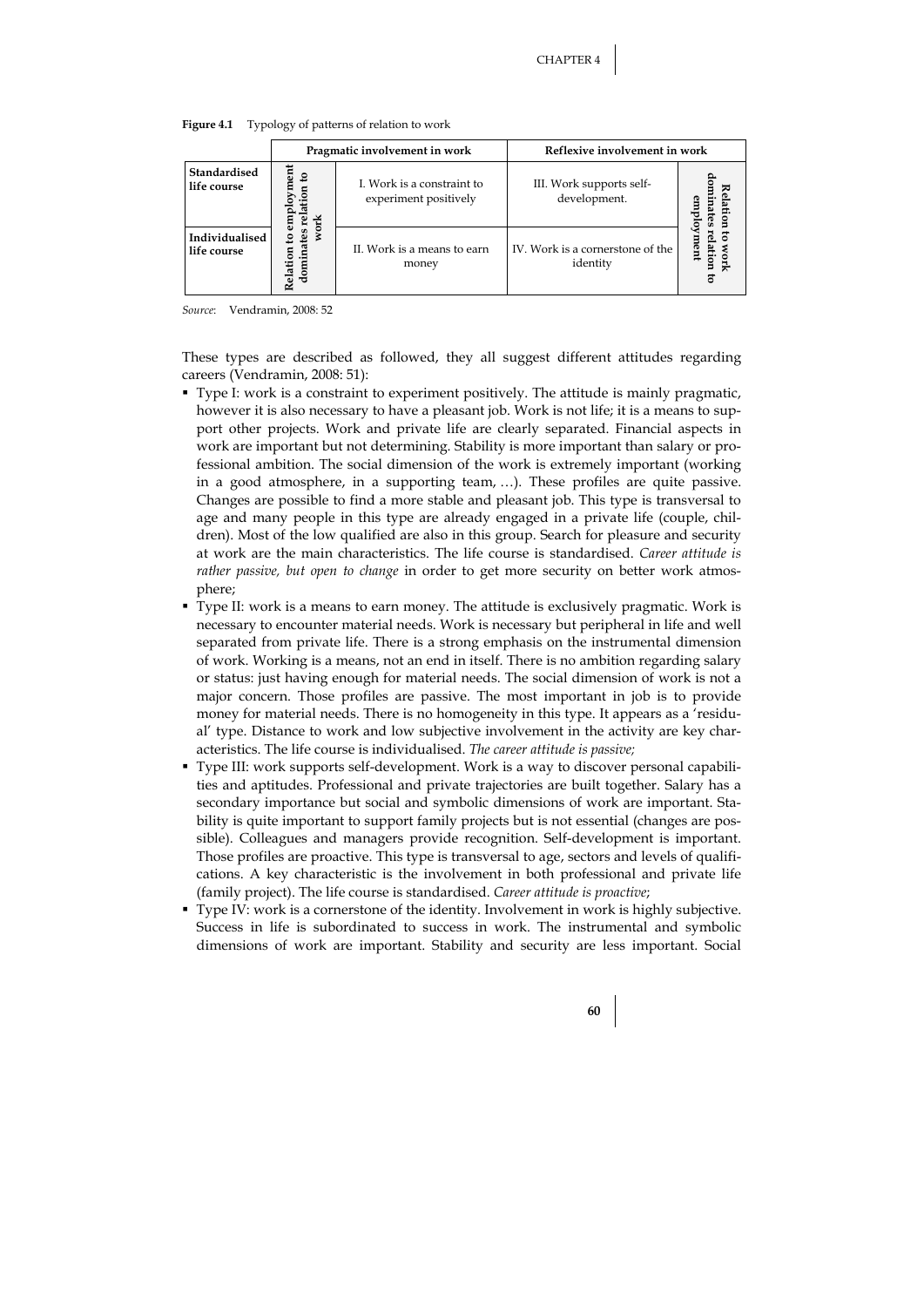**Figure 4.1** Typology of patterns of relation to work

| | | Pragmatic involvement in work | Reflexive involvement in work | |
|---|---|---|---|---|
| **Standardised life course** | **Relation to employment dominates relation to work** | I. Work is a constraint to experiment positively | III. Work supports self-development. | **Relation to work dominates relation to employment** |
| **Individualised life course** | | II. Work is a means to earn money | IV. Work is a cornerstone of the identity | |

*Source*: Vendramin, 2008: 52

These types are described as followed, they all suggest different attitudes regarding careers (Vendramin, 2008: 51):

- Type I: work is a constraint to experiment positively. The attitude is mainly pragmatic, however it is also necessary to have a pleasant job. Work is not life; it is a means to support other projects. Work and private life are clearly separated. Financial aspects in work are important but not determining. Stability is more important than salary or professional ambition. The social dimension of the work is extremely important (working in a good atmosphere, in a supporting team, …). These profiles are quite passive. Changes are possible to find a more stable and pleasant job. This type is transversal to age and many people in this type are already engaged in a private life (couple, children). Most of the low qualified are also in this group. Search for pleasure and security at work are the main characteristics. The life course is standardised. *Career attitude is rather passive, but open to change* in order to get more security on better work atmosphere;
- Type II: work is a means to earn money. The attitude is exclusively pragmatic. Work is necessary to encounter material needs. Work is necessary but peripheral in life and well separated from private life. There is a strong emphasis on the instrumental dimension of work. Working is a means, not an end in itself. There is no ambition regarding salary or status: just having enough for material needs. The social dimension of work is not a major concern. Those profiles are passive. The most important in job is to provide money for material needs. There is no homogeneity in this type. It appears as a 'residual' type. Distance to work and low subjective involvement in the activity are key characteristics. The life course is individualised. *The career attitude is passive;*
- Type III: work supports self-development. Work is a way to discover personal capabilities and aptitudes. Professional and private trajectories are built together. Salary has a secondary importance but social and symbolic dimensions of work are important. Stability is quite important to support family projects but is not essential (changes are possible). Colleagues and managers provide recognition. Self-development is important. Those profiles are proactive. This type is transversal to age, sectors and levels of qualifications. A key characteristic is the involvement in both professional and private life (family project). The life course is standardised. *Career attitude is proactive*;
- Type IV: work is a cornerstone of the identity. Involvement in work is highly subjective. Success in life is subordinated to success in work. The instrumental and symbolic dimensions of work are important. Stability and security are less important. Social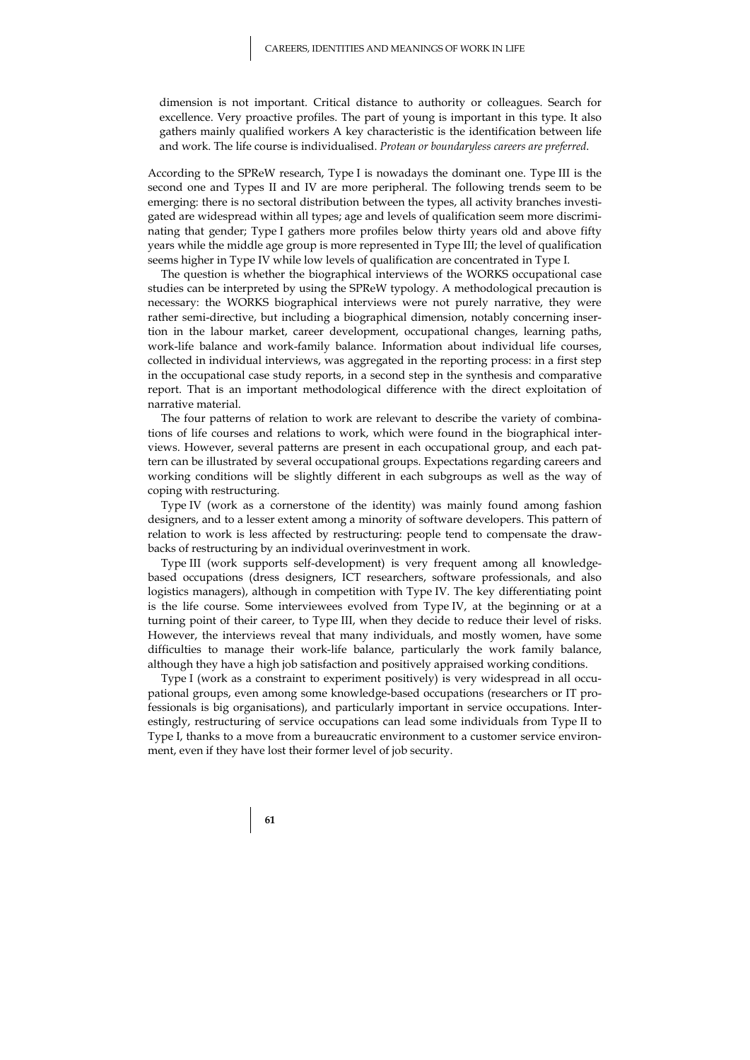dimension is not important. Critical distance to authority or colleagues. Search for excellence. Very proactive profiles. The part of young is important in this type. It also gathers mainly qualified workers A key characteristic is the identification between life and work. The life course is individualised. *Protean or boundaryless careers are preferred.*

According to the SPReW research, Type I is nowadays the dominant one. Type III is the second one and Types II and IV are more peripheral. The following trends seem to be emerging: there is no sectoral distribution between the types, all activity branches investigated are widespread within all types; age and levels of qualification seem more discriminating that gender; Type I gathers more profiles below thirty years old and above fifty years while the middle age group is more represented in Type III; the level of qualification seems higher in Type IV while low levels of qualification are concentrated in Type I.

The question is whether the biographical interviews of the WORKS occupational case studies can be interpreted by using the SPReW typology. A methodological precaution is necessary: the WORKS biographical interviews were not purely narrative, they were rather semi-directive, but including a biographical dimension, notably concerning insertion in the labour market, career development, occupational changes, learning paths, work-life balance and work-family balance. Information about individual life courses, collected in individual interviews, was aggregated in the reporting process: in a first step in the occupational case study reports, in a second step in the synthesis and comparative report. That is an important methodological difference with the direct exploitation of narrative material.

The four patterns of relation to work are relevant to describe the variety of combinations of life courses and relations to work, which were found in the biographical interviews. However, several patterns are present in each occupational group, and each pattern can be illustrated by several occupational groups. Expectations regarding careers and working conditions will be slightly different in each subgroups as well as the way of coping with restructuring.

Type IV (work as a cornerstone of the identity) was mainly found among fashion designers, and to a lesser extent among a minority of software developers. This pattern of relation to work is less affected by restructuring: people tend to compensate the drawbacks of restructuring by an individual overinvestment in work.

Type III (work supports self-development) is very frequent among all knowledge-based occupations (dress designers, ICT researchers, software professionals, and also logistics managers), although in competition with Type IV. The key differentiating point is the life course. Some interviewees evolved from Type IV, at the beginning or at a turning point of their career, to Type III, when they decide to reduce their level of risks. However, the interviews reveal that many individuals, and mostly women, have some difficulties to manage their work-life balance, particularly the work family balance, although they have a high job satisfaction and positively appraised working conditions.

Type I (work as a constraint to experiment positively) is very widespread in all occupational groups, even among some knowledge-based occupations (researchers or IT professionals is big organisations), and particularly important in service occupations. Interestingly, restructuring of service occupations can lead some individuals from Type II to Type I, thanks to a move from a bureaucratic environment to a customer service environment, even if they have lost their former level of job security.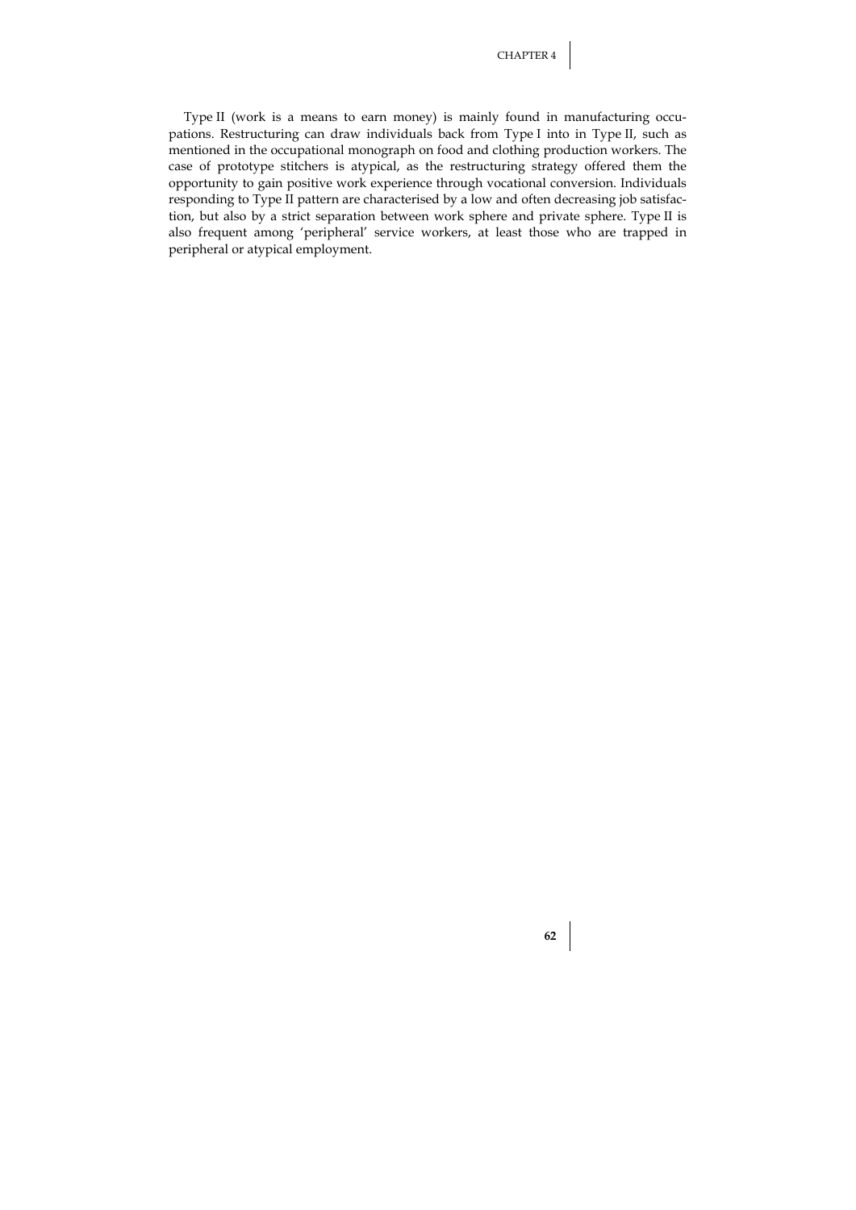Type II (work is a means to earn money) is mainly found in manufacturing occupations. Restructuring can draw individuals back from Type I into in Type II, such as mentioned in the occupational monograph on food and clothing production workers. The case of prototype stitchers is atypical, as the restructuring strategy offered them the opportunity to gain positive work experience through vocational conversion. Individuals responding to Type II pattern are characterised by a low and often decreasing job satisfaction, but also by a strict separation between work sphere and private sphere. Type II is also frequent among 'peripheral' service workers, at least those who are trapped in peripheral or atypical employment.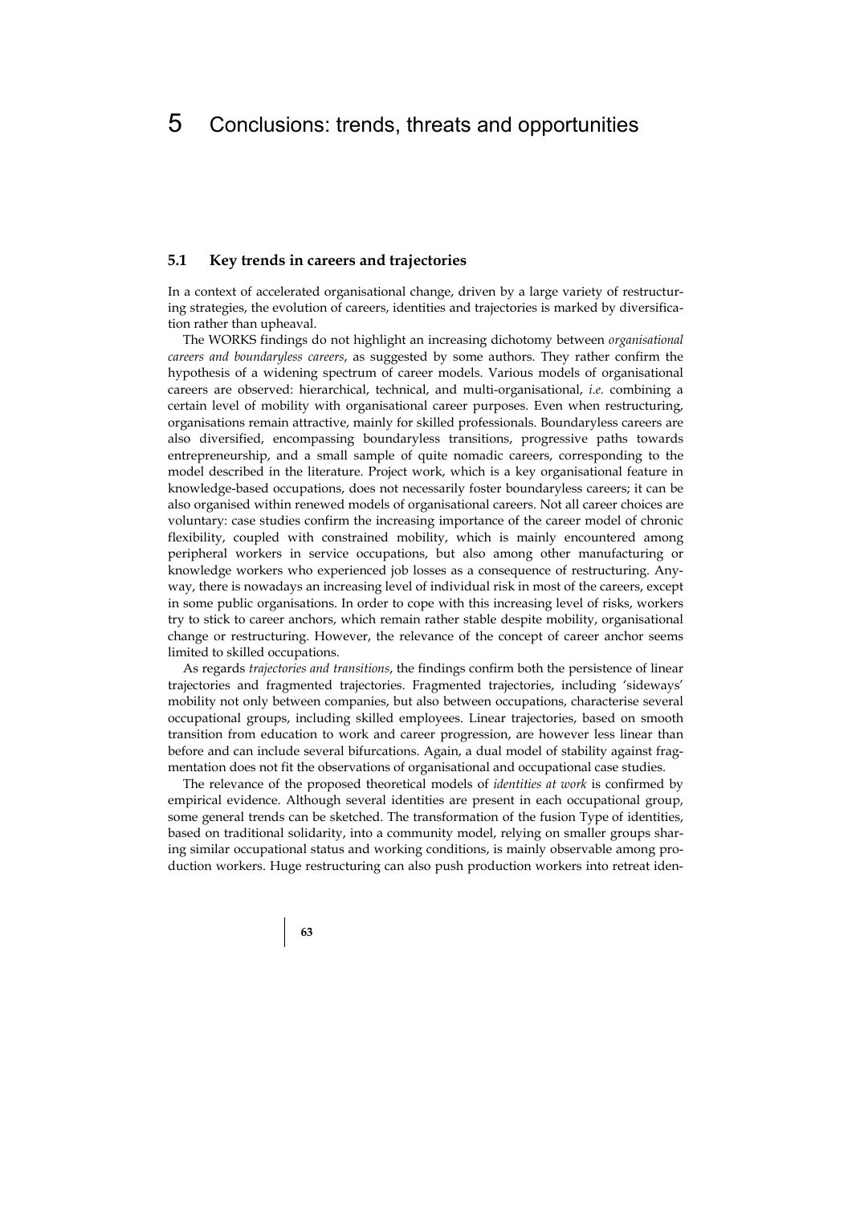# 5 Conclusions: trends, threats and opportunities

## 5.1 Key trends in careers and trajectories

In a context of accelerated organisational change, driven by a large variety of restructuring strategies, the evolution of careers, identities and trajectories is marked by diversification rather than upheaval.

The WORKS findings do not highlight an increasing dichotomy between *organisational careers and boundaryless careers*, as suggested by some authors. They rather confirm the hypothesis of a widening spectrum of career models. Various models of organisational careers are observed: hierarchical, technical, and multi-organisational, *i.e.* combining a certain level of mobility with organisational career purposes. Even when restructuring, organisations remain attractive, mainly for skilled professionals. Boundaryless careers are also diversified, encompassing boundaryless transitions, progressive paths towards entrepreneurship, and a small sample of quite nomadic careers, corresponding to the model described in the literature. Project work, which is a key organisational feature in knowledge-based occupations, does not necessarily foster boundaryless careers; it can be also organised within renewed models of organisational careers. Not all career choices are voluntary: case studies confirm the increasing importance of the career model of chronic flexibility, coupled with constrained mobility, which is mainly encountered among peripheral workers in service occupations, but also among other manufacturing or knowledge workers who experienced job losses as a consequence of restructuring. Anyway, there is nowadays an increasing level of individual risk in most of the careers, except in some public organisations. In order to cope with this increasing level of risks, workers try to stick to career anchors, which remain rather stable despite mobility, organisational change or restructuring. However, the relevance of the concept of career anchor seems limited to skilled occupations.

As regards *trajectories and transitions*, the findings confirm both the persistence of linear trajectories and fragmented trajectories. Fragmented trajectories, including 'sideways' mobility not only between companies, but also between occupations, characterise several occupational groups, including skilled employees. Linear trajectories, based on smooth transition from education to work and career progression, are however less linear than before and can include several bifurcations. Again, a dual model of stability against fragmentation does not fit the observations of organisational and occupational case studies.

The relevance of the proposed theoretical models of *identities at work* is confirmed by empirical evidence. Although several identities are present in each occupational group, some general trends can be sketched. The transformation of the fusion Type of identities, based on traditional solidarity, into a community model, relying on smaller groups sharing similar occupational status and working conditions, is mainly observable among production workers. Huge restructuring can also push production workers into retreat iden-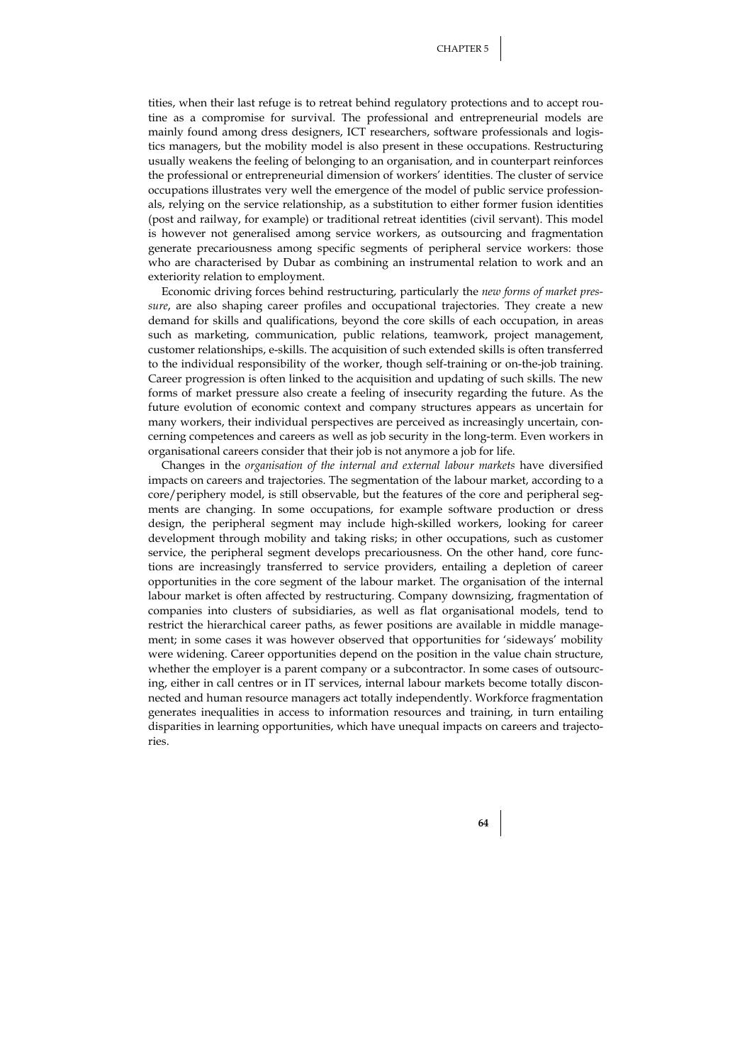tities, when their last refuge is to retreat behind regulatory protections and to accept routine as a compromise for survival. The professional and entrepreneurial models are mainly found among dress designers, ICT researchers, software professionals and logistics managers, but the mobility model is also present in these occupations. Restructuring usually weakens the feeling of belonging to an organisation, and in counterpart reinforces the professional or entrepreneurial dimension of workers' identities. The cluster of service occupations illustrates very well the emergence of the model of public service professionals, relying on the service relationship, as a substitution to either former fusion identities (post and railway, for example) or traditional retreat identities (civil servant). This model is however not generalised among service workers, as outsourcing and fragmentation generate precariousness among specific segments of peripheral service workers: those who are characterised by Dubar as combining an instrumental relation to work and an exteriority relation to employment.

Economic driving forces behind restructuring, particularly the *new forms of market pressure*, are also shaping career profiles and occupational trajectories. They create a new demand for skills and qualifications, beyond the core skills of each occupation, in areas such as marketing, communication, public relations, teamwork, project management, customer relationships, e-skills. The acquisition of such extended skills is often transferred to the individual responsibility of the worker, though self-training or on-the-job training. Career progression is often linked to the acquisition and updating of such skills. The new forms of market pressure also create a feeling of insecurity regarding the future. As the future evolution of economic context and company structures appears as uncertain for many workers, their individual perspectives are perceived as increasingly uncertain, concerning competences and careers as well as job security in the long-term. Even workers in organisational careers consider that their job is not anymore a job for life.

Changes in the *organisation of the internal and external labour markets* have diversified impacts on careers and trajectories. The segmentation of the labour market, according to a core/periphery model, is still observable, but the features of the core and peripheral segments are changing. In some occupations, for example software production or dress design, the peripheral segment may include high-skilled workers, looking for career development through mobility and taking risks; in other occupations, such as customer service, the peripheral segment develops precariousness. On the other hand, core functions are increasingly transferred to service providers, entailing a depletion of career opportunities in the core segment of the labour market. The organisation of the internal labour market is often affected by restructuring. Company downsizing, fragmentation of companies into clusters of subsidiaries, as well as flat organisational models, tend to restrict the hierarchical career paths, as fewer positions are available in middle management; in some cases it was however observed that opportunities for 'sideways' mobility were widening. Career opportunities depend on the position in the value chain structure, whether the employer is a parent company or a subcontractor. In some cases of outsourcing, either in call centres or in IT services, internal labour markets become totally disconnected and human resource managers act totally independently. Workforce fragmentation generates inequalities in access to information resources and training, in turn entailing disparities in learning opportunities, which have unequal impacts on careers and trajectories.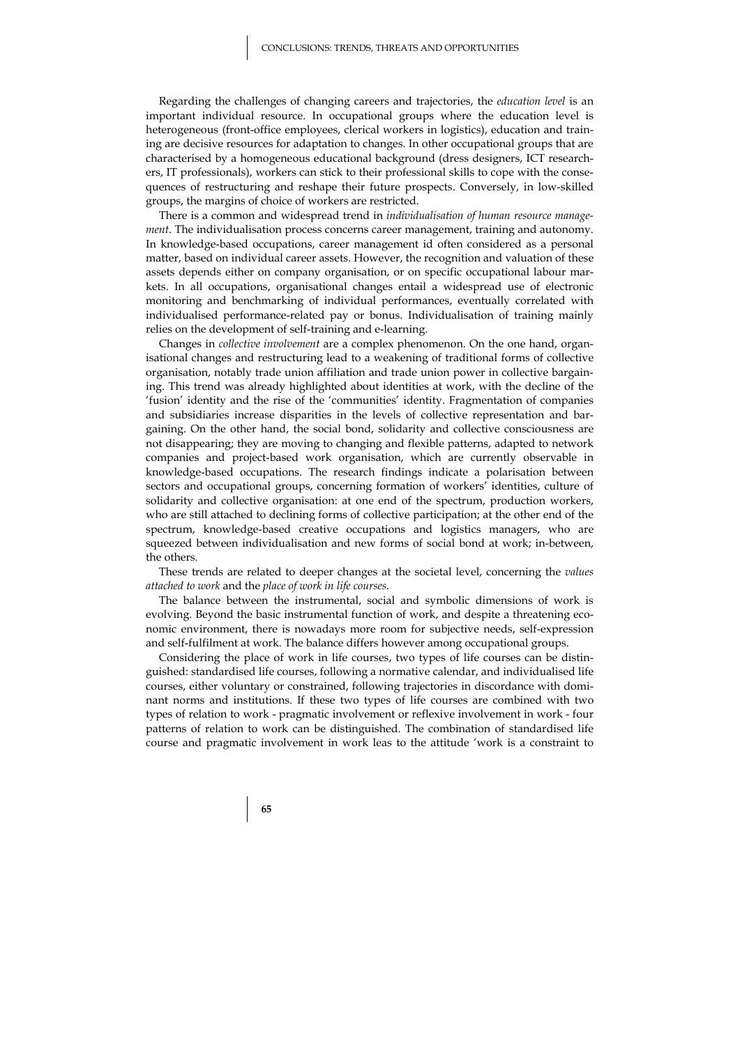Regarding the challenges of changing careers and trajectories, the *education level* is an important individual resource. In occupational groups where the education level is heterogeneous (front-office employees, clerical workers in logistics), education and training are decisive resources for adaptation to changes. In other occupational groups that are characterised by a homogeneous educational background (dress designers, ICT researchers, IT professionals), workers can stick to their professional skills to cope with the consequences of restructuring and reshape their future prospects. Conversely, in low-skilled groups, the margins of choice of workers are restricted.

There is a common and widespread trend in *individualisation of human resource management*. The individualisation process concerns career management, training and autonomy. In knowledge-based occupations, career management id often considered as a personal matter, based on individual career assets. However, the recognition and valuation of these assets depends either on company organisation, or on specific occupational labour markets. In all occupations, organisational changes entail a widespread use of electronic monitoring and benchmarking of individual performances, eventually correlated with individualised performance-related pay or bonus. Individualisation of training mainly relies on the development of self-training and e-learning.

Changes in *collective involvement* are a complex phenomenon. On the one hand, organisational changes and restructuring lead to a weakening of traditional forms of collective organisation, notably trade union affiliation and trade union power in collective bargaining. This trend was already highlighted about identities at work, with the decline of the 'fusion' identity and the rise of the 'communities' identity. Fragmentation of companies and subsidiaries increase disparities in the levels of collective representation and bargaining. On the other hand, the social bond, solidarity and collective consciousness are not disappearing; they are moving to changing and flexible patterns, adapted to network companies and project-based work organisation, which are currently observable in knowledge-based occupations. The research findings indicate a polarisation between sectors and occupational groups, concerning formation of workers' identities, culture of solidarity and collective organisation: at one end of the spectrum, production workers, who are still attached to declining forms of collective participation; at the other end of the spectrum, knowledge-based creative occupations and logistics managers, who are squeezed between individualisation and new forms of social bond at work; in-between, the others.

These trends are related to deeper changes at the societal level, concerning the *values attached to work* and the *place of work in life courses*.

The balance between the instrumental, social and symbolic dimensions of work is evolving. Beyond the basic instrumental function of work, and despite a threatening economic environment, there is nowadays more room for subjective needs, self-expression and self-fulfilment at work. The balance differs however among occupational groups.

Considering the place of work in life courses, two types of life courses can be distinguished: standardised life courses, following a normative calendar, and individualised life courses, either voluntary or constrained, following trajectories in discordance with dominant norms and institutions. If these two types of life courses are combined with two types of relation to work - pragmatic involvement or reflexive involvement in work - four patterns of relation to work can be distinguished. The combination of standardised life course and pragmatic involvement in work leas to the attitude 'work is a constraint to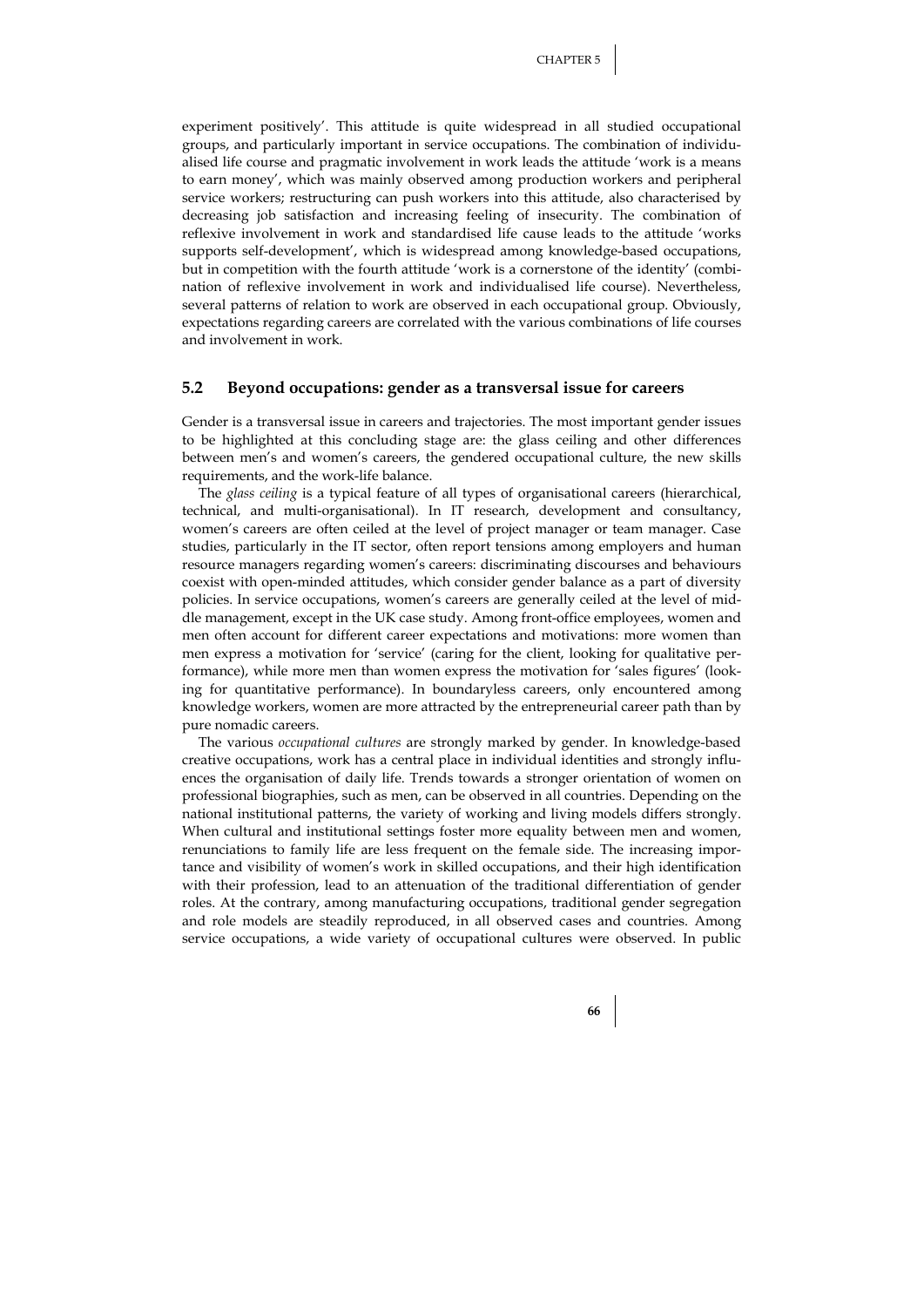experiment positively'. This attitude is quite widespread in all studied occupational groups, and particularly important in service occupations. The combination of individualised life course and pragmatic involvement in work leads the attitude 'work is a means to earn money', which was mainly observed among production workers and peripheral service workers; restructuring can push workers into this attitude, also characterised by decreasing job satisfaction and increasing feeling of insecurity. The combination of reflexive involvement in work and standardised life cause leads to the attitude 'works supports self-development', which is widespread among knowledge-based occupations, but in competition with the fourth attitude 'work is a cornerstone of the identity' (combination of reflexive involvement in work and individualised life course). Nevertheless, several patterns of relation to work are observed in each occupational group. Obviously, expectations regarding careers are correlated with the various combinations of life courses and involvement in work.

## 5.2 Beyond occupations: gender as a transversal issue for careers

Gender is a transversal issue in careers and trajectories. The most important gender issues to be highlighted at this concluding stage are: the glass ceiling and other differences between men's and women's careers, the gendered occupational culture, the new skills requirements, and the work-life balance.

The *glass ceiling* is a typical feature of all types of organisational careers (hierarchical, technical, and multi-organisational). In IT research, development and consultancy, women's careers are often ceiled at the level of project manager or team manager. Case studies, particularly in the IT sector, often report tensions among employers and human resource managers regarding women's careers: discriminating discourses and behaviours coexist with open-minded attitudes, which consider gender balance as a part of diversity policies. In service occupations, women's careers are generally ceiled at the level of middle management, except in the UK case study. Among front-office employees, women and men often account for different career expectations and motivations: more women than men express a motivation for 'service' (caring for the client, looking for qualitative performance), while more men than women express the motivation for 'sales figures' (looking for quantitative performance). In boundaryless careers, only encountered among knowledge workers, women are more attracted by the entrepreneurial career path than by pure nomadic careers.

The various *occupational cultures* are strongly marked by gender. In knowledge-based creative occupations, work has a central place in individual identities and strongly influences the organisation of daily life. Trends towards a stronger orientation of women on professional biographies, such as men, can be observed in all countries. Depending on the national institutional patterns, the variety of working and living models differs strongly. When cultural and institutional settings foster more equality between men and women, renunciations to family life are less frequent on the female side. The increasing importance and visibility of women's work in skilled occupations, and their high identification with their profession, lead to an attenuation of the traditional differentiation of gender roles. At the contrary, among manufacturing occupations, traditional gender segregation and role models are steadily reproduced, in all observed cases and countries. Among service occupations, a wide variety of occupational cultures were observed. In public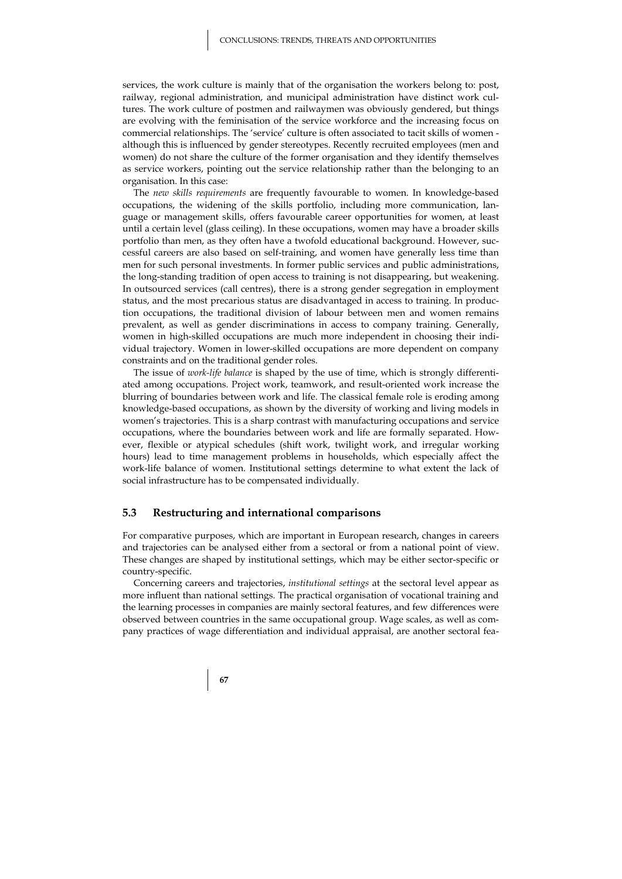services, the work culture is mainly that of the organisation the workers belong to: post, railway, regional administration, and municipal administration have distinct work cultures. The work culture of postmen and railwaymen was obviously gendered, but things are evolving with the feminisation of the service workforce and the increasing focus on commercial relationships. The 'service' culture is often associated to tacit skills of women - although this is influenced by gender stereotypes. Recently recruited employees (men and women) do not share the culture of the former organisation and they identify themselves as service workers, pointing out the service relationship rather than the belonging to an organisation. In this case:

The *new skills requirements* are frequently favourable to women. In knowledge-based occupations, the widening of the skills portfolio, including more communication, language or management skills, offers favourable career opportunities for women, at least until a certain level (glass ceiling). In these occupations, women may have a broader skills portfolio than men, as they often have a twofold educational background. However, successful careers are also based on self-training, and women have generally less time than men for such personal investments. In former public services and public administrations, the long-standing tradition of open access to training is not disappearing, but weakening. In outsourced services (call centres), there is a strong gender segregation in employment status, and the most precarious status are disadvantaged in access to training. In production occupations, the traditional division of labour between men and women remains prevalent, as well as gender discriminations in access to company training. Generally, women in high-skilled occupations are much more independent in choosing their individual trajectory. Women in lower-skilled occupations are more dependent on company constraints and on the traditional gender roles.

The issue of *work-life balance* is shaped by the use of time, which is strongly differentiated among occupations. Project work, teamwork, and result-oriented work increase the blurring of boundaries between work and life. The classical female role is eroding among knowledge-based occupations, as shown by the diversity of working and living models in women's trajectories. This is a sharp contrast with manufacturing occupations and service occupations, where the boundaries between work and life are formally separated. However, flexible or atypical schedules (shift work, twilight work, and irregular working hours) lead to time management problems in households, which especially affect the work-life balance of women. Institutional settings determine to what extent the lack of social infrastructure has to be compensated individually.

## 5.3 Restructuring and international comparisons

For comparative purposes, which are important in European research, changes in careers and trajectories can be analysed either from a sectoral or from a national point of view. These changes are shaped by institutional settings, which may be either sector-specific or country-specific.

Concerning careers and trajectories, *institutional settings* at the sectoral level appear as more influent than national settings. The practical organisation of vocational training and the learning processes in companies are mainly sectoral features, and few differences were observed between countries in the same occupational group. Wage scales, as well as company practices of wage differentiation and individual appraisal, are another sectoral fea-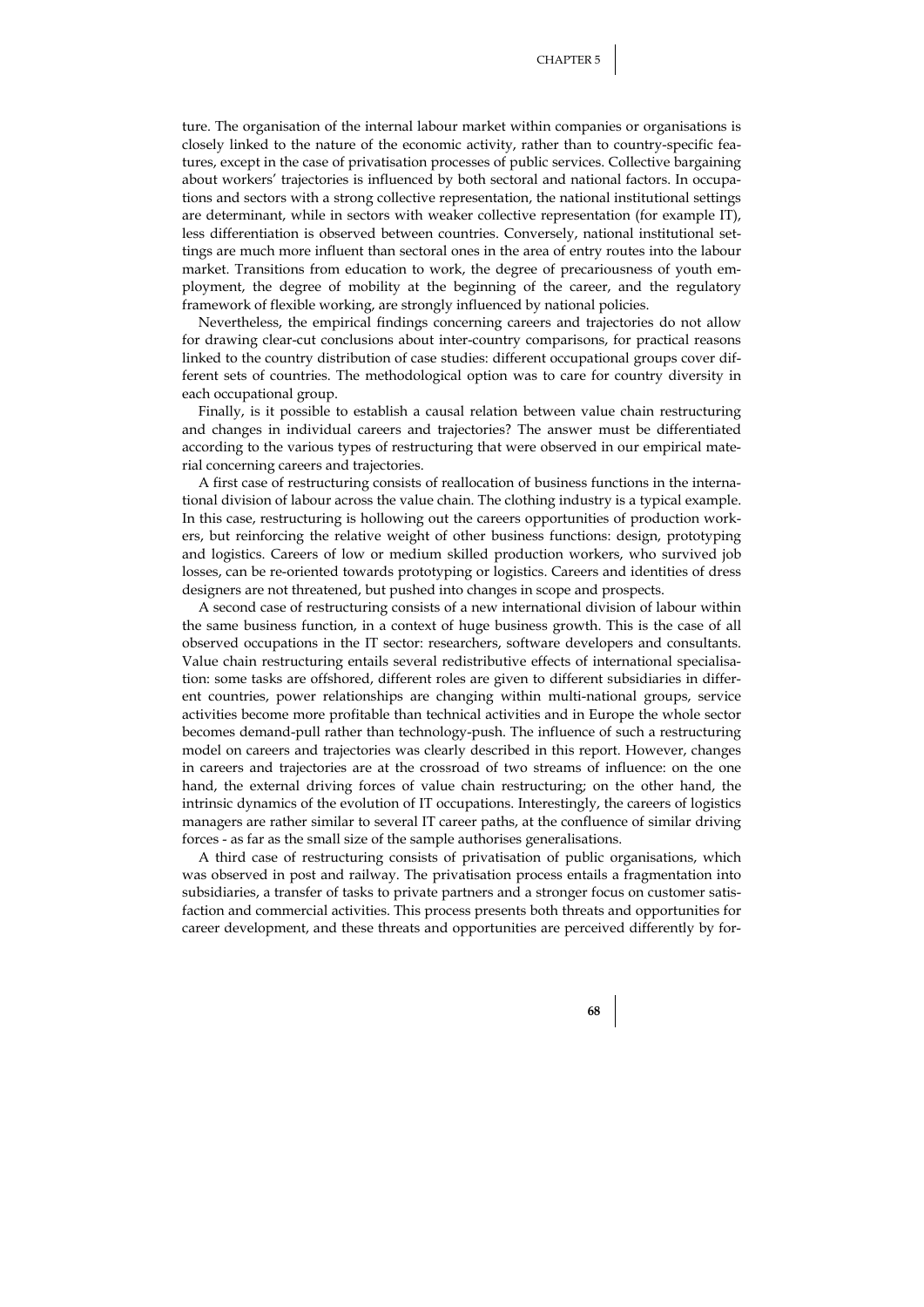ture. The organisation of the internal labour market within companies or organisations is closely linked to the nature of the economic activity, rather than to country-specific features, except in the case of privatisation processes of public services. Collective bargaining about workers' trajectories is influenced by both sectoral and national factors. In occupations and sectors with a strong collective representation, the national institutional settings are determinant, while in sectors with weaker collective representation (for example IT), less differentiation is observed between countries. Conversely, national institutional settings are much more influent than sectoral ones in the area of entry routes into the labour market. Transitions from education to work, the degree of precariousness of youth employment, the degree of mobility at the beginning of the career, and the regulatory framework of flexible working, are strongly influenced by national policies.

Nevertheless, the empirical findings concerning careers and trajectories do not allow for drawing clear-cut conclusions about inter-country comparisons, for practical reasons linked to the country distribution of case studies: different occupational groups cover different sets of countries. The methodological option was to care for country diversity in each occupational group.

Finally, is it possible to establish a causal relation between value chain restructuring and changes in individual careers and trajectories? The answer must be differentiated according to the various types of restructuring that were observed in our empirical material concerning careers and trajectories.

A first case of restructuring consists of reallocation of business functions in the international division of labour across the value chain. The clothing industry is a typical example. In this case, restructuring is hollowing out the careers opportunities of production workers, but reinforcing the relative weight of other business functions: design, prototyping and logistics. Careers of low or medium skilled production workers, who survived job losses, can be re-oriented towards prototyping or logistics. Careers and identities of dress designers are not threatened, but pushed into changes in scope and prospects.

A second case of restructuring consists of a new international division of labour within the same business function, in a context of huge business growth. This is the case of all observed occupations in the IT sector: researchers, software developers and consultants. Value chain restructuring entails several redistributive effects of international specialisation: some tasks are offshored, different roles are given to different subsidiaries in different countries, power relationships are changing within multi-national groups, service activities become more profitable than technical activities and in Europe the whole sector becomes demand-pull rather than technology-push. The influence of such a restructuring model on careers and trajectories was clearly described in this report. However, changes in careers and trajectories are at the crossroad of two streams of influence: on the one hand, the external driving forces of value chain restructuring; on the other hand, the intrinsic dynamics of the evolution of IT occupations. Interestingly, the careers of logistics managers are rather similar to several IT career paths, at the confluence of similar driving forces - as far as the small size of the sample authorises generalisations.

A third case of restructuring consists of privatisation of public organisations, which was observed in post and railway. The privatisation process entails a fragmentation into subsidiaries, a transfer of tasks to private partners and a stronger focus on customer satisfaction and commercial activities. This process presents both threats and opportunities for career development, and these threats and opportunities are perceived differently by for-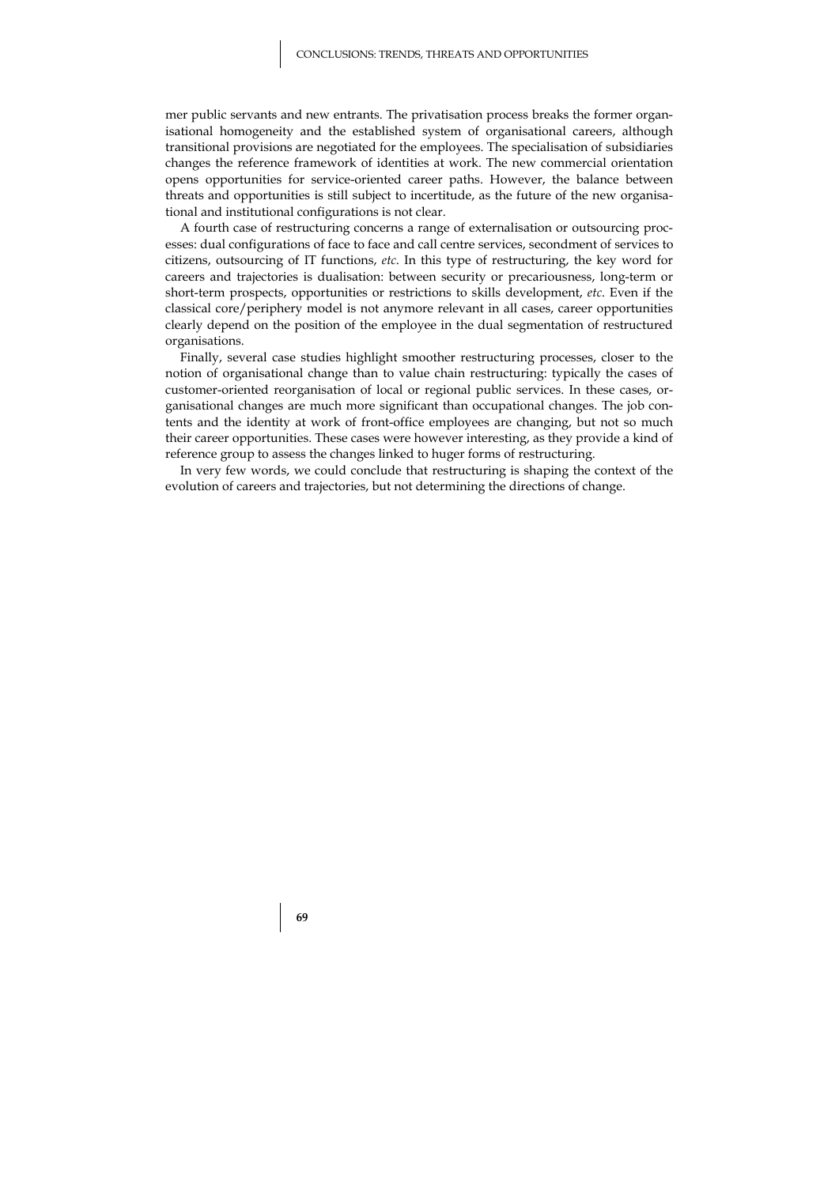mer public servants and new entrants. The privatisation process breaks the former organisational homogeneity and the established system of organisational careers, although transitional provisions are negotiated for the employees. The specialisation of subsidiaries changes the reference framework of identities at work. The new commercial orientation opens opportunities for service-oriented career paths. However, the balance between threats and opportunities is still subject to incertitude, as the future of the new organisational and institutional configurations is not clear.

A fourth case of restructuring concerns a range of externalisation or outsourcing processes: dual configurations of face to face and call centre services, secondment of services to citizens, outsourcing of IT functions, *etc.* In this type of restructuring, the key word for careers and trajectories is dualisation: between security or precariousness, long-term or short-term prospects, opportunities or restrictions to skills development, *etc.* Even if the classical core/periphery model is not anymore relevant in all cases, career opportunities clearly depend on the position of the employee in the dual segmentation of restructured organisations.

Finally, several case studies highlight smoother restructuring processes, closer to the notion of organisational change than to value chain restructuring: typically the cases of customer-oriented reorganisation of local or regional public services. In these cases, organisational changes are much more significant than occupational changes. The job contents and the identity at work of front-office employees are changing, but not so much their career opportunities. These cases were however interesting, as they provide a kind of reference group to assess the changes linked to huger forms of restructuring.

In very few words, we could conclude that restructuring is shaping the context of the evolution of careers and trajectories, but not determining the directions of change.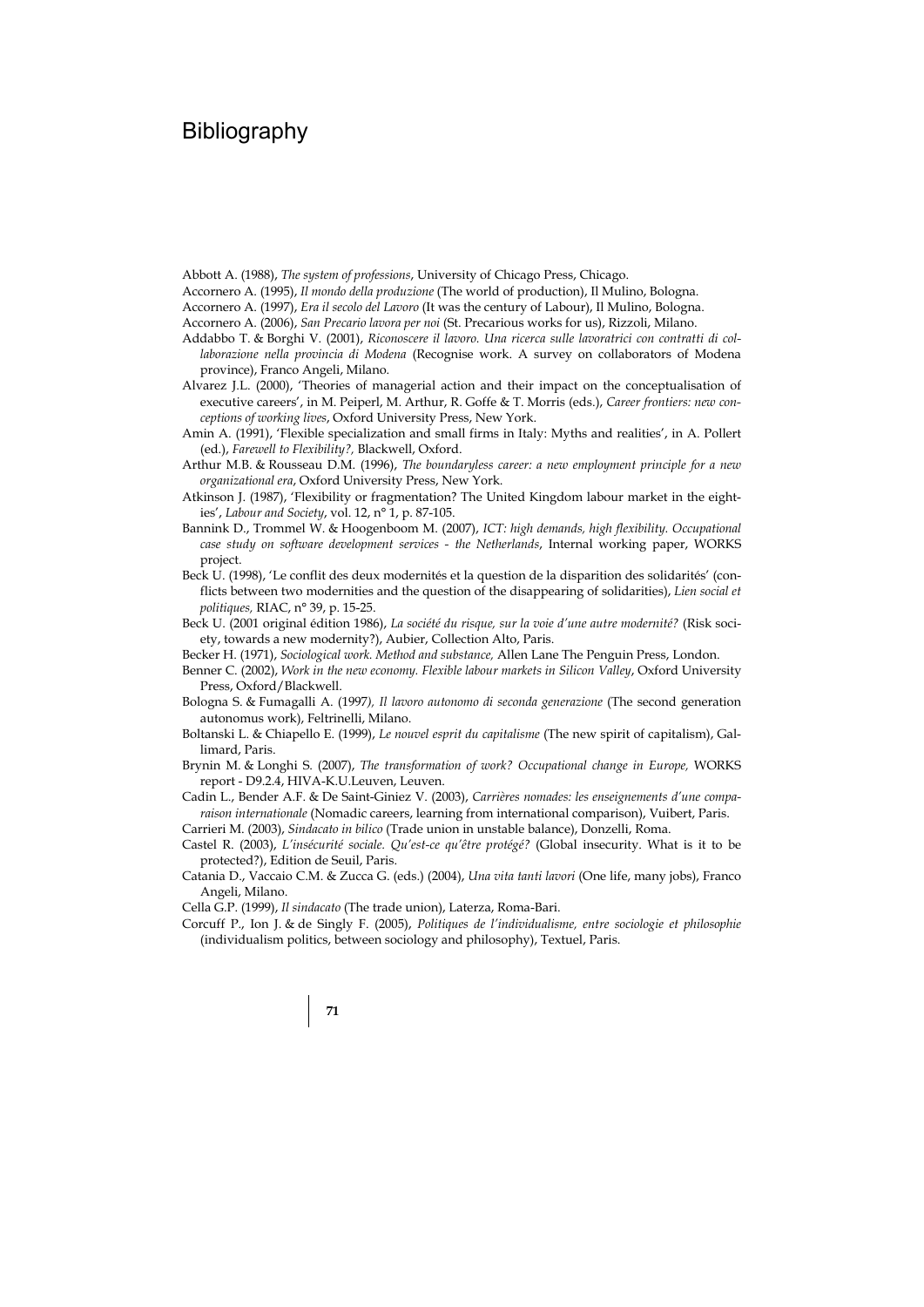# Bibliography

Abbott A. (1988), *The system of professions*, University of Chicago Press, Chicago.

Accornero A. (1995), *Il mondo della produzione* (The world of production), Il Mulino, Bologna.

Accornero A. (1997), *Era il secolo del Lavoro* (It was the century of Labour), Il Mulino, Bologna.

Accornero A. (2006), *San Precario lavora per noi* (St. Precarious works for us), Rizzoli, Milano.

Addabbo T. & Borghi V. (2001), *Riconoscere il lavoro. Una ricerca sulle lavoratrici con contratti di collaborazione nella provincia di Modena* (Recognise work. A survey on collaborators of Modena province), Franco Angeli, Milano.

Alvarez J.L. (2000), 'Theories of managerial action and their impact on the conceptualisation of executive careers', in M. Peiperl, M. Arthur, R. Goffe & T. Morris (eds.), *Career frontiers: new conceptions of working lives*, Oxford University Press, New York.

Amin A. (1991), 'Flexible specialization and small firms in Italy: Myths and realities', in A. Pollert (ed.), *Farewell to Flexibility?,* Blackwell, Oxford.

Arthur M.B. & Rousseau D.M. (1996), *The boundaryless career: a new employment principle for a new organizational era*, Oxford University Press, New York.

Atkinson J. (1987), 'Flexibility or fragmentation? The United Kingdom labour market in the eighties', *Labour and Society*, vol. 12, n° 1, p. 87-105.

Bannink D., Trommel W. & Hoogenboom M. (2007), *ICT: high demands, high flexibility. Occupational case study on software development services - the Netherlands*, Internal working paper, WORKS project.

Beck U. (1998), 'Le conflit des deux modernités et la question de la disparition des solidarités' (conflicts between two modernities and the question of the disappearing of solidarities), *Lien social et politiques,* RIAC, n° 39, p. 15-25.

Beck U. (2001 original édition 1986), *La société du risque, sur la voie d'une autre modernité?* (Risk society, towards a new modernity?), Aubier, Collection Alto, Paris.

Becker H. (1971), *Sociological work. Method and substance,* Allen Lane The Penguin Press, London.

Benner C. (2002), *Work in the new economy. Flexible labour markets in Silicon Valley*, Oxford University Press, Oxford/Blackwell.

Bologna S. & Fumagalli A. (1997*), Il lavoro autonomo di seconda generazione* (The second generation autonomus work), Feltrinelli, Milano.

Boltanski L. & Chiapello E. (1999), *Le nouvel esprit du capitalisme* (The new spirit of capitalism), Gallimard, Paris.

Brynin M. & Longhi S. (2007), *The transformation of work? Occupational change in Europe,* WORKS report - D9.2.4, HIVA-K.U.Leuven, Leuven.

Cadin L., Bender A.F. & De Saint-Giniez V. (2003), *Carrières nomades: les enseignements d'une comparaison internationale* (Nomadic careers, learning from international comparison), Vuibert, Paris.

Carrieri M. (2003), *Sindacato in bilico* (Trade union in unstable balance), Donzelli, Roma.

Castel R. (2003), *L'insécurité sociale. Qu'est-ce qu'être protégé?* (Global insecurity. What is it to be protected?), Edition de Seuil, Paris.

Catania D., Vaccaio C.M. & Zucca G. (eds.) (2004), *Una vita tanti lavori* (One life, many jobs), Franco Angeli, Milano.

Cella G.P. (1999), *Il sindacato* (The trade union), Laterza, Roma-Bari.

Corcuff P., Ion J. & de Singly F. (2005), *Politiques de l'individualisme, entre sociologie et philosophie* (individualism politics, between sociology and philosophy), Textuel, Paris.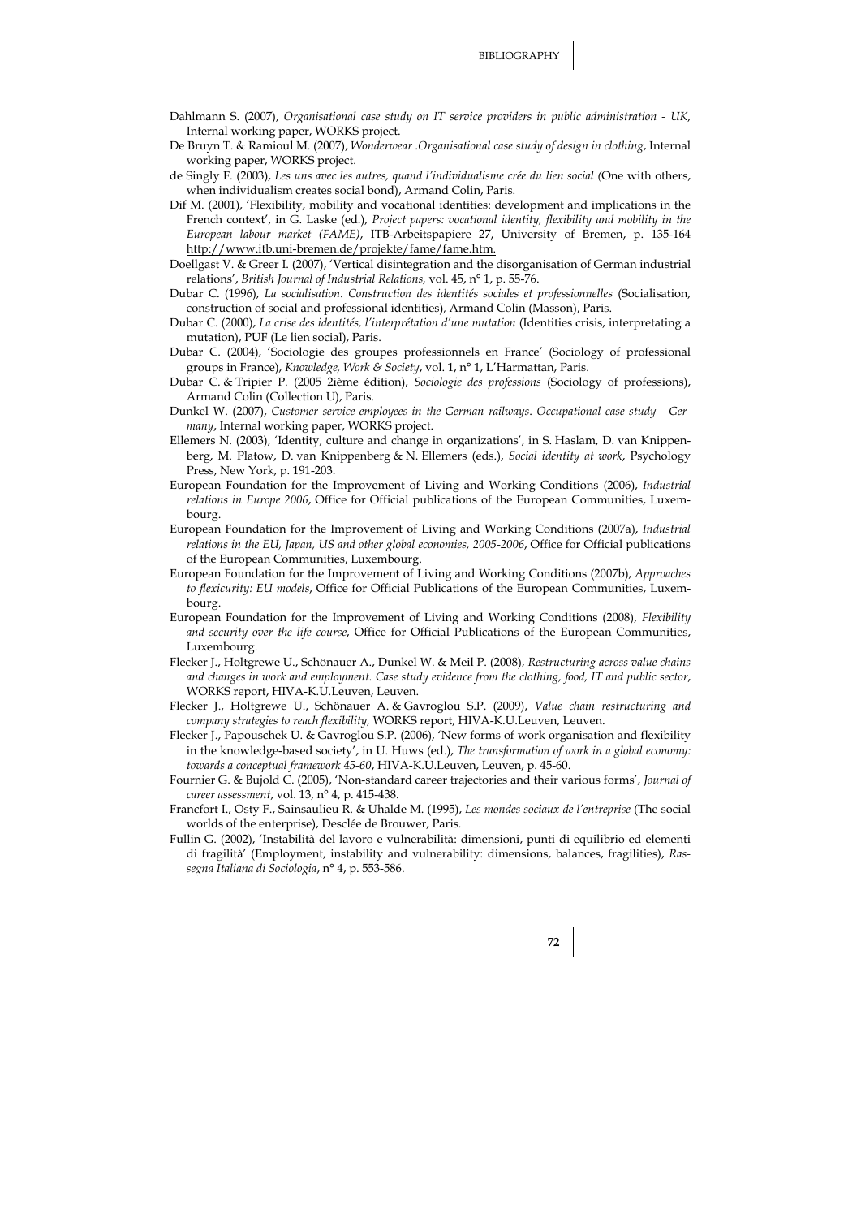Dahlmann S. (2007), *Organisational case study on IT service providers in public administration - UK*, Internal working paper, WORKS project.

De Bruyn T. & Ramioul M. (2007), *Wonderwear .Organisational case study of design in clothing*, Internal working paper, WORKS project.

de Singly F. (2003), *Les uns avec les autres, quand l'individualisme crée du lien social (*One with others, when individualism creates social bond), Armand Colin, Paris.

Dif M. (2001), 'Flexibility, mobility and vocational identities: development and implications in the French context', in G. Laske (ed.), *Project papers: vocational identity, flexibility and mobility in the European labour market (FAME)*, ITB-Arbeitspapiere 27, University of Bremen, p. 135-164 http://www.itb.uni-bremen.de/projekte/fame/fame.htm.

Doellgast V. & Greer I. (2007), 'Vertical disintegration and the disorganisation of German industrial relations', *British Journal of Industrial Relations,* vol. 45, n° 1, p. 55-76.

Dubar C. (1996), *La socialisation. Construction des identités sociales et professionnelles* (Socialisation, construction of social and professional identities)*,* Armand Colin (Masson), Paris.

Dubar C. (2000), *La crise des identités, l'interprétation d'une mutation* (Identities crisis, interpretating a mutation), PUF (Le lien social), Paris.

Dubar C. (2004), 'Sociologie des groupes professionnels en France' (Sociology of professional groups in France), *Knowledge, Work & Society*, vol. 1, n° 1, L'Harmattan, Paris.

Dubar C. & Tripier P. (2005 2ième édition), *Sociologie des professions* (Sociology of professions), Armand Colin (Collection U), Paris.

Dunkel W. (2007), *Customer service employees in the German railways. Occupational case study - Germany*, Internal working paper, WORKS project.

Ellemers N. (2003), 'Identity, culture and change in organizations', in S. Haslam, D. van Knippenberg, M. Platow, D. van Knippenberg & N. Ellemers (eds.), *Social identity at work*, Psychology Press, New York, p. 191-203.

European Foundation for the Improvement of Living and Working Conditions (2006), *Industrial relations in Europe 2006*, Office for Official publications of the European Communities, Luxembourg.

European Foundation for the Improvement of Living and Working Conditions (2007a), *Industrial relations in the EU, Japan, US and other global economies, 2005-2006*, Office for Official publications of the European Communities, Luxembourg.

European Foundation for the Improvement of Living and Working Conditions (2007b), *Approaches to flexicurity: EU models*, Office for Official Publications of the European Communities, Luxembourg.

European Foundation for the Improvement of Living and Working Conditions (2008), *Flexibility and security over the life course*, Office for Official Publications of the European Communities, Luxembourg.

Flecker J., Holtgrewe U., Schönauer A., Dunkel W. & Meil P. (2008), *Restructuring across value chains and changes in work and employment. Case study evidence from the clothing, food, IT and public sector*, WORKS report, HIVA-K.U.Leuven, Leuven.

Flecker J., Holtgrewe U., Schönauer A. & Gavroglou S.P. (2009), *Value chain restructuring and company strategies to reach flexibility,* WORKS report, HIVA-K.U.Leuven, Leuven.

Flecker J., Papouschek U. & Gavroglou S.P. (2006), 'New forms of work organisation and flexibility in the knowledge-based society', in U. Huws (ed.), *The transformation of work in a global economy: towards a conceptual framework 45-60*, HIVA-K.U.Leuven, Leuven, p. 45-60.

Fournier G. & Bujold C. (2005), 'Non-standard career trajectories and their various forms', *Journal of career assessment*, vol. 13, n° 4, p. 415-438.

Francfort I., Osty F., Sainsaulieu R. & Uhalde M. (1995), *Les mondes sociaux de l'entreprise* (The social worlds of the enterprise), Desclée de Brouwer, Paris.

Fullin G. (2002), 'Instabilità del lavoro e vulnerabilità: dimensioni, punti di equilibrio ed elementi di fragilità' (Employment, instability and vulnerability: dimensions, balances, fragilities), *Rassegna Italiana di Sociologia*, n° 4, p. 553-586.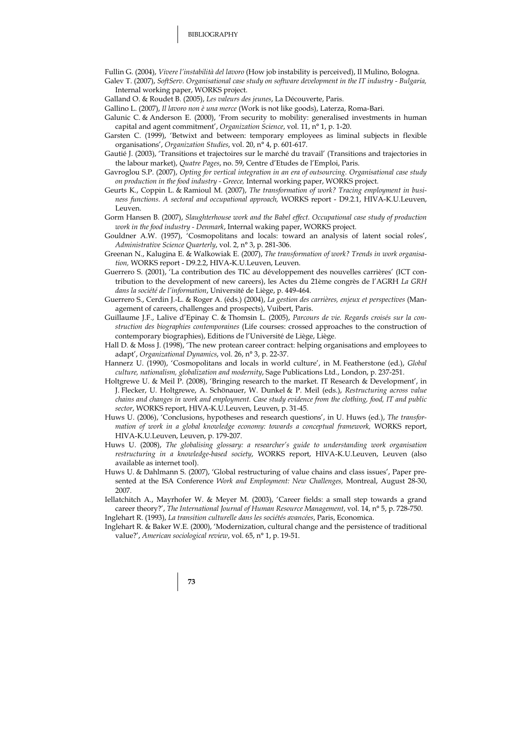Fullin G. (2004), *Vivere l'instabilità del lavoro* (How job instability is perceived), Il Mulino, Bologna.

Galev T. (2007), *SoftServ. Organisational case study on software development in the IT industry - Bulgaria,* Internal working paper, WORKS project.

Galland O. & Roudet B. (2005), *Les valeurs des jeunes*, La Découverte, Paris.

Gallino L. (2007), *Il lavoro non è una merce* (Work is not like goods), Laterza, Roma-Bari.

Galunic C. & Anderson E. (2000), 'From security to mobility: generalised investments in human capital and agent commitment', *Organization Science*, vol. 11, n° 1, p. 1-20.

Garsten C. (1999), 'Betwixt and between: temporary employees as liminal subjects in flexible organisations', *Organization Studies*, vol. 20, n° 4, p. 601-617.

Gautié J. (2003), 'Transitions et trajectoires sur le marché du travail' (Transitions and trajectories in the labour market), *Quatre Pages*, no. 59, Centre d'Etudes de l'Emploi, Paris.

Gavroglou S.P. (2007), *Opting for vertical integration in an era of outsourcing. Organisational case study on production in the food industry - Greece,* Internal working paper, WORKS project.

Geurts K., Coppin L. & Ramioul M. (2007), *The transformation of work? Tracing employment in business functions. A sectoral and occupational approach,* WORKS report - D9.2.1, HIVA-K.U.Leuven, Leuven.

Gorm Hansen B. (2007), *Slaughterhouse work and the Babel effect. Occupational case study of production work in the food industry - Denmark*, Internal waking paper, WORKS project.

Gouldner A.W. (1957), 'Cosmopolitans and locals: toward an analysis of latent social roles', *Administrative Science Quarterly*, vol. 2, n° 3, p. 281-306.

Greenan N., Kalugina E. & Walkowiak E. (2007), *The transformation of work? Trends in work organisation,* WORKS report - D9.2.2, HIVA-K.U.Leuven, Leuven.

Guerrero S. (2001), 'La contribution des TIC au développement des nouvelles carrières' (ICT contribution to the development of new careers), les Actes du 21ème congrès de l'AGRH *La GRH dans la société de l'information*, Université de Liège, p. 449-464.

Guerrero S., Cerdin J.-L. & Roger A. (éds.) (2004), *La gestion des carrières, enjeux et perspectives* (Management of careers, challenges and prospects), Vuibert, Paris.

Guillaume J.F., Lalive d'Epinay C. & Thomsin L. (2005), *Parcours de vie. Regards croisés sur la construction des biographies contemporaines* (Life courses: crossed approaches to the construction of contemporary biographies), Editions de l'Université de Liège, Liège.

Hall D. & Moss J. (1998), 'The new protean career contract: helping organisations and employees to adapt', *Organizational Dynamics*, vol. 26, n° 3, p. 22-37.

Hannerz U. (1990), 'Cosmopolitans and locals in world culture', in M. Featherstone (ed.), *Global culture, nationalism, globalization and modernity*, Sage Publications Ltd., London, p. 237-251.

Holtgrewe U. & Meil P. (2008), 'Bringing research to the market. IT Research & Development', in J. Flecker, U. Holtgrewe, A. Schönauer, W. Dunkel & P. Meil (eds.), *Restructuring across value chains and changes in work and employment. Case study evidence from the clothing, food, IT and public sector*, WORKS report, HIVA-K.U.Leuven, Leuven, p. 31-45.

Huws U. (2006), 'Conclusions, hypotheses and research questions', in U. Huws (ed.), *The transformation of work in a global knowledge economy: towards a conceptual framework,* WORKS report, HIVA-K.U.Leuven, Leuven, p. 179-207.

Huws U. (2008), *The globalising glossary: a researcher's guide to understanding work organisation restructuring in a knowledge-based society*, WORKS report, HIVA-K.U.Leuven, Leuven (also available as internet tool).

Huws U. & Dahlmann S. (2007), 'Global restructuring of value chains and class issues', Paper presented at the ISA Conference *Work and Employment: New Challenges,* Montreal, August 28-30, 2007.

Iellatchitch A., Mayrhofer W. & Meyer M. (2003), 'Career fields: a small step towards a grand career theory?', *The International Journal of Human Resource Management*, vol. 14, n° 5, p. 728-750.

Inglehart R. (1993), *La transition culturelle dans les sociétés avancées*, Paris, Economica.

Inglehart R. & Baker W.E. (2000), 'Modernization, cultural change and the persistence of traditional value?', *American sociological review*, vol. 65, n° 1, p. 19-51.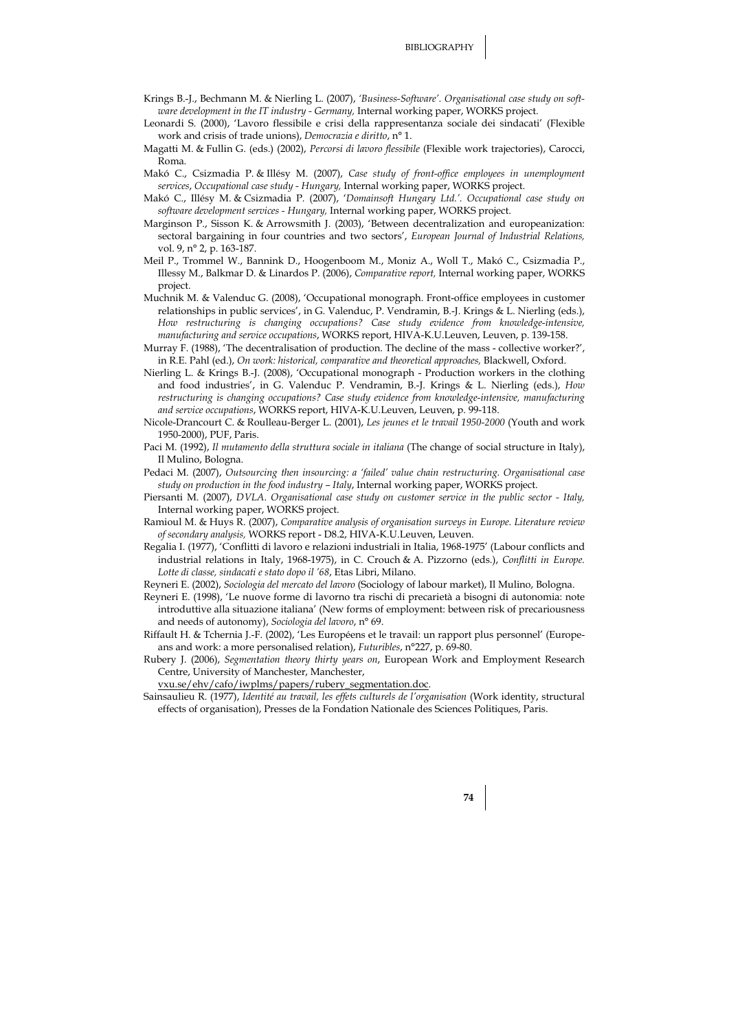Krings B.-J., Bechmann M. & Nierling L. (2007), *'Business-Software'. Organisational case study on software development in the IT industry - Germany,* Internal working paper, WORKS project.

Leonardi S. (2000), 'Lavoro flessibile e crisi della rappresentanza sociale dei sindacati' (Flexible work and crisis of trade unions), *Democrazia e diritto*, n° 1.

Magatti M. & Fullin G. (eds.) (2002), *Percorsi di lavoro flessibile* (Flexible work trajectories), Carocci, Roma.

Makó C., Csizmadia P. & Illésy M. (2007), *Case study of front-office employees in unemployment services*, *Occupational case study - Hungary,* Internal working paper, WORKS project.

Makó C., Illésy M. & Csizmadia P. (2007), *'Domainsoft Hungary Ltd.'. Occupational case study on software development services - Hungary,* Internal working paper, WORKS project.

Marginson P., Sisson K. & Arrowsmith J. (2003), 'Between decentralization and europeanization: sectoral bargaining in four countries and two sectors', *European Journal of Industrial Relations,* vol. 9, n° 2, p. 163-187.

Meil P., Trommel W., Bannink D., Hoogenboom M., Moniz A., Woll T., Makó C., Csizmadia P., Illessy M., Balkmar D. & Linardos P. (2006), *Comparative report,* Internal working paper, WORKS project.

Muchnik M. & Valenduc G. (2008), 'Occupational monograph. Front-office employees in customer relationships in public services', in G. Valenduc, P. Vendramin, B.-J. Krings & L. Nierling (eds.), *How restructuring is changing occupations? Case study evidence from knowledge-intensive, manufacturing and service occupations*, WORKS report, HIVA-K.U.Leuven, Leuven, p. 139-158.

Murray F. (1988), 'The decentralisation of production. The decline of the mass - collective worker?', in R.E. Pahl (ed.), *On work: historical, comparative and theoretical approaches,* Blackwell, Oxford.

Nierling L. & Krings B.-J. (2008), 'Occupational monograph - Production workers in the clothing and food industries', in G. Valenduc P. Vendramin, B.-J. Krings & L. Nierling (eds.), *How restructuring is changing occupations? Case study evidence from knowledge-intensive, manufacturing and service occupations*, WORKS report, HIVA-K.U.Leuven, Leuven, p. 99-118.

Nicole-Drancourt C. & Roulleau-Berger L. (2001), *Les jeunes et le travail 1950-2000* (Youth and work 1950-2000), PUF, Paris.

Paci M. (1992), *Il mutamento della struttura sociale in italiana* (The change of social structure in Italy), Il Mulino, Bologna.

Pedaci M. (2007), *Outsourcing then insourcing: a 'failed' value chain restructuring. Organisational case study on production in the food industry – Italy*, Internal working paper, WORKS project.

Piersanti M. (2007), *DVLA. Organisational case study on customer service in the public sector - Italy,* Internal working paper, WORKS project.

Ramioul M. & Huys R. (2007), *Comparative analysis of organisation surveys in Europe. Literature review of secondary analysis,* WORKS report - D8.2, HIVA-K.U.Leuven, Leuven.

Regalia I. (1977), 'Conflitti di lavoro e relazioni industriali in Italia, 1968-1975' (Labour conflicts and industrial relations in Italy, 1968-1975), in C. Crouch & A. Pizzorno (eds.), *Conflitti in Europe. Lotte di classe, sindacati e stato dopo il '68*, Etas Libri, Milano.

Reyneri E. (2002), *Sociologia del mercato del lavoro* (Sociology of labour market), Il Mulino, Bologna.

Reyneri E. (1998), 'Le nuove forme di lavorno tra rischi di precarietà a bisogni di autonomia: note introduttive alla situazione italiana' (New forms of employment: between risk of precariousness and needs of autonomy), *Sociologia del lavoro*, n° 69.

Riffault H. & Tchernia J.-F. (2002), 'Les Européens et le travail: un rapport plus personnel' (Europeans and work: a more personalised relation), *Futuribles*, n°227, p. 69-80.

Rubery J. (2006), *Segmentation theory thirty years on*, European Work and Employment Research Centre, University of Manchester, Manchester, vxu.se/ehv/cafo/iwplms/papers/rubery_segmentation.doc.

Sainsaulieu R. (1977), *Identité au travail, les effets culturels de l'organisation* (Work identity, structural effects of organisation), Presses de la Fondation Nationale des Sciences Politiques, Paris.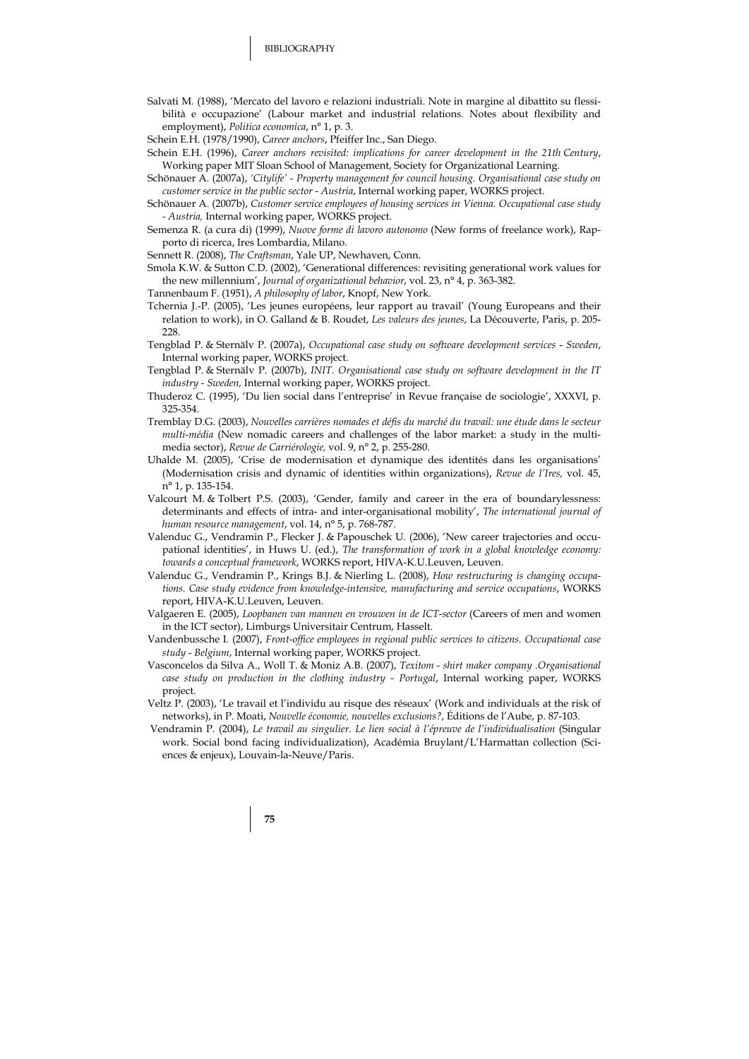Salvati M. (1988), 'Mercato del lavoro e relazioni industriali. Note in margine al dibattito su flessibilità e occupazione' (Labour market and industrial relations. Notes about flexibility and employment), *Politica economica*, n° 1, p. 3.

Schein E.H. (1978/1990), *Career anchors*, Pfeiffer Inc., San Diego.

Schein E.H. (1996), *Career anchors revisited: implications for career development in the 21th Century*, Working paper MIT Sloan School of Management, Society for Organizational Learning.

Schönauer A. (2007a), *'Citylife' - Property management for council housing. Organisational case study on customer service in the public sector - Austria*, Internal working paper, WORKS project.

Schönauer A. (2007b), *Customer service employees of housing services in Vienna. Occupational case study - Austria,* Internal working paper, WORKS project.

Semenza R. (a cura di) (1999), *Nuove forme di lavoro autonomo* (New forms of freelance work), Rapporto di ricerca, Ires Lombardia, Milano.

Sennett R. (2008), *The Craftsman*, Yale UP, Newhaven, Conn.

Smola K.W. & Sutton C.D. (2002), 'Generational differences: revisiting generational work values for the new millennium', *Journal of organizational behavior*, vol. 23, n° 4, p. 363-382.

Tannenbaum F. (1951), *A philosophy of labor*, Knopf, New York.

Tchernia J.-P. (2005), 'Les jeunes européens, leur rapport au travail' (Young Europeans and their relation to work), in O. Galland & B. Roudet, *Les valeurs des jeunes*, La Découverte, Paris, p. 205-228.

Tengblad P. & Sternälv P. (2007a), *Occupational case study on software development services - Sweden*, Internal working paper, WORKS project.

Tengblad P. & Sternälv P. (2007b), *INIT. Organisational case study on software development in the IT industry - Sweden,* Internal working paper, WORKS project.

Thuderoz C. (1995), 'Du lien social dans l'entreprise' in Revue française de sociologie', XXXVI, p. 325-354.

Tremblay D.G. (2003), *Nouvelles carrières nomades et défis du marché du travail: une étude dans le secteur multi-média* (New nomadic careers and challenges of the labor market: a study in the multimedia sector), *Revue de Carriérologie,* vol. 9, n° 2, p. 255-280.

Uhalde M. (2005), 'Crise de modernisation et dynamique des identités dans les organisations' (Modernisation crisis and dynamic of identities within organizations), *Revue de l'Ires,* vol. 45, n° 1, p. 135-154.

Valcourt M. & Tolbert P.S. (2003), 'Gender, family and career in the era of boundarylessness: determinants and effects of intra- and inter-organisational mobility', *The international journal of human resource management*, vol. 14, n° 5, p. 768-787.

Valenduc G., Vendramin P., Flecker J. & Papouschek U. (2006), 'New career trajectories and occupational identities', in Huws U. (ed.), *The transformation of work in a global knowledge economy: towards a conceptual framework*, WORKS report, HIVA-K.U.Leuven, Leuven.

Valenduc G., Vendramin P., Krings B.J. & Nierling L. (2008), *How restructuring is changing occupations. Case study evidence from knowledge-intensive, manufacturing and service occupations*, WORKS report, HIVA-K.U.Leuven, Leuven.

Valgaeren E. (2005), *Loopbanen van mannen en vrouwen in de ICT-sector* (Careers of men and women in the ICT sector), Limburgs Universitair Centrum, Hasselt.

Vandenbussche I. (2007), *Front-office employees in regional public services to citizens. Occupational case study - Belgium*, Internal working paper, WORKS project.

Vasconcelos da Silva A., Woll T. & Moniz A.B. (2007), *Texitom - shirt maker company .Organisational case study on production in the clothing industry - Portugal*, Internal working paper, WORKS project.

Veltz P. (2003), 'Le travail et l'individu au risque des réseaux' (Work and individuals at the risk of networks), in P. Moati, *Nouvelle économie, nouvelles exclusions?*, Éditions de l'Aube, p. 87-103.

Vendramin P. (2004), *Le travail au singulier. Le lien social à l'épreuve de l'individualisation* (Singular work. Social bond facing individualization), Académia Bruylant/L'Harmattan collection (Sciences & enjeux), Louvain-la-Neuve/Paris.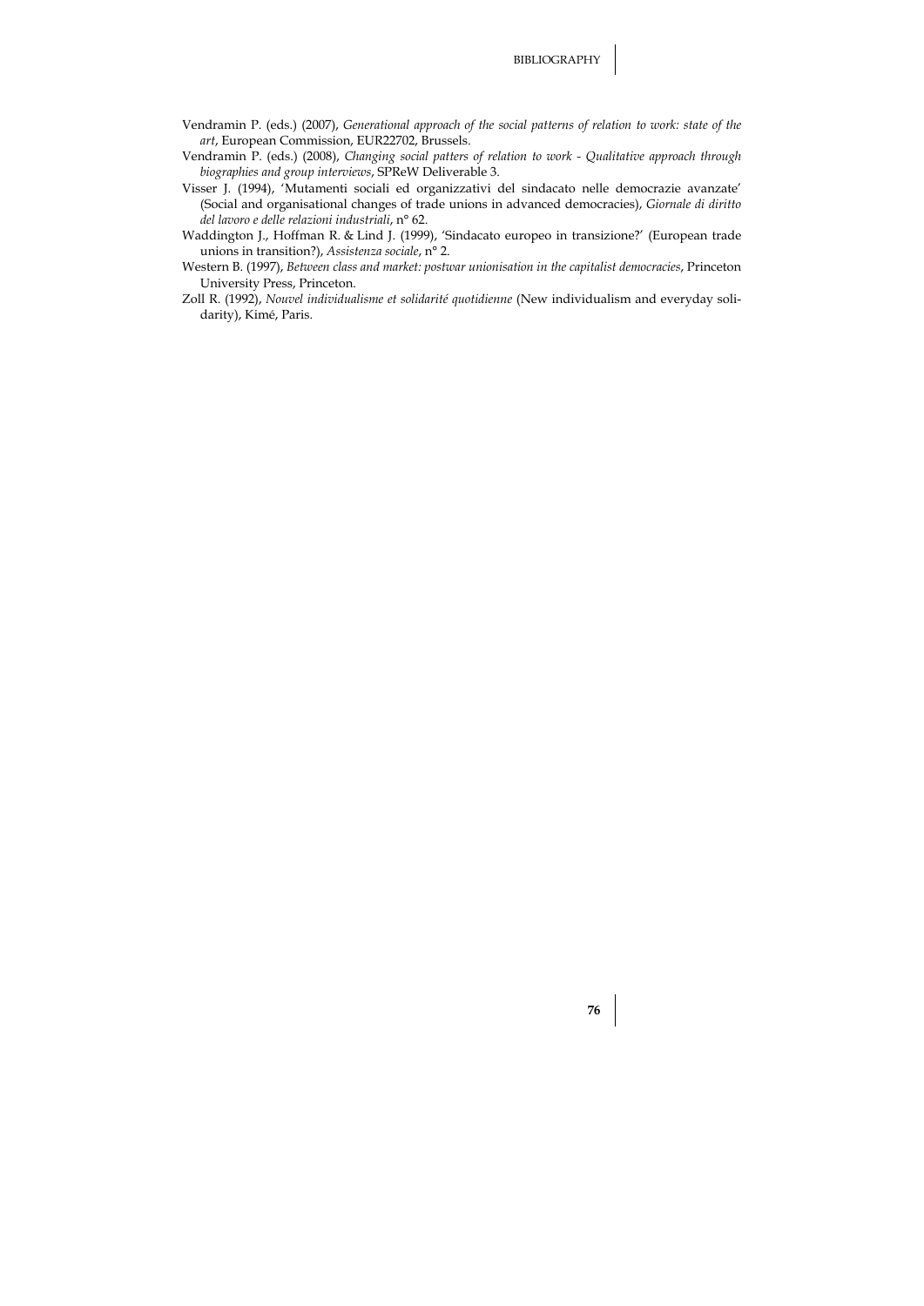Vendramin P. (eds.) (2007), *Generational approach of the social patterns of relation to work: state of the art*, European Commission, EUR22702, Brussels.

Vendramin P. (eds.) (2008), *Changing social patters of relation to work - Qualitative approach through biographies and group interviews*, SPReW Deliverable 3.

Visser J. (1994), 'Mutamenti sociali ed organizzativi del sindacato nelle democrazie avanzate' (Social and organisational changes of trade unions in advanced democracies), *Giornale di diritto del lavoro e delle relazioni industriali*, n° 62.

Waddington J., Hoffman R. & Lind J. (1999), 'Sindacato europeo in transizione?' (European trade unions in transition?), *Assistenza sociale*, n° 2.

Western B. (1997), *Between class and market: postwar unionisation in the capitalist democracies*, Princeton University Press, Princeton.

Zoll R. (1992), *Nouvel individualisme et solidarité quotidienne* (New individualism and everyday solidarity), Kimé, Paris.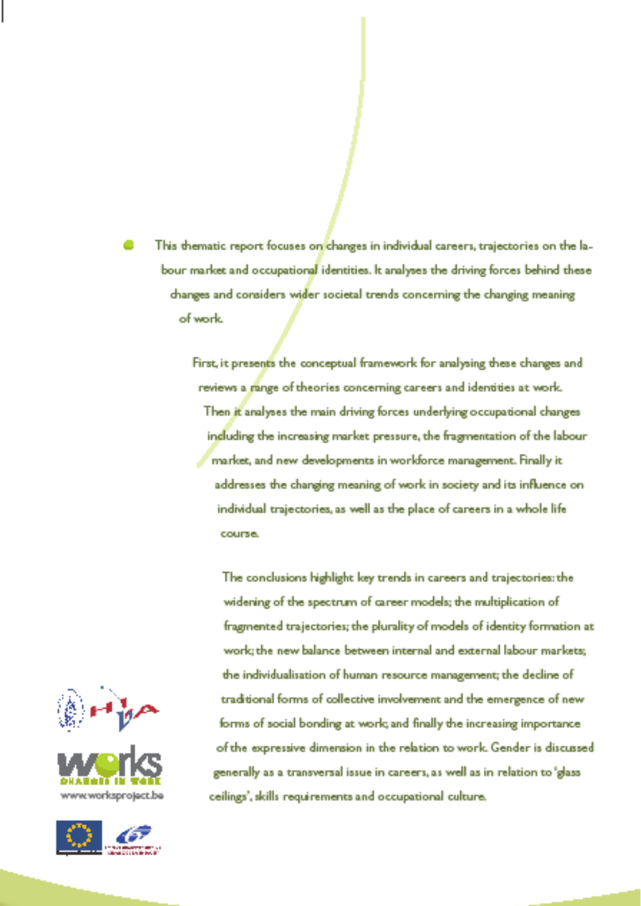This thematic report focuses on changes in individual careers, trajectories on the labour market and occupational identities. It analyses the driving forces behind these changes and considers wider societal trends concerning the changing meaning of work.

First, it presents the conceptual framework for analysing these changes and reviews a range of theories concerning careers and identities at work. Then it analyses the main driving forces underlying occupational changes including the increasing market pressure, the fragmentation of the labour market, and new developments in workforce management. Finally it addresses the changing meaning of work in society and its influence on individual trajectories, as well as the place of careers in a whole life course.

The conclusions highlight key trends in careers and trajectories: the widening of the spectrum of career models; the multiplication of fragmented trajectories; the plurality of models of identity formation at work; the new balance between internal and external labour markets; the individualisation of human resource management; the decline of traditional forms of collective involvement and the emergence of new forms of social bonding at work; and finally the increasing importance of the expressive dimension in the relation to work. Gender is discussed generally as a transversal issue in careers, as well as in relation to 'glass ceilings', skills requirements and occupational culture.

www.worksproject.be